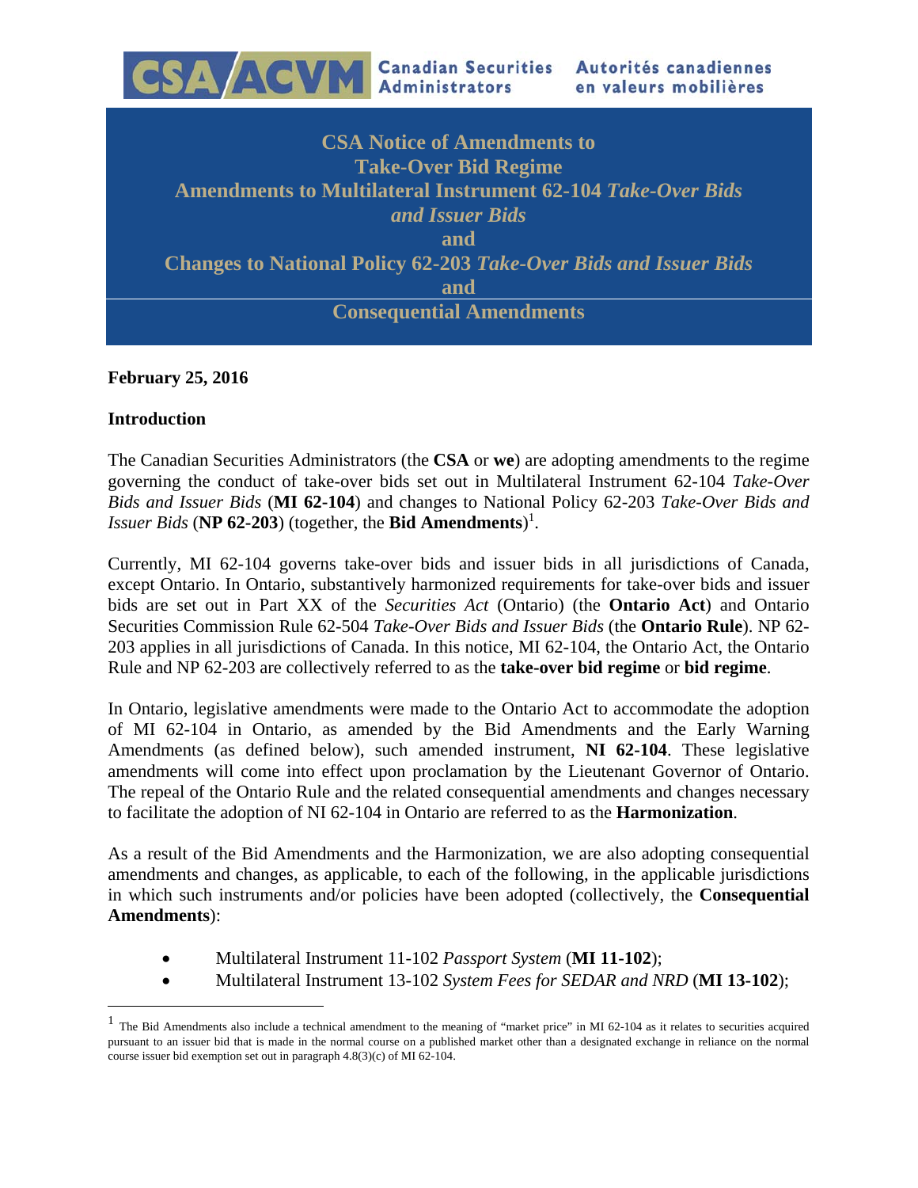CSA/ACVM Canadian Securities Administrators | Autorités canadiennes en valeurs mobilières

# CSA Notice of Amendments to Take-Over Bid Regime Amendments to Multilateral Instrument 62-104 *Take-Over Bids and Issuer Bids* and Changes to National Policy 62-203 *Take-Over Bids and Issuer Bids* and Consequential Amendments

**February 25, 2016**

**Introduction**

The Canadian Securities Administrators (the **CSA** or **we**) are adopting amendments to the regime governing the conduct of take-over bids set out in Multilateral Instrument 62-104 *Take-Over Bids and Issuer Bids* (**MI 62-104**) and changes to National Policy 62-203 *Take-Over Bids and Issuer Bids* (**NP 62-203**) (together, the **Bid Amendments**)[1].

Currently, MI 62-104 governs take-over bids and issuer bids in all jurisdictions of Canada, except Ontario. In Ontario, substantively harmonized requirements for take-over bids and issuer bids are set out in Part XX of the *Securities Act* (Ontario) (the **Ontario Act**) and Ontario Securities Commission Rule 62-504 *Take-Over Bids and Issuer Bids* (the **Ontario Rule**). NP 62-203 applies in all jurisdictions of Canada. In this notice, MI 62-104, the Ontario Act, the Ontario Rule and NP 62-203 are collectively referred to as the **take-over bid regime** or **bid regime**.

In Ontario, legislative amendments were made to the Ontario Act to accommodate the adoption of MI 62-104 in Ontario, as amended by the Bid Amendments and the Early Warning Amendments (as defined below), such amended instrument, **NI 62-104**. These legislative amendments will come into effect upon proclamation by the Lieutenant Governor of Ontario. The repeal of the Ontario Rule and the related consequential amendments and changes necessary to facilitate the adoption of NI 62-104 in Ontario are referred to as the **Harmonization**.

As a result of the Bid Amendments and the Harmonization, we are also adopting consequential amendments and changes, as applicable, to each of the following, in the applicable jurisdictions in which such instruments and/or policies have been adopted (collectively, the **Consequential Amendments**):

- Multilateral Instrument 11-102 *Passport System* (**MI 11-102**);
- Multilateral Instrument 13-102 *System Fees for SEDAR and NRD* (**MI 13-102**);

[1] The Bid Amendments also include a technical amendment to the meaning of "market price" in MI 62-104 as it relates to securities acquired pursuant to an issuer bid that is made in the normal course on a published market other than a designated exchange in reliance on the normal course issuer bid exemption set out in paragraph 4.8(3)(c) of MI 62-104.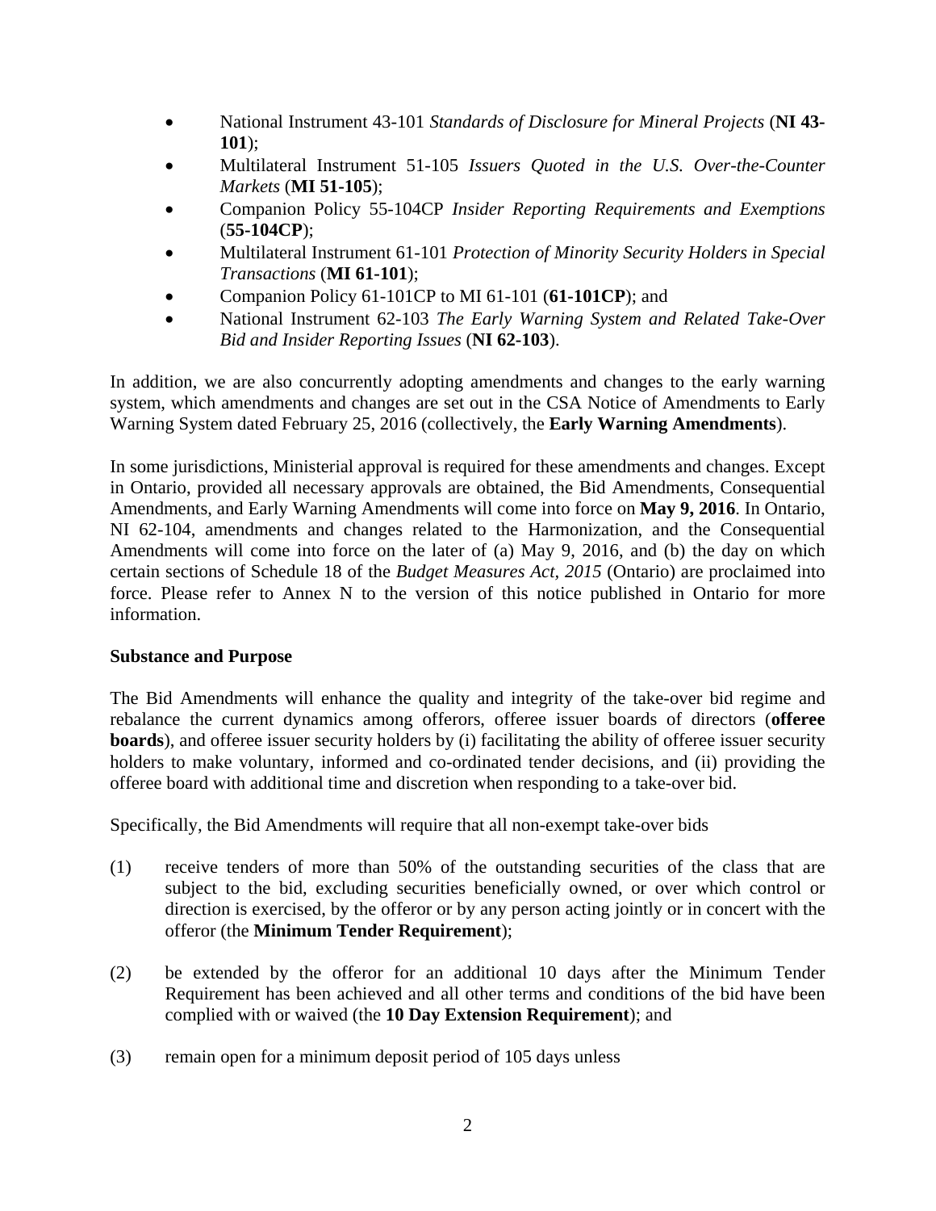- National Instrument 43-101 *Standards of Disclosure for Mineral Projects* (**NI 43-101**);
- Multilateral Instrument 51-105 *Issuers Quoted in the U.S. Over-the-Counter Markets* (**MI 51-105**);
- Companion Policy 55-104CP *Insider Reporting Requirements and Exemptions* (**55-104CP**);
- Multilateral Instrument 61-101 *Protection of Minority Security Holders in Special Transactions* (**MI 61-101**);
- Companion Policy 61-101CP to MI 61-101 (**61-101CP**); and
- National Instrument 62-103 *The Early Warning System and Related Take-Over Bid and Insider Reporting Issues* (**NI 62-103**).

In addition, we are also concurrently adopting amendments and changes to the early warning system, which amendments and changes are set out in the CSA Notice of Amendments to Early Warning System dated February 25, 2016 (collectively, the **Early Warning Amendments**).

In some jurisdictions, Ministerial approval is required for these amendments and changes. Except in Ontario, provided all necessary approvals are obtained, the Bid Amendments, Consequential Amendments, and Early Warning Amendments will come into force on **May 9, 2016**. In Ontario, NI 62-104, amendments and changes related to the Harmonization, and the Consequential Amendments will come into force on the later of (a) May 9, 2016, and (b) the day on which certain sections of Schedule 18 of the *Budget Measures Act, 2015* (Ontario) are proclaimed into force. Please refer to Annex N to the version of this notice published in Ontario for more information.

**Substance and Purpose**

The Bid Amendments will enhance the quality and integrity of the take-over bid regime and rebalance the current dynamics among offerors, offeree issuer boards of directors (**offeree boards**), and offeree issuer security holders by (i) facilitating the ability of offeree issuer security holders to make voluntary, informed and co-ordinated tender decisions, and (ii) providing the offeree board with additional time and discretion when responding to a take-over bid.

Specifically, the Bid Amendments will require that all non-exempt take-over bids

(1) receive tenders of more than 50% of the outstanding securities of the class that are subject to the bid, excluding securities beneficially owned, or over which control or direction is exercised, by the offeror or by any person acting jointly or in concert with the offeror (the **Minimum Tender Requirement**);

(2) be extended by the offeror for an additional 10 days after the Minimum Tender Requirement has been achieved and all other terms and conditions of the bid have been complied with or waived (the **10 Day Extension Requirement**); and

(3) remain open for a minimum deposit period of 105 days unless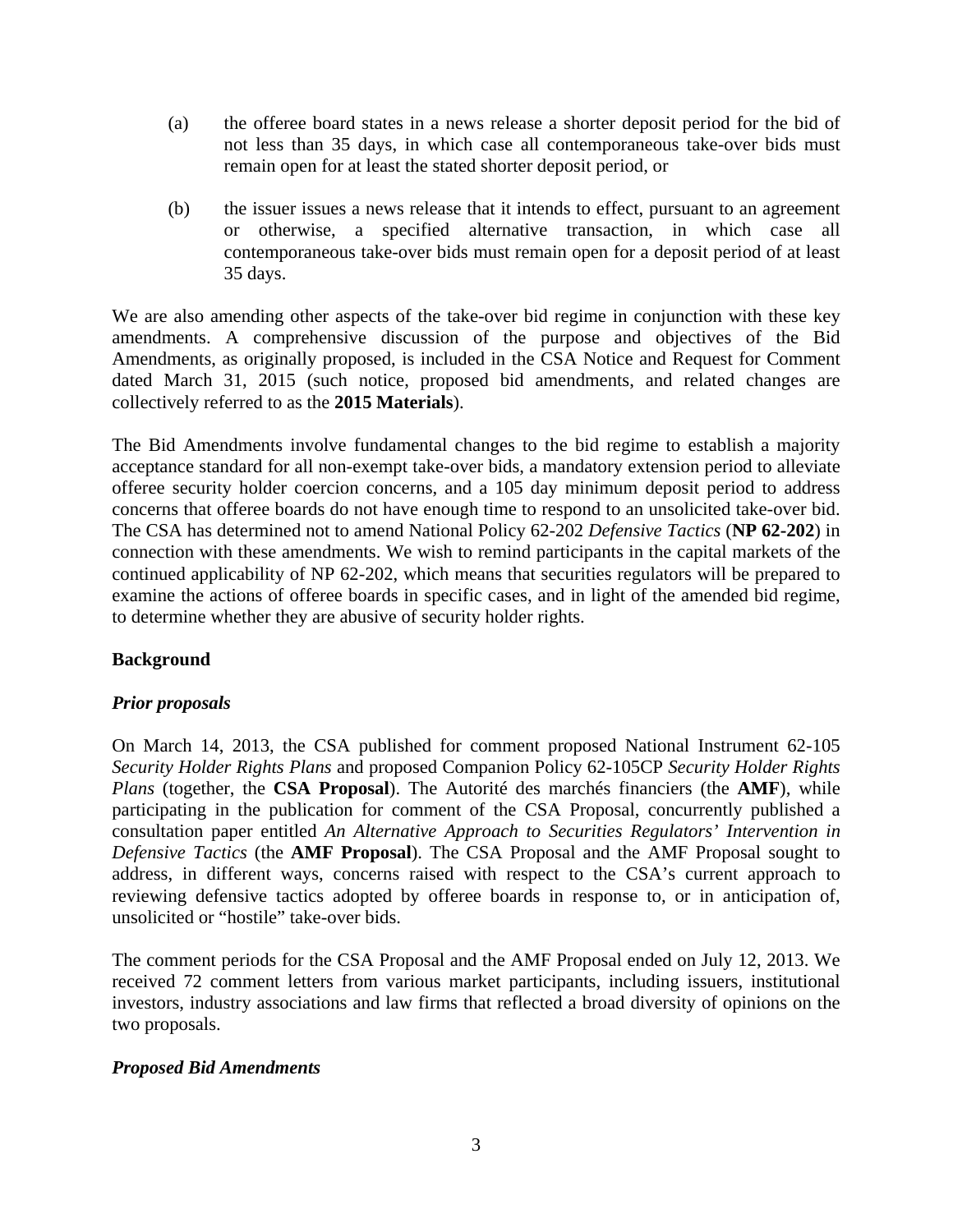(a) the offeree board states in a news release a shorter deposit period for the bid of not less than 35 days, in which case all contemporaneous take-over bids must remain open for at least the stated shorter deposit period, or

(b) the issuer issues a news release that it intends to effect, pursuant to an agreement or otherwise, a specified alternative transaction, in which case all contemporaneous take-over bids must remain open for a deposit period of at least 35 days.

We are also amending other aspects of the take-over bid regime in conjunction with these key amendments. A comprehensive discussion of the purpose and objectives of the Bid Amendments, as originally proposed, is included in the CSA Notice and Request for Comment dated March 31, 2015 (such notice, proposed bid amendments, and related changes are collectively referred to as the **2015 Materials**).

The Bid Amendments involve fundamental changes to the bid regime to establish a majority acceptance standard for all non-exempt take-over bids, a mandatory extension period to alleviate offeree security holder coercion concerns, and a 105 day minimum deposit period to address concerns that offeree boards do not have enough time to respond to an unsolicited take-over bid. The CSA has determined not to amend National Policy 62-202 *Defensive Tactics* (**NP 62-202**) in connection with these amendments. We wish to remind participants in the capital markets of the continued applicability of NP 62-202, which means that securities regulators will be prepared to examine the actions of offeree boards in specific cases, and in light of the amended bid regime, to determine whether they are abusive of security holder rights.

## Background

### *Prior proposals*

On March 14, 2013, the CSA published for comment proposed National Instrument 62-105 *Security Holder Rights Plans* and proposed Companion Policy 62-105CP *Security Holder Rights Plans* (together, the **CSA Proposal**). The Autorité des marchés financiers (the **AMF**), while participating in the publication for comment of the CSA Proposal, concurrently published a consultation paper entitled *An Alternative Approach to Securities Regulators' Intervention in Defensive Tactics* (the **AMF Proposal**). The CSA Proposal and the AMF Proposal sought to address, in different ways, concerns raised with respect to the CSA's current approach to reviewing defensive tactics adopted by offeree boards in response to, or in anticipation of, unsolicited or "hostile" take-over bids.

The comment periods for the CSA Proposal and the AMF Proposal ended on July 12, 2013. We received 72 comment letters from various market participants, including issuers, institutional investors, industry associations and law firms that reflected a broad diversity of opinions on the two proposals.

### *Proposed Bid Amendments*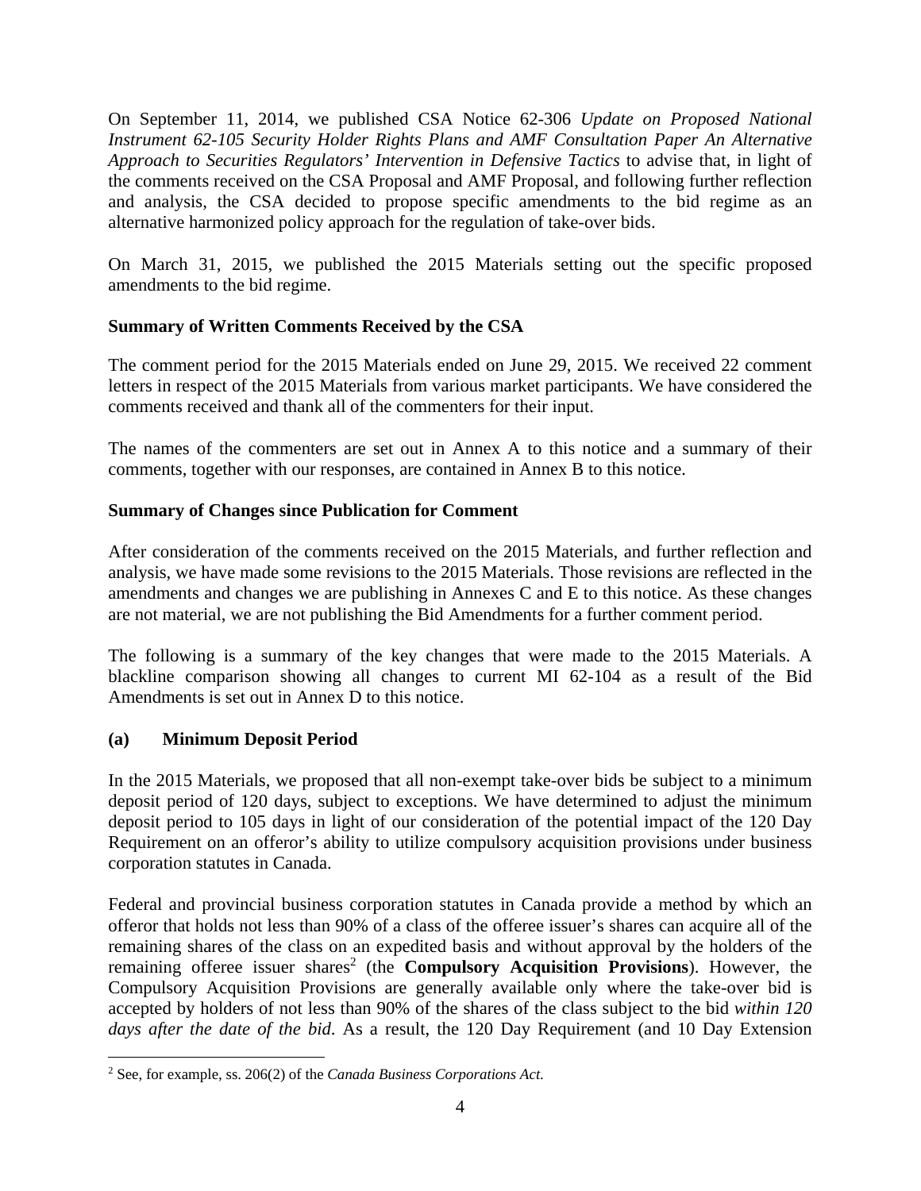On September 11, 2014, we published CSA Notice 62-306 *Update on Proposed National Instrument 62-105 Security Holder Rights Plans and AMF Consultation Paper An Alternative Approach to Securities Regulators' Intervention in Defensive Tactics* to advise that, in light of the comments received on the CSA Proposal and AMF Proposal, and following further reflection and analysis, the CSA decided to propose specific amendments to the bid regime as an alternative harmonized policy approach for the regulation of take-over bids.

On March 31, 2015, we published the 2015 Materials setting out the specific proposed amendments to the bid regime.

**Summary of Written Comments Received by the CSA**

The comment period for the 2015 Materials ended on June 29, 2015. We received 22 comment letters in respect of the 2015 Materials from various market participants. We have considered the comments received and thank all of the commenters for their input.

The names of the commenters are set out in Annex A to this notice and a summary of their comments, together with our responses, are contained in Annex B to this notice.

**Summary of Changes since Publication for Comment**

After consideration of the comments received on the 2015 Materials, and further reflection and analysis, we have made some revisions to the 2015 Materials. Those revisions are reflected in the amendments and changes we are publishing in Annexes C and E to this notice. As these changes are not material, we are not publishing the Bid Amendments for a further comment period.

The following is a summary of the key changes that were made to the 2015 Materials. A blackline comparison showing all changes to current MI 62-104 as a result of the Bid Amendments is set out in Annex D to this notice.

**(a) Minimum Deposit Period**

In the 2015 Materials, we proposed that all non-exempt take-over bids be subject to a minimum deposit period of 120 days, subject to exceptions. We have determined to adjust the minimum deposit period to 105 days in light of our consideration of the potential impact of the 120 Day Requirement on an offeror's ability to utilize compulsory acquisition provisions under business corporation statutes in Canada.

Federal and provincial business corporation statutes in Canada provide a method by which an offeror that holds not less than 90% of a class of the offeree issuer's shares can acquire all of the remaining shares of the class on an expedited basis and without approval by the holders of the remaining offeree issuer shares[2] (the **Compulsory Acquisition Provisions**). However, the Compulsory Acquisition Provisions are generally available only where the take-over bid is accepted by holders of not less than 90% of the shares of the class subject to the bid *within 120 days after the date of the bid*. As a result, the 120 Day Requirement (and 10 Day Extension

[2] See, for example, ss. 206(2) of the *Canada Business Corporations Act*.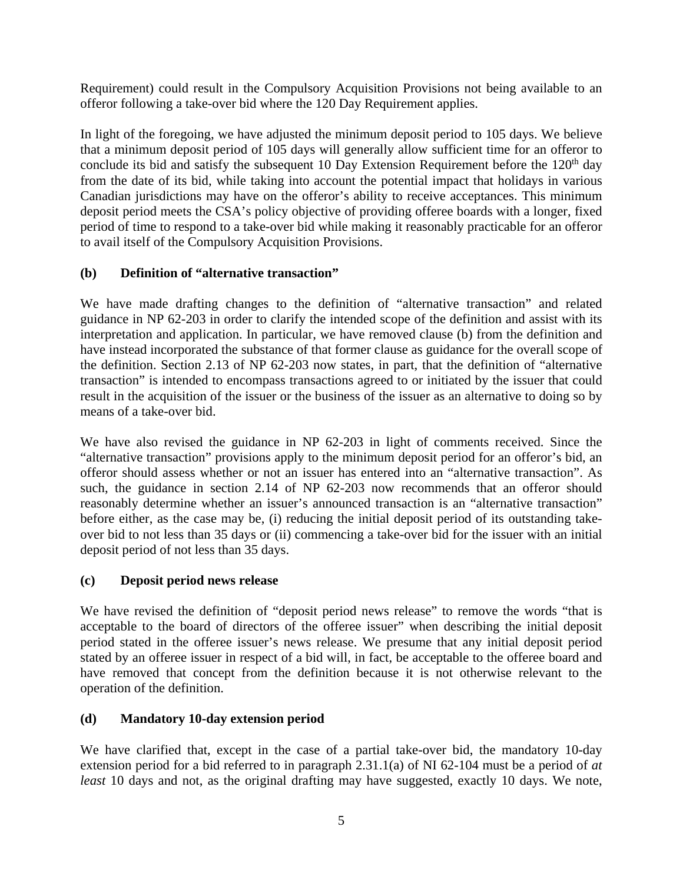Requirement) could result in the Compulsory Acquisition Provisions not being available to an offeror following a take-over bid where the 120 Day Requirement applies.

In light of the foregoing, we have adjusted the minimum deposit period to 105 days. We believe that a minimum deposit period of 105 days will generally allow sufficient time for an offeror to conclude its bid and satisfy the subsequent 10 Day Extension Requirement before the 120th day from the date of its bid, while taking into account the potential impact that holidays in various Canadian jurisdictions may have on the offeror's ability to receive acceptances. This minimum deposit period meets the CSA's policy objective of providing offeree boards with a longer, fixed period of time to respond to a take-over bid while making it reasonably practicable for an offeror to avail itself of the Compulsory Acquisition Provisions.

**(b) Definition of "alternative transaction"**

We have made drafting changes to the definition of "alternative transaction" and related guidance in NP 62-203 in order to clarify the intended scope of the definition and assist with its interpretation and application. In particular, we have removed clause (b) from the definition and have instead incorporated the substance of that former clause as guidance for the overall scope of the definition. Section 2.13 of NP 62-203 now states, in part, that the definition of "alternative transaction" is intended to encompass transactions agreed to or initiated by the issuer that could result in the acquisition of the issuer or the business of the issuer as an alternative to doing so by means of a take-over bid.

We have also revised the guidance in NP 62-203 in light of comments received. Since the "alternative transaction" provisions apply to the minimum deposit period for an offeror's bid, an offeror should assess whether or not an issuer has entered into an "alternative transaction". As such, the guidance in section 2.14 of NP 62-203 now recommends that an offeror should reasonably determine whether an issuer's announced transaction is an "alternative transaction" before either, as the case may be, (i) reducing the initial deposit period of its outstanding take-over bid to not less than 35 days or (ii) commencing a take-over bid for the issuer with an initial deposit period of not less than 35 days.

**(c) Deposit period news release**

We have revised the definition of "deposit period news release" to remove the words "that is acceptable to the board of directors of the offeree issuer" when describing the initial deposit period stated in the offeree issuer's news release. We presume that any initial deposit period stated by an offeree issuer in respect of a bid will, in fact, be acceptable to the offeree board and have removed that concept from the definition because it is not otherwise relevant to the operation of the definition.

**(d) Mandatory 10-day extension period**

We have clarified that, except in the case of a partial take-over bid, the mandatory 10-day extension period for a bid referred to in paragraph 2.31.1(a) of NI 62-104 must be a period of *at least* 10 days and not, as the original drafting may have suggested, exactly 10 days. We note,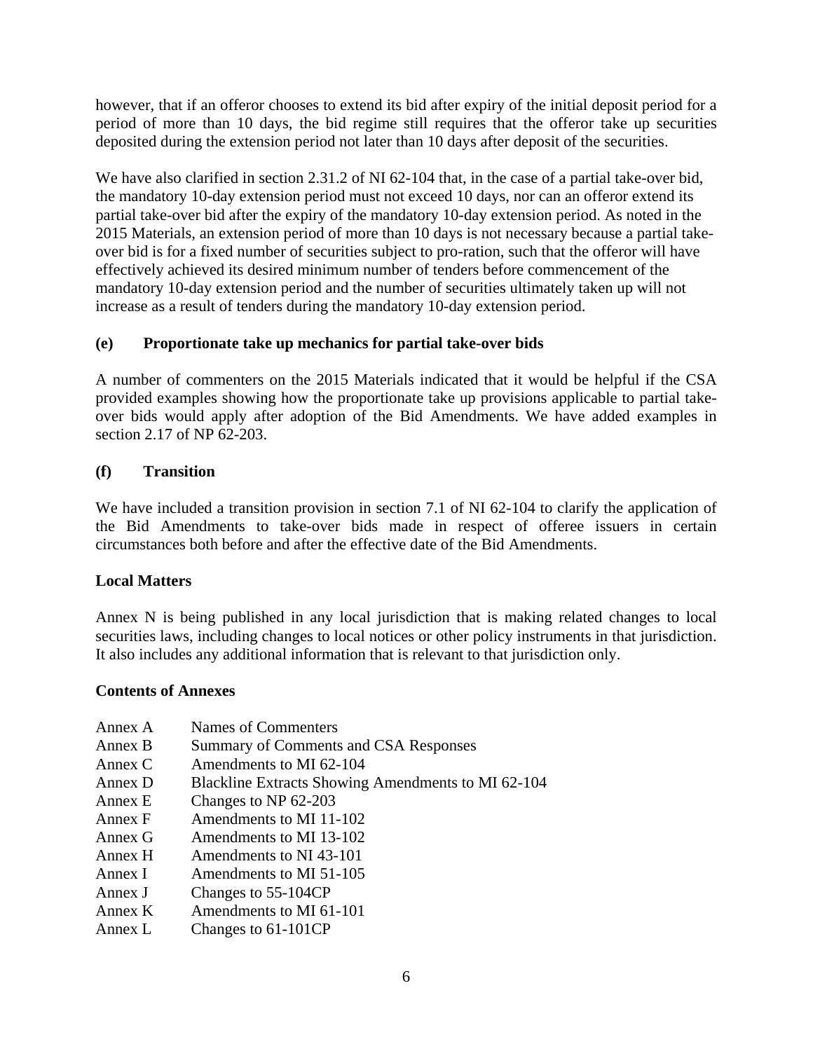however, that if an offeror chooses to extend its bid after expiry of the initial deposit period for a period of more than 10 days, the bid regime still requires that the offeror take up securities deposited during the extension period not later than 10 days after deposit of the securities.

We have also clarified in section 2.31.2 of NI 62-104 that, in the case of a partial take-over bid, the mandatory 10-day extension period must not exceed 10 days, nor can an offeror extend its partial take-over bid after the expiry of the mandatory 10-day extension period. As noted in the 2015 Materials, an extension period of more than 10 days is not necessary because a partial take-over bid is for a fixed number of securities subject to pro-ration, such that the offeror will have effectively achieved its desired minimum number of tenders before commencement of the mandatory 10-day extension period and the number of securities ultimately taken up will not increase as a result of tenders during the mandatory 10-day extension period.

**(e) Proportionate take up mechanics for partial take-over bids**

A number of commenters on the 2015 Materials indicated that it would be helpful if the CSA provided examples showing how the proportionate take up provisions applicable to partial take-over bids would apply after adoption of the Bid Amendments. We have added examples in section 2.17 of NP 62-203.

**(f) Transition**

We have included a transition provision in section 7.1 of NI 62-104 to clarify the application of the Bid Amendments to take-over bids made in respect of offeree issuers in certain circumstances both before and after the effective date of the Bid Amendments.

**Local Matters**

Annex N is being published in any local jurisdiction that is making related changes to local securities laws, including changes to local notices or other policy instruments in that jurisdiction. It also includes any additional information that is relevant to that jurisdiction only.

**Contents of Annexes**

Annex A Names of Commenters
Annex B Summary of Comments and CSA Responses
Annex C Amendments to MI 62-104
Annex D Blackline Extracts Showing Amendments to MI 62-104
Annex E Changes to NP 62-203
Annex F Amendments to MI 11-102
Annex G Amendments to MI 13-102
Annex H Amendments to NI 43-101
Annex I Amendments to MI 51-105
Annex J Changes to 55-104CP
Annex K Amendments to MI 61-101
Annex L Changes to 61-101CP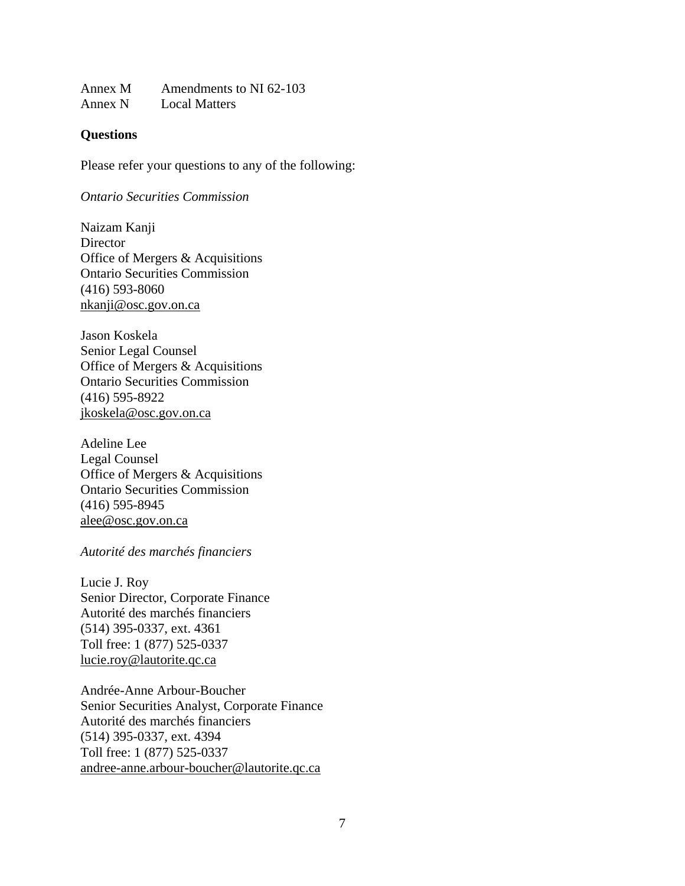Annex M Amendments to NI 62-103

Annex N Local Matters

**Questions**

Please refer your questions to any of the following:

*Ontario Securities Commission*

Naizam Kanji
Director
Office of Mergers & Acquisitions
Ontario Securities Commission
(416) 593-8060
nkanji@osc.gov.on.ca

Jason Koskela
Senior Legal Counsel
Office of Mergers & Acquisitions
Ontario Securities Commission
(416) 595-8922
jkoskela@osc.gov.on.ca

Adeline Lee
Legal Counsel
Office of Mergers & Acquisitions
Ontario Securities Commission
(416) 595-8945
alee@osc.gov.on.ca

*Autorité des marchés financiers*

Lucie J. Roy
Senior Director, Corporate Finance
Autorité des marchés financiers
(514) 395-0337, ext. 4361
Toll free: 1 (877) 525-0337
lucie.roy@lautorite.qc.ca

Andrée-Anne Arbour-Boucher
Senior Securities Analyst, Corporate Finance
Autorité des marchés financiers
(514) 395-0337, ext. 4394
Toll free: 1 (877) 525-0337
andree-anne.arbour-boucher@lautorite.qc.ca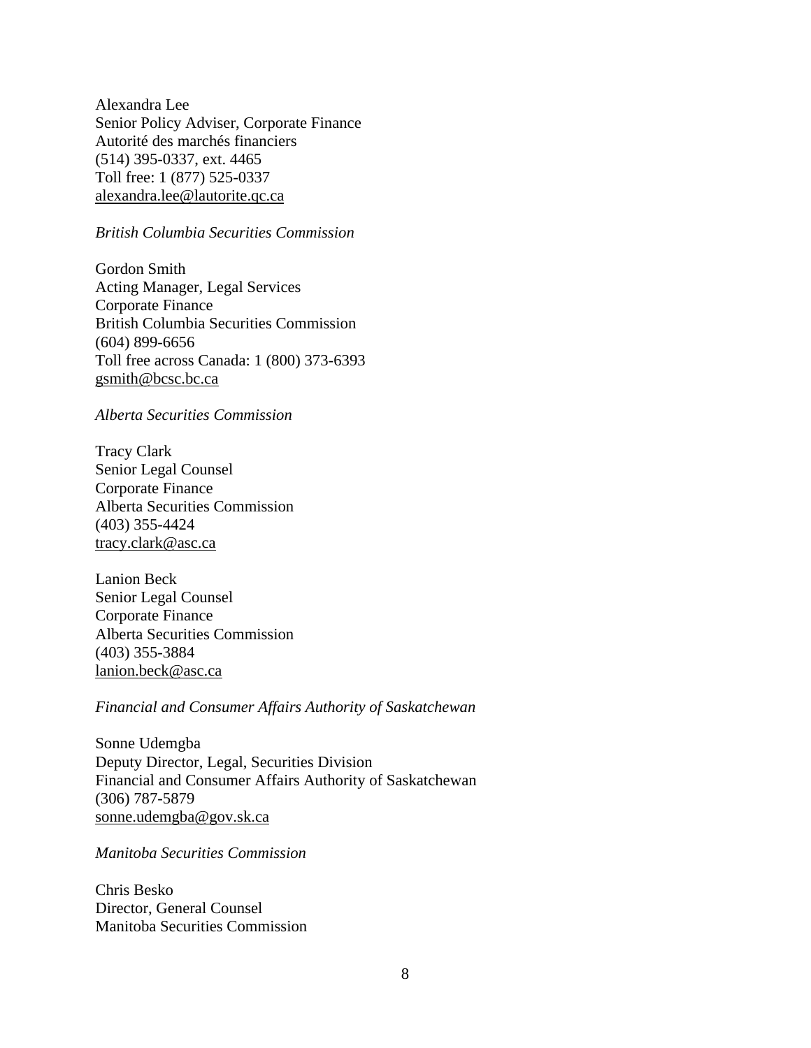Alexandra Lee
Senior Policy Adviser, Corporate Finance
Autorité des marchés financiers
(514) 395-0337, ext. 4465
Toll free: 1 (877) 525-0337
alexandra.lee@lautorite.qc.ca

*British Columbia Securities Commission*

Gordon Smith
Acting Manager, Legal Services
Corporate Finance
British Columbia Securities Commission
(604) 899-6656
Toll free across Canada: 1 (800) 373-6393
gsmith@bcsc.bc.ca

*Alberta Securities Commission*

Tracy Clark
Senior Legal Counsel
Corporate Finance
Alberta Securities Commission
(403) 355-4424
tracy.clark@asc.ca

Lanion Beck
Senior Legal Counsel
Corporate Finance
Alberta Securities Commission
(403) 355-3884
lanion.beck@asc.ca

*Financial and Consumer Affairs Authority of Saskatchewan*

Sonne Udemgba
Deputy Director, Legal, Securities Division
Financial and Consumer Affairs Authority of Saskatchewan
(306) 787-5879
sonne.udemgba@gov.sk.ca

*Manitoba Securities Commission*

Chris Besko
Director, General Counsel
Manitoba Securities Commission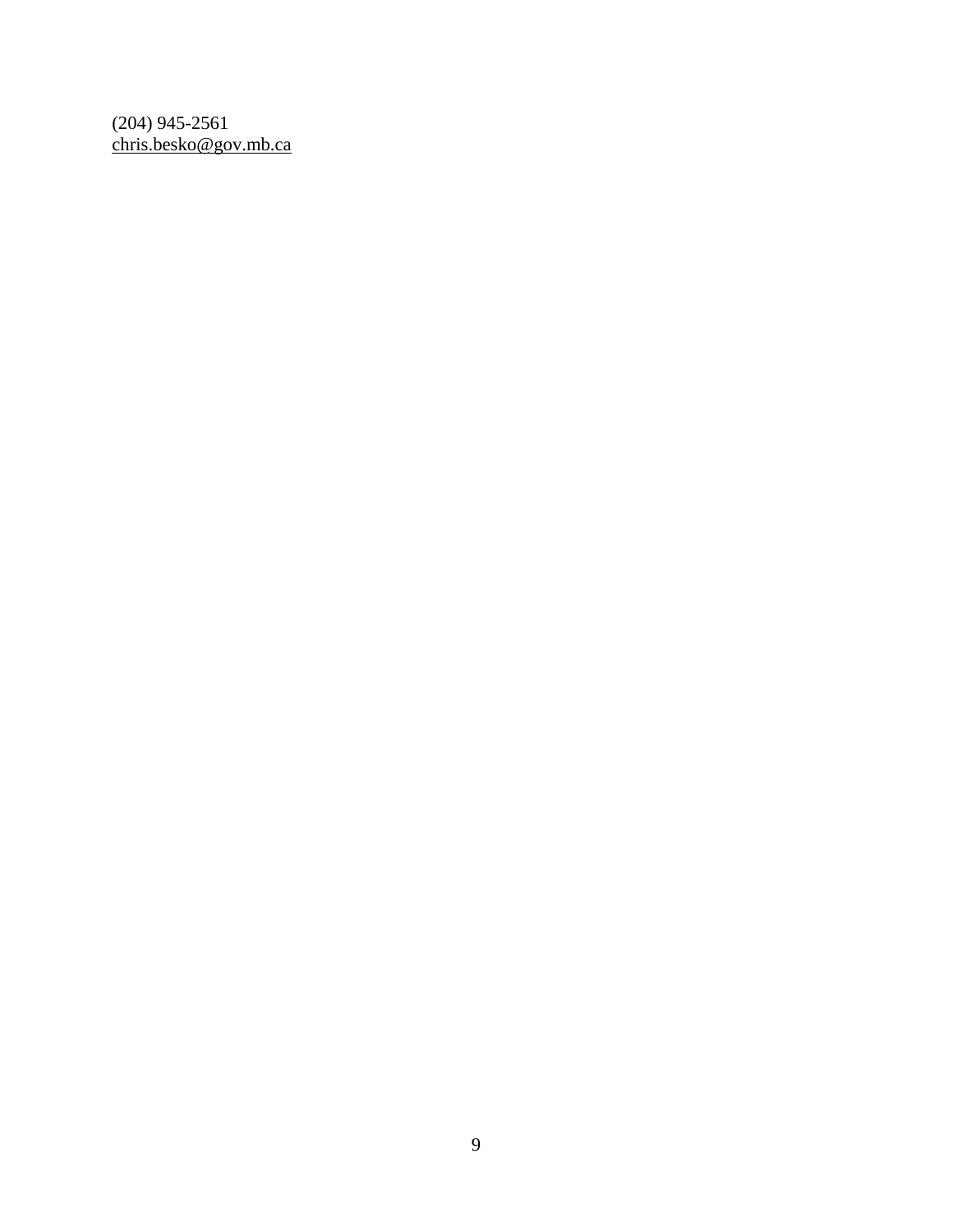(204) 945-2561
chris.besko@gov.mb.ca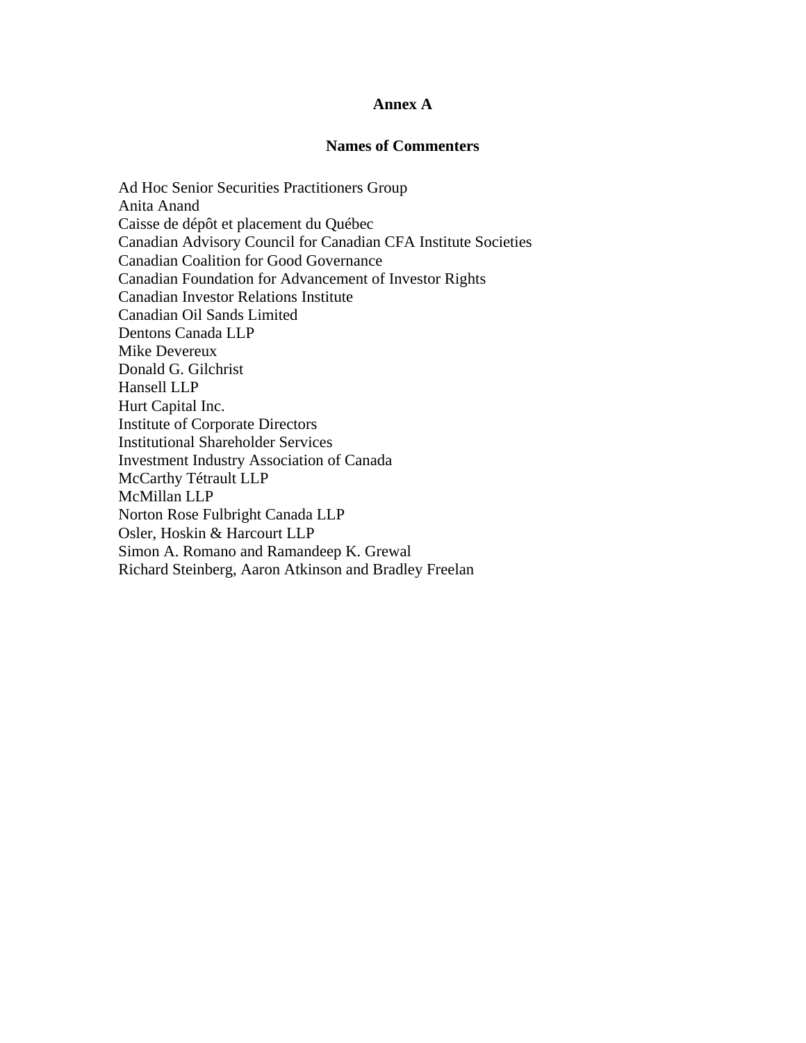# Annex A

## Names of Commenters

Ad Hoc Senior Securities Practitioners Group
Anita Anand
Caisse de dépôt et placement du Québec
Canadian Advisory Council for Canadian CFA Institute Societies
Canadian Coalition for Good Governance
Canadian Foundation for Advancement of Investor Rights
Canadian Investor Relations Institute
Canadian Oil Sands Limited
Dentons Canada LLP
Mike Devereux
Donald G. Gilchrist
Hansell LLP
Hurt Capital Inc.
Institute of Corporate Directors
Institutional Shareholder Services
Investment Industry Association of Canada
McCarthy Tétrault LLP
McMillan LLP
Norton Rose Fulbright Canada LLP
Osler, Hoskin & Harcourt LLP
Simon A. Romano and Ramandeep K. Grewal
Richard Steinberg, Aaron Atkinson and Bradley Freelan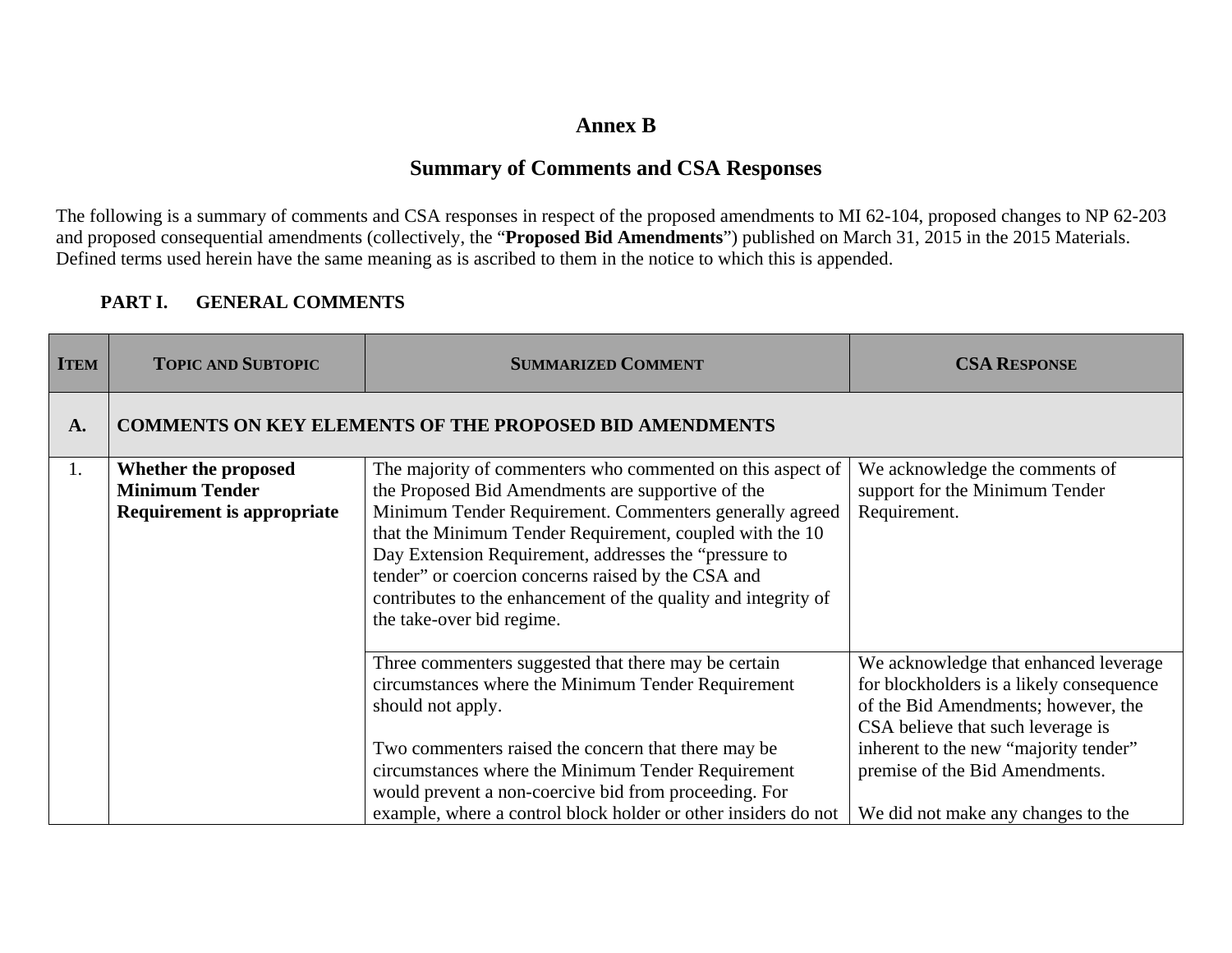# Annex B

## Summary of Comments and CSA Responses

The following is a summary of comments and CSA responses in respect of the proposed amendments to MI 62-104, proposed changes to NP 62-203 and proposed consequential amendments (collectively, the "**Proposed Bid Amendments**") published on March 31, 2015 in the 2015 Materials. Defined terms used herein have the same meaning as is ascribed to them in the notice to which this is appended.

### PART I. GENERAL COMMENTS

| ITEM | TOPIC AND SUBTOPIC | SUMMARIZED COMMENT | CSA RESPONSE |
|---|---|---|---|
| **A.** | **COMMENTS ON KEY ELEMENTS OF THE PROPOSED BID AMENDMENTS** | | |
| 1. | **Whether the proposed Minimum Tender Requirement is appropriate** | The majority of commenters who commented on this aspect of the Proposed Bid Amendments are supportive of the Minimum Tender Requirement. Commenters generally agreed that the Minimum Tender Requirement, coupled with the 10 Day Extension Requirement, addresses the "pressure to tender" or coercion concerns raised by the CSA and contributes to the enhancement of the quality and integrity of the take-over bid regime. | We acknowledge the comments of support for the Minimum Tender Requirement. |
| | | Three commenters suggested that there may be certain circumstances where the Minimum Tender Requirement should not apply.<br><br>Two commenters raised the concern that there may be circumstances where the Minimum Tender Requirement would prevent a non-coercive bid from proceeding. For example, where a control block holder or other insiders do not | We acknowledge that enhanced leverage for blockholders is a likely consequence of the Bid Amendments; however, the CSA believe that such leverage is inherent to the new "majority tender" premise of the Bid Amendments.<br><br>We did not make any changes to the |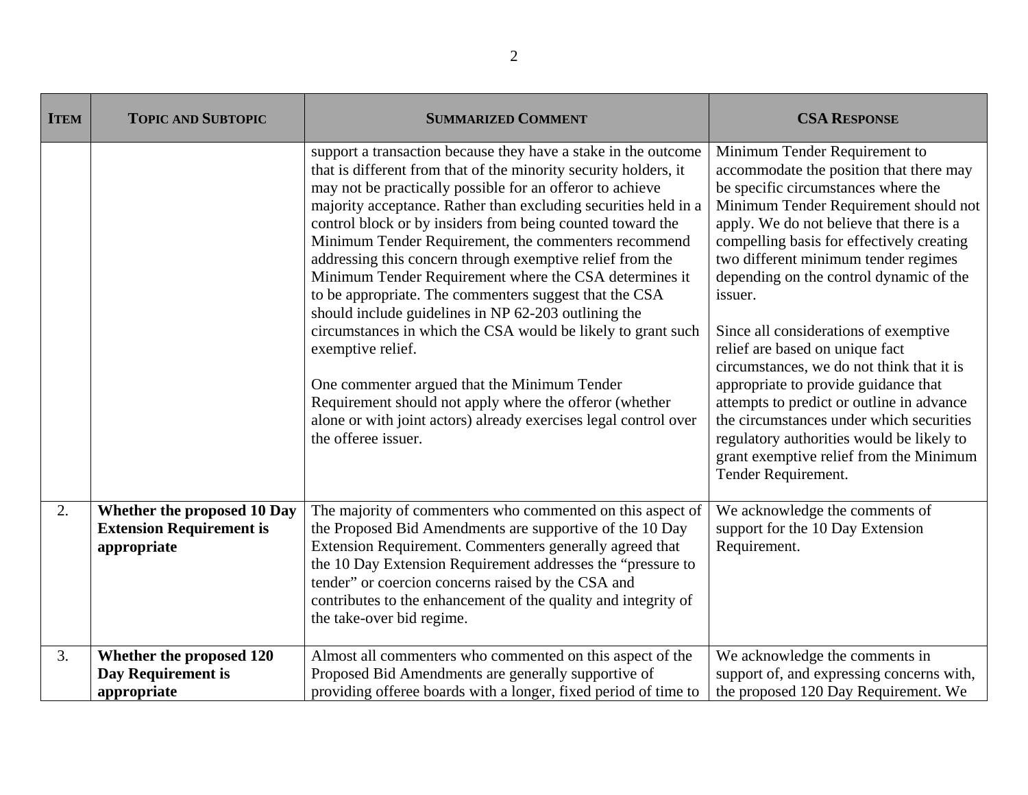| ITEM | TOPIC AND SUBTOPIC | SUMMARIZED COMMENT | CSA RESPONSE |
|---|---|---|---|
| | | support a transaction because they have a stake in the outcome that is different from that of the minority security holders, it may not be practically possible for an offeror to achieve majority acceptance. Rather than excluding securities held in a control block or by insiders from being counted toward the Minimum Tender Requirement, the commenters recommend addressing this concern through exemptive relief from the Minimum Tender Requirement where the CSA determines it to be appropriate. The commenters suggest that the CSA should include guidelines in NP 62-203 outlining the circumstances in which the CSA would be likely to grant such exemptive relief.<br><br>One commenter argued that the Minimum Tender Requirement should not apply where the offeror (whether alone or with joint actors) already exercises legal control over the offeree issuer. | Minimum Tender Requirement to accommodate the position that there may be specific circumstances where the Minimum Tender Requirement should not apply. We do not believe that there is a compelling basis for effectively creating two different minimum tender regimes depending on the control dynamic of the issuer.<br><br>Since all considerations of exemptive relief are based on unique fact circumstances, we do not think that it is appropriate to provide guidance that attempts to predict or outline in advance the circumstances under which securities regulatory authorities would be likely to grant exemptive relief from the Minimum Tender Requirement. |
| 2. | **Whether the proposed 10 Day Extension Requirement is appropriate** | The majority of commenters who commented on this aspect of the Proposed Bid Amendments are supportive of the 10 Day Extension Requirement. Commenters generally agreed that the 10 Day Extension Requirement addresses the "pressure to tender" or coercion concerns raised by the CSA and contributes to the enhancement of the quality and integrity of the take-over bid regime. | We acknowledge the comments of support for the 10 Day Extension Requirement. |
| 3. | **Whether the proposed 120 Day Requirement is appropriate** | Almost all commenters who commented on this aspect of the Proposed Bid Amendments are generally supportive of providing offeree boards with a longer, fixed period of time to | We acknowledge the comments in support of, and expressing concerns with, the proposed 120 Day Requirement. We |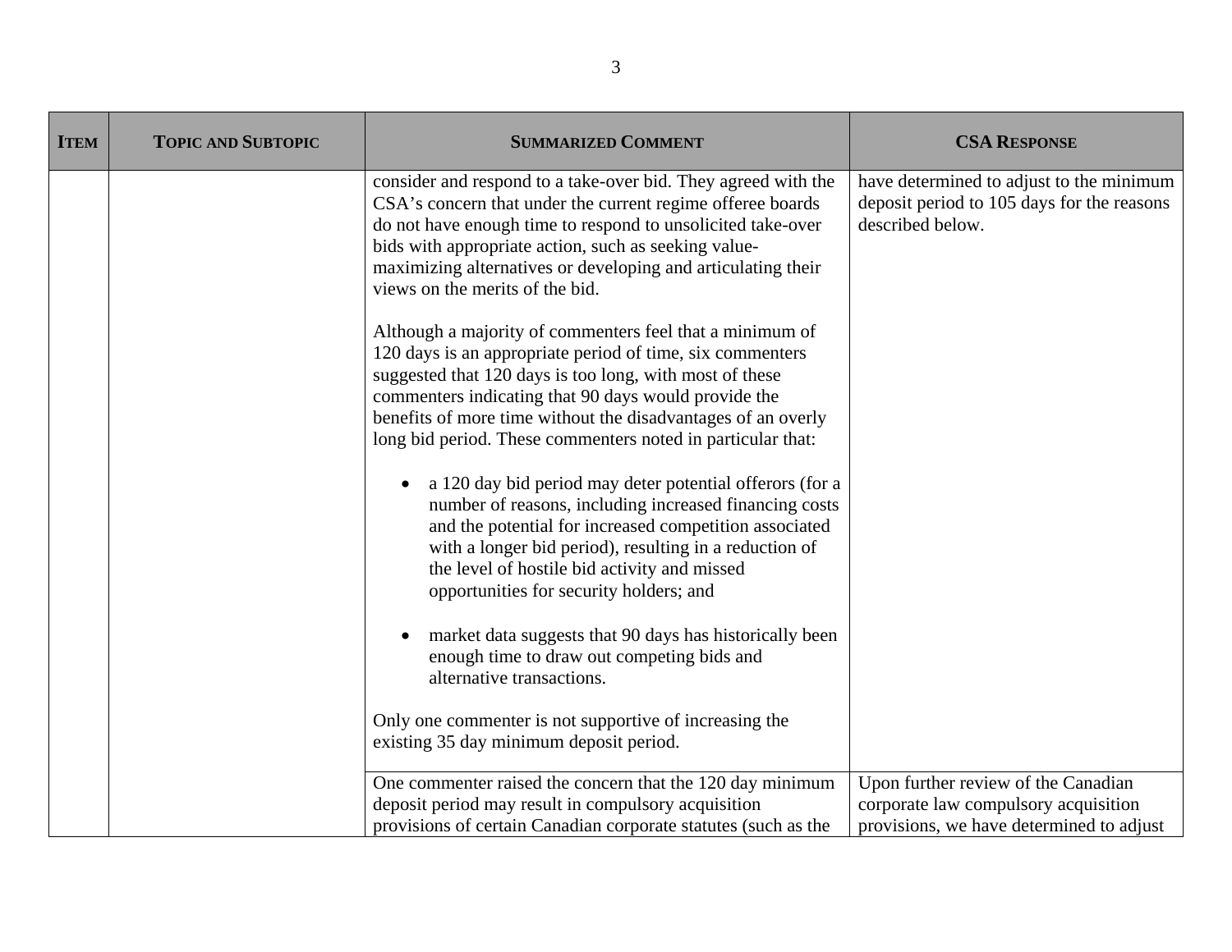| ITEM | TOPIC AND SUBTOPIC | SUMMARIZED COMMENT | CSA RESPONSE |
|---|---|---|---|
| | | consider and respond to a take-over bid. They agreed with the CSA's concern that under the current regime offeree boards do not have enough time to respond to unsolicited take-over bids with appropriate action, such as seeking value-maximizing alternatives or developing and articulating their views on the merits of the bid.<br><br>Although a majority of commenters feel that a minimum of 120 days is an appropriate period of time, six commenters suggested that 120 days is too long, with most of these commenters indicating that 90 days would provide the benefits of more time without the disadvantages of an overly long bid period. These commenters noted in particular that:<br><br>• a 120 day bid period may deter potential offerors (for a number of reasons, including increased financing costs and the potential for increased competition associated with a longer bid period), resulting in a reduction of the level of hostile bid activity and missed opportunities for security holders; and<br><br>• market data suggests that 90 days has historically been enough time to draw out competing bids and alternative transactions.<br><br>Only one commenter is not supportive of increasing the existing 35 day minimum deposit period. | have determined to adjust to the minimum deposit period to 105 days for the reasons described below. |
| | | One commenter raised the concern that the 120 day minimum deposit period may result in compulsory acquisition provisions of certain Canadian corporate statutes (such as the | Upon further review of the Canadian corporate law compulsory acquisition provisions, we have determined to adjust |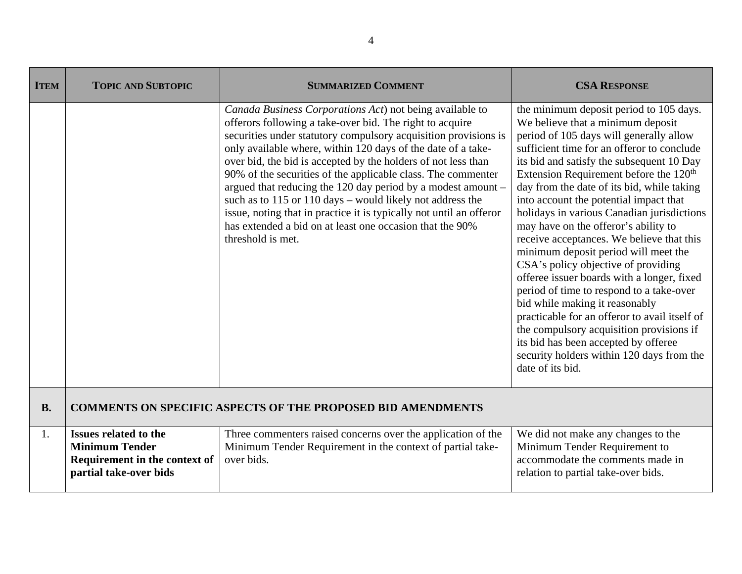| ITEM | TOPIC AND SUBTOPIC | SUMMARIZED COMMENT | CSA RESPONSE |
|---|---|---|---|
| | | *Canada Business Corporations Act*) not being available to offerors following a take-over bid. The right to acquire securities under statutory compulsory acquisition provisions is only available where, within 120 days of the date of a take-over bid, the bid is accepted by the holders of not less than 90% of the securities of the applicable class. The commenter argued that reducing the 120 day period by a modest amount – such as to 115 or 110 days – would likely not address the issue, noting that in practice it is typically not until an offeror has extended a bid on at least one occasion that the 90% threshold is met. | the minimum deposit period to 105 days. We believe that a minimum deposit period of 105 days will generally allow sufficient time for an offeror to conclude its bid and satisfy the subsequent 10 Day Extension Requirement before the 120th day from the date of its bid, while taking into account the potential impact that holidays in various Canadian jurisdictions may have on the offeror's ability to receive acceptances. We believe that this minimum deposit period will meet the CSA's policy objective of providing offeree issuer boards with a longer, fixed period of time to respond to a take-over bid while making it reasonably practicable for an offeror to avail itself of the compulsory acquisition provisions if its bid has been accepted by offeree security holders within 120 days from the date of its bid. |
| **B.** | **COMMENTS ON SPECIFIC ASPECTS OF THE PROPOSED BID AMENDMENTS** | | |
| 1. | **Issues related to the Minimum Tender Requirement in the context of partial take-over bids** | Three commenters raised concerns over the application of the Minimum Tender Requirement in the context of partial take-over bids. | We did not make any changes to the Minimum Tender Requirement to accommodate the comments made in relation to partial take-over bids. |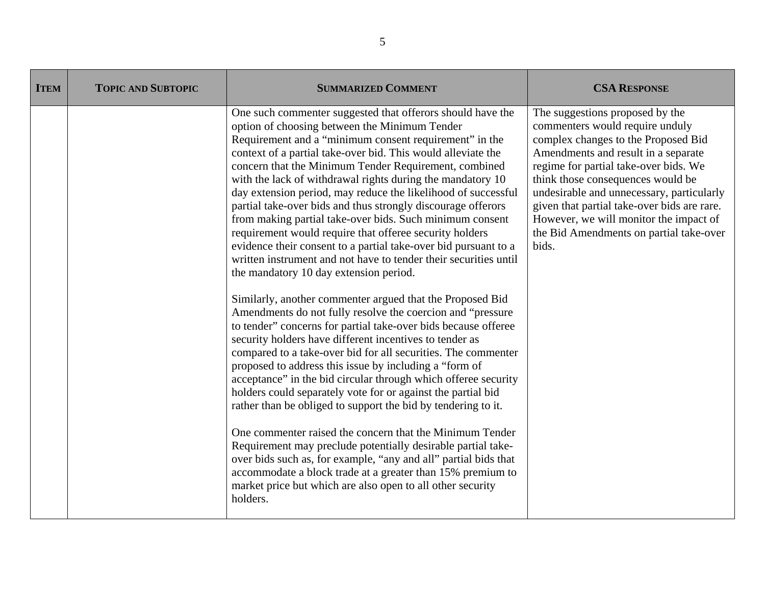| ITEM | TOPIC AND SUBTOPIC | SUMMARIZED COMMENT | CSA RESPONSE |
|---|---|---|---|
| | | One such commenter suggested that offerors should have the option of choosing between the Minimum Tender Requirement and a "minimum consent requirement" in the context of a partial take-over bid. This would alleviate the concern that the Minimum Tender Requirement, combined with the lack of withdrawal rights during the mandatory 10 day extension period, may reduce the likelihood of successful partial take-over bids and thus strongly discourage offerors from making partial take-over bids. Such minimum consent requirement would require that offeree security holders evidence their consent to a partial take-over bid pursuant to a written instrument and not have to tender their securities until the mandatory 10 day extension period.<br><br>Similarly, another commenter argued that the Proposed Bid Amendments do not fully resolve the coercion and "pressure to tender" concerns for partial take-over bids because offeree security holders have different incentives to tender as compared to a take-over bid for all securities. The commenter proposed to address this issue by including a "form of acceptance" in the bid circular through which offeree security holders could separately vote for or against the partial bid rather than be obliged to support the bid by tendering to it.<br><br>One commenter raised the concern that the Minimum Tender Requirement may preclude potentially desirable partial take-over bids such as, for example, "any and all" partial bids that accommodate a block trade at a greater than 15% premium to market price but which are also open to all other security holders. | The suggestions proposed by the commenters would require unduly complex changes to the Proposed Bid Amendments and result in a separate regime for partial take-over bids. We think those consequences would be undesirable and unnecessary, particularly given that partial take-over bids are rare. However, we will monitor the impact of the Bid Amendments on partial take-over bids. |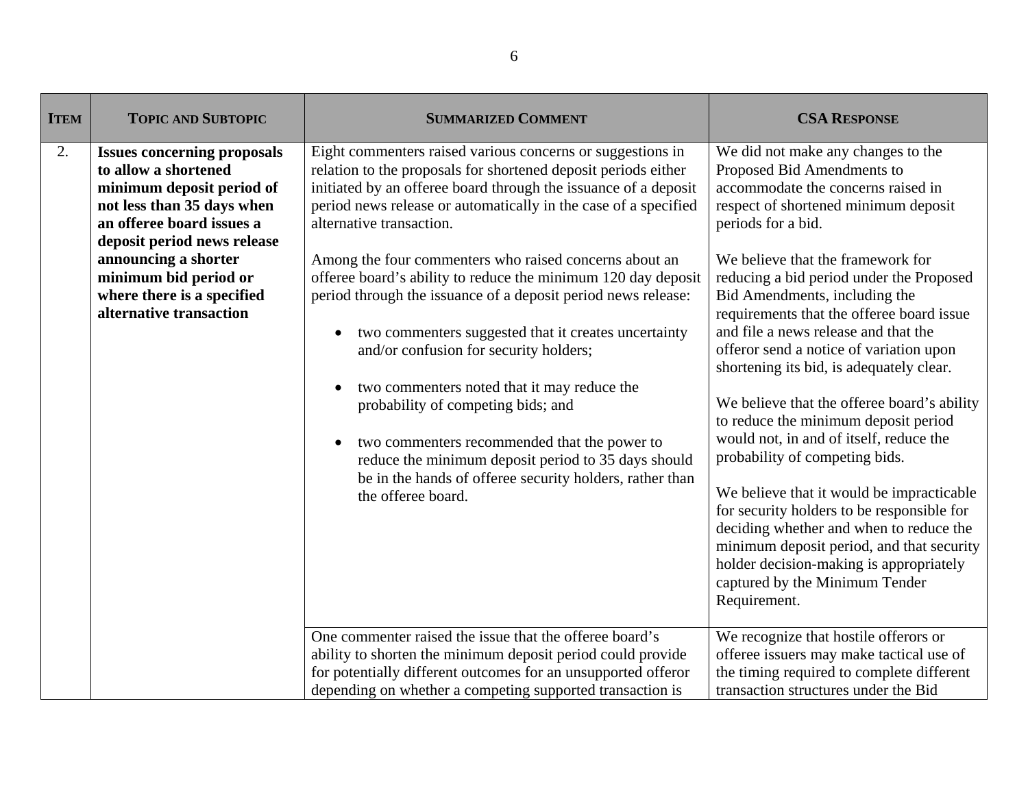| ITEM | TOPIC AND SUBTOPIC | SUMMARIZED COMMENT | CSA RESPONSE |
|---|---|---|---|
| 2. | **Issues concerning proposals to allow a shortened minimum deposit period of not less than 35 days when an offeree board issues a deposit period news release announcing a shorter minimum bid period or where there is a specified alternative transaction** | Eight commenters raised various concerns or suggestions in relation to the proposals for shortened deposit periods either initiated by an offeree board through the issuance of a deposit period news release or automatically in the case of a specified alternative transaction.<br><br>Among the four commenters who raised concerns about an offeree board's ability to reduce the minimum 120 day deposit period through the issuance of a deposit period news release:<br><br>• two commenters suggested that it creates uncertainty and/or confusion for security holders;<br><br>• two commenters noted that it may reduce the probability of competing bids; and<br><br>• two commenters recommended that the power to reduce the minimum deposit period to 35 days should be in the hands of offeree security holders, rather than the offeree board. | We did not make any changes to the Proposed Bid Amendments to accommodate the concerns raised in respect of shortened minimum deposit periods for a bid.<br><br>We believe that the framework for reducing a bid period under the Proposed Bid Amendments, including the requirements that the offeree board issue and file a news release and that the offeror send a notice of variation upon shortening its bid, is adequately clear.<br><br>We believe that the offeree board's ability to reduce the minimum deposit period would not, in and of itself, reduce the probability of competing bids.<br><br>We believe that it would be impracticable for security holders to be responsible for deciding whether and when to reduce the minimum deposit period, and that security holder decision-making is appropriately captured by the Minimum Tender Requirement. |
| | | One commenter raised the issue that the offeree board's ability to shorten the minimum deposit period could provide for potentially different outcomes for an unsupported offeror depending on whether a competing supported transaction is | We recognize that hostile offerors or offeree issuers may make tactical use of the timing required to complete different transaction structures under the Bid |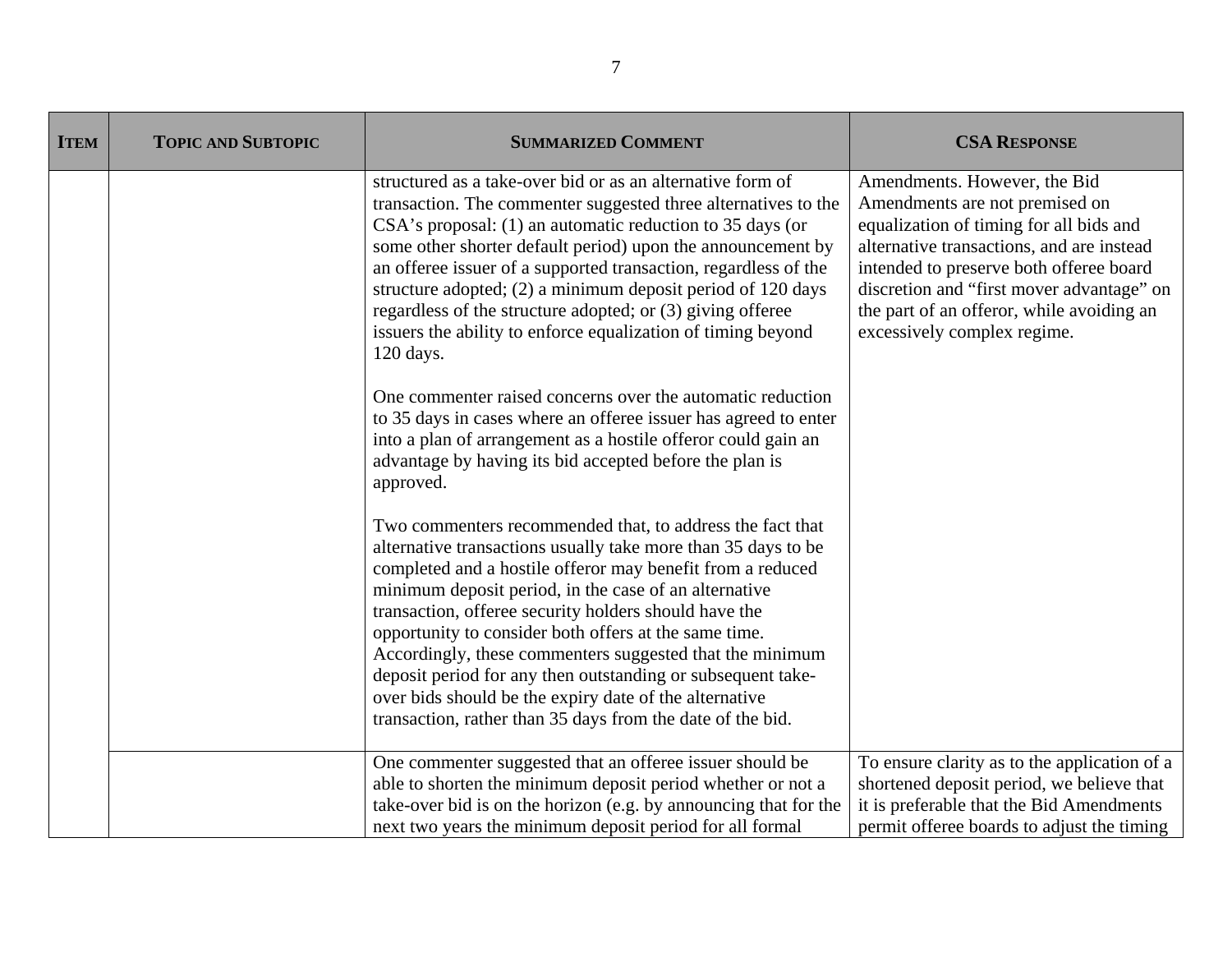| ITEM | TOPIC AND SUBTOPIC | SUMMARIZED COMMENT | CSA RESPONSE |
|---|---|---|---|
| | | structured as a take-over bid or as an alternative form of transaction. The commenter suggested three alternatives to the CSA's proposal: (1) an automatic reduction to 35 days (or some other shorter default period) upon the announcement by an offeree issuer of a supported transaction, regardless of the structure adopted; (2) a minimum deposit period of 120 days regardless of the structure adopted; or (3) giving offeree issuers the ability to enforce equalization of timing beyond 120 days.<br><br>One commenter raised concerns over the automatic reduction to 35 days in cases where an offeree issuer has agreed to enter into a plan of arrangement as a hostile offeror could gain an advantage by having its bid accepted before the plan is approved.<br><br>Two commenters recommended that, to address the fact that alternative transactions usually take more than 35 days to be completed and a hostile offeror may benefit from a reduced minimum deposit period, in the case of an alternative transaction, offeree security holders should have the opportunity to consider both offers at the same time. Accordingly, these commenters suggested that the minimum deposit period for any then outstanding or subsequent take-over bids should be the expiry date of the alternative transaction, rather than 35 days from the date of the bid. | Amendments. However, the Bid Amendments are not premised on equalization of timing for all bids and alternative transactions, and are instead intended to preserve both offeree board discretion and "first mover advantage" on the part of an offeror, while avoiding an excessively complex regime. |
| | | One commenter suggested that an offeree issuer should be able to shorten the minimum deposit period whether or not a take-over bid is on the horizon (e.g. by announcing that for the next two years the minimum deposit period for all formal | To ensure clarity as to the application of a shortened deposit period, we believe that it is preferable that the Bid Amendments permit offeree boards to adjust the timing |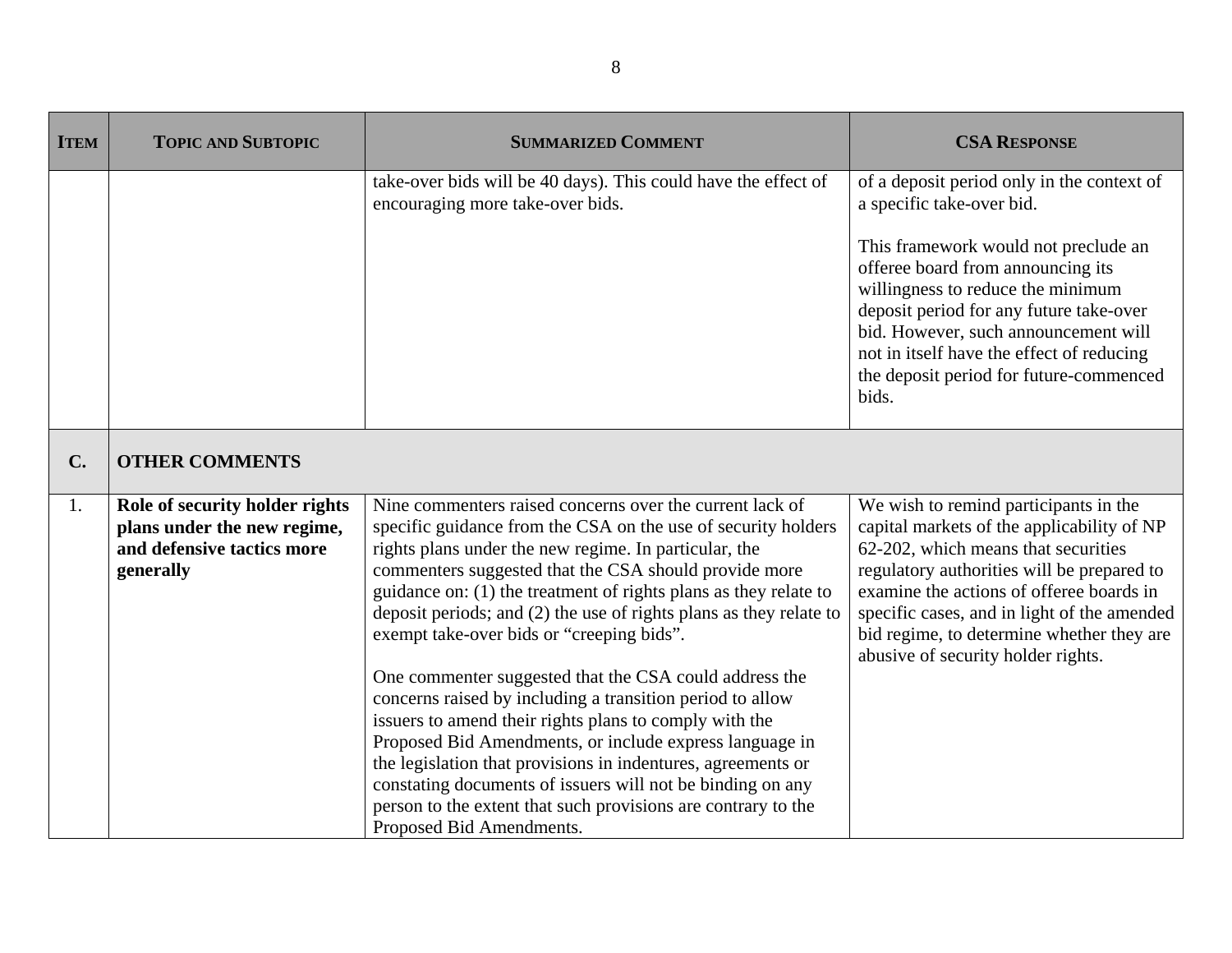| ITEM | TOPIC AND SUBTOPIC | SUMMARIZED COMMENT | CSA RESPONSE |
|---|---|---|---|
| | | take-over bids will be 40 days). This could have the effect of encouraging more take-over bids. | of a deposit period only in the context of a specific take-over bid.<br><br>This framework would not preclude an offeree board from announcing its willingness to reduce the minimum deposit period for any future take-over bid. However, such announcement will not in itself have the effect of reducing the deposit period for future-commenced bids. |
| **C.** | **OTHER COMMENTS** | | |
| 1. | **Role of security holder rights plans under the new regime, and defensive tactics more generally** | Nine commenters raised concerns over the current lack of specific guidance from the CSA on the use of security holders rights plans under the new regime. In particular, the commenters suggested that the CSA should provide more guidance on: (1) the treatment of rights plans as they relate to deposit periods; and (2) the use of rights plans as they relate to exempt take-over bids or "creeping bids".<br><br>One commenter suggested that the CSA could address the concerns raised by including a transition period to allow issuers to amend their rights plans to comply with the Proposed Bid Amendments, or include express language in the legislation that provisions in indentures, agreements or constating documents of issuers will not be binding on any person to the extent that such provisions are contrary to the Proposed Bid Amendments. | We wish to remind participants in the capital markets of the applicability of NP 62-202, which means that securities regulatory authorities will be prepared to examine the actions of offeree boards in specific cases, and in light of the amended bid regime, to determine whether they are abusive of security holder rights. |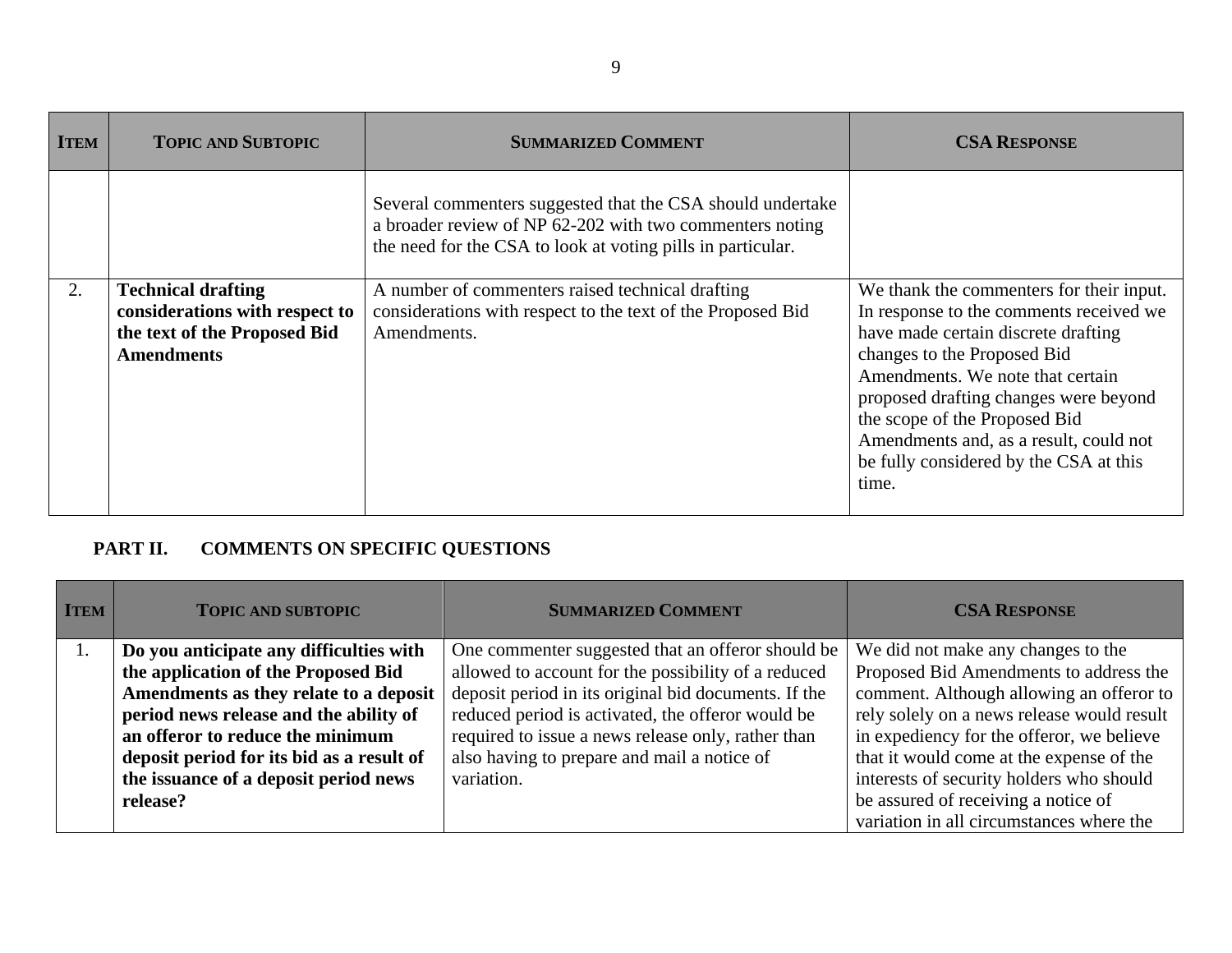| ITEM | TOPIC AND SUBTOPIC | SUMMARIZED COMMENT | CSA RESPONSE |
|---|---|---|---|
| | | Several commenters suggested that the CSA should undertake a broader review of NP 62-202 with two commenters noting the need for the CSA to look at voting pills in particular. | |
| 2. | **Technical drafting considerations with respect to the text of the Proposed Bid Amendments** | A number of commenters raised technical drafting considerations with respect to the text of the Proposed Bid Amendments. | We thank the commenters for their input. In response to the comments received we have made certain discrete drafting changes to the Proposed Bid Amendments. We note that certain proposed drafting changes were beyond the scope of the Proposed Bid Amendments and, as a result, could not be fully considered by the CSA at this time. |

## PART II. COMMENTS ON SPECIFIC QUESTIONS

| ITEM | TOPIC AND SUBTOPIC | SUMMARIZED COMMENT | CSA RESPONSE |
|---|---|---|---|
| 1. | **Do you anticipate any difficulties with the application of the Proposed Bid Amendments as they relate to a deposit period news release and the ability of an offeror to reduce the minimum deposit period for its bid as a result of the issuance of a deposit period news release?** | One commenter suggested that an offeror should be allowed to account for the possibility of a reduced deposit period in its original bid documents. If the reduced period is activated, the offeror would be required to issue a news release only, rather than also having to prepare and mail a notice of variation. | We did not make any changes to the Proposed Bid Amendments to address the comment. Although allowing an offeror to rely solely on a news release would result in expediency for the offeror, we believe that it would come at the expense of the interests of security holders who should be assured of receiving a notice of variation in all circumstances where the |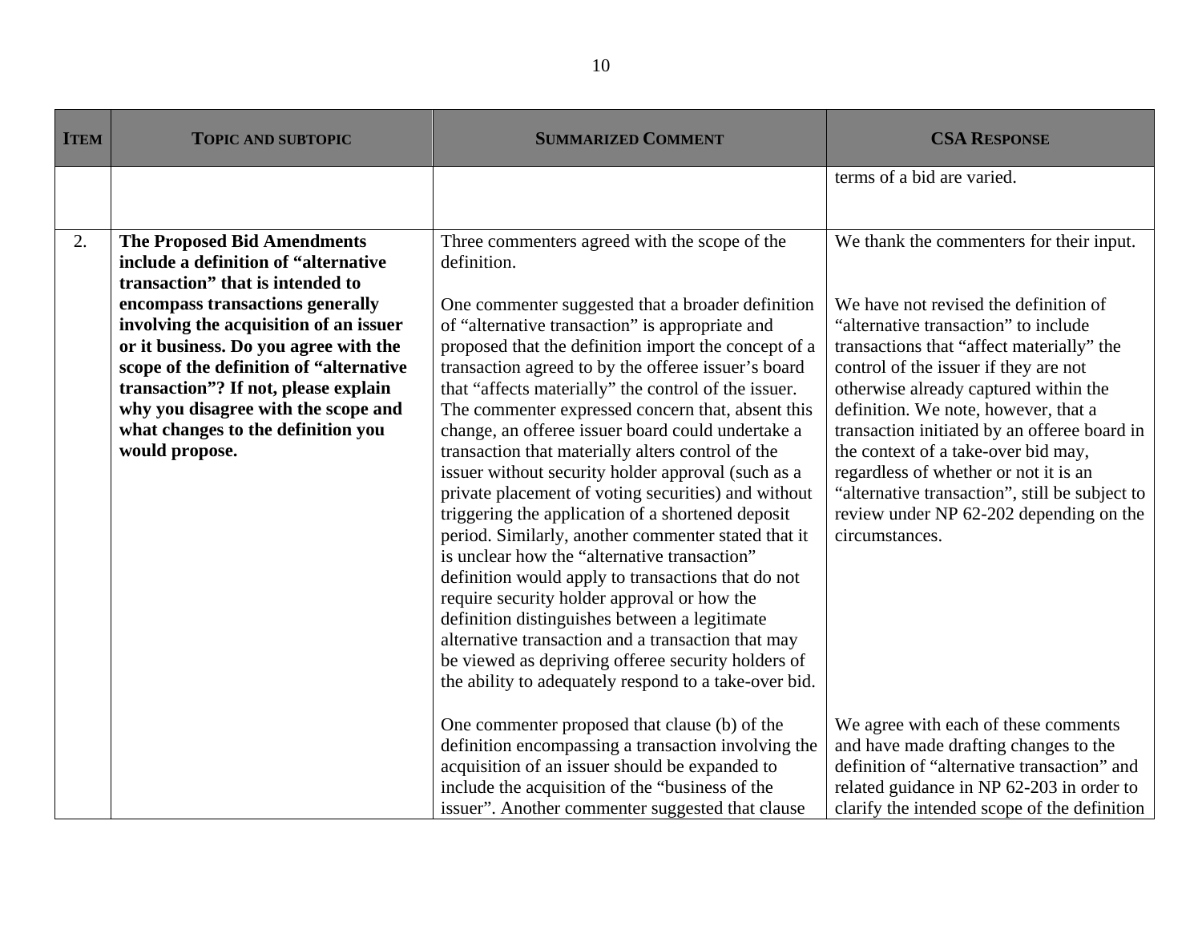| ITEM | TOPIC AND SUBTOPIC | SUMMARIZED COMMENT | CSA RESPONSE |
|---|---|---|---|
| | | | terms of a bid are varied. |
| 2. | **The Proposed Bid Amendments include a definition of "alternative transaction" that is intended to encompass transactions generally involving the acquisition of an issuer or it business. Do you agree with the scope of the definition of "alternative transaction"? If not, please explain why you disagree with the scope and what changes to the definition you would propose.** | Three commenters agreed with the scope of the definition.<br><br>One commenter suggested that a broader definition of "alternative transaction" is appropriate and proposed that the definition import the concept of a transaction agreed to by the offeree issuer's board that "affects materially" the control of the issuer. The commenter expressed concern that, absent this change, an offeree issuer board could undertake a transaction that materially alters control of the issuer without security holder approval (such as a private placement of voting securities) and without triggering the application of a shortened deposit period. Similarly, another commenter stated that it is unclear how the "alternative transaction" definition would apply to transactions that do not require security holder approval or how the definition distinguishes between a legitimate alternative transaction and a transaction that may be viewed as depriving offeree security holders of the ability to adequately respond to a take-over bid.<br><br>One commenter proposed that clause (b) of the definition encompassing a transaction involving the acquisition of an issuer should be expanded to include the acquisition of the "business of the issuer". Another commenter suggested that clause | We thank the commenters for their input.<br><br>We have not revised the definition of "alternative transaction" to include transactions that "affect materially" the control of the issuer if they are not otherwise already captured within the definition. We note, however, that a transaction initiated by an offeree board in the context of a take-over bid may, regardless of whether or not it is an "alternative transaction", still be subject to review under NP 62-202 depending on the circumstances.<br><br>We agree with each of these comments and have made drafting changes to the definition of "alternative transaction" and related guidance in NP 62-203 in order to clarify the intended scope of the definition |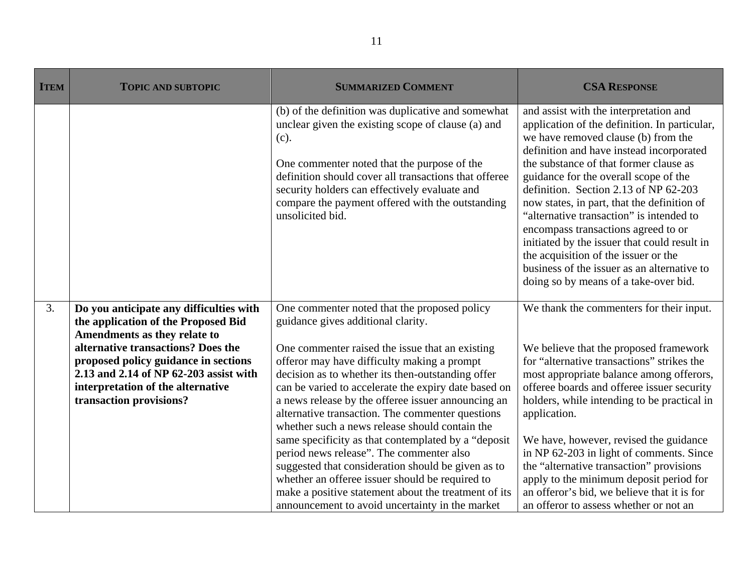| ITEM | TOPIC AND SUBTOPIC | SUMMARIZED COMMENT | CSA RESPONSE |
|---|---|---|---|
| | | (b) of the definition was duplicative and somewhat unclear given the existing scope of clause (a) and (c).<br><br>One commenter noted that the purpose of the definition should cover all transactions that offeree security holders can effectively evaluate and compare the payment offered with the outstanding unsolicited bid. | and assist with the interpretation and application of the definition. In particular, we have removed clause (b) from the definition and have instead incorporated the substance of that former clause as guidance for the overall scope of the definition. Section 2.13 of NP 62-203 now states, in part, that the definition of "alternative transaction" is intended to encompass transactions agreed to or initiated by the issuer that could result in the acquisition of the issuer or the business of the issuer as an alternative to doing so by means of a take-over bid. |
| 3. | **Do you anticipate any difficulties with the application of the Proposed Bid Amendments as they relate to alternative transactions? Does the proposed policy guidance in sections 2.13 and 2.14 of NP 62-203 assist with interpretation of the alternative transaction provisions?** | One commenter noted that the proposed policy guidance gives additional clarity.<br><br>One commenter raised the issue that an existing offeror may have difficulty making a prompt decision as to whether its then-outstanding offer can be varied to accelerate the expiry date based on a news release by the offeree issuer announcing an alternative transaction. The commenter questions whether such a news release should contain the same specificity as that contemplated by a "deposit period news release". The commenter also suggested that consideration should be given as to whether an offeree issuer should be required to make a positive statement about the treatment of its announcement to avoid uncertainty in the market | We thank the commenters for their input.<br><br>We believe that the proposed framework for "alternative transactions" strikes the most appropriate balance among offerors, offeree boards and offeree issuer security holders, while intending to be practical in application.<br><br>We have, however, revised the guidance in NP 62-203 in light of comments. Since the "alternative transaction" provisions apply to the minimum deposit period for an offeror's bid, we believe that it is for an offeror to assess whether or not an |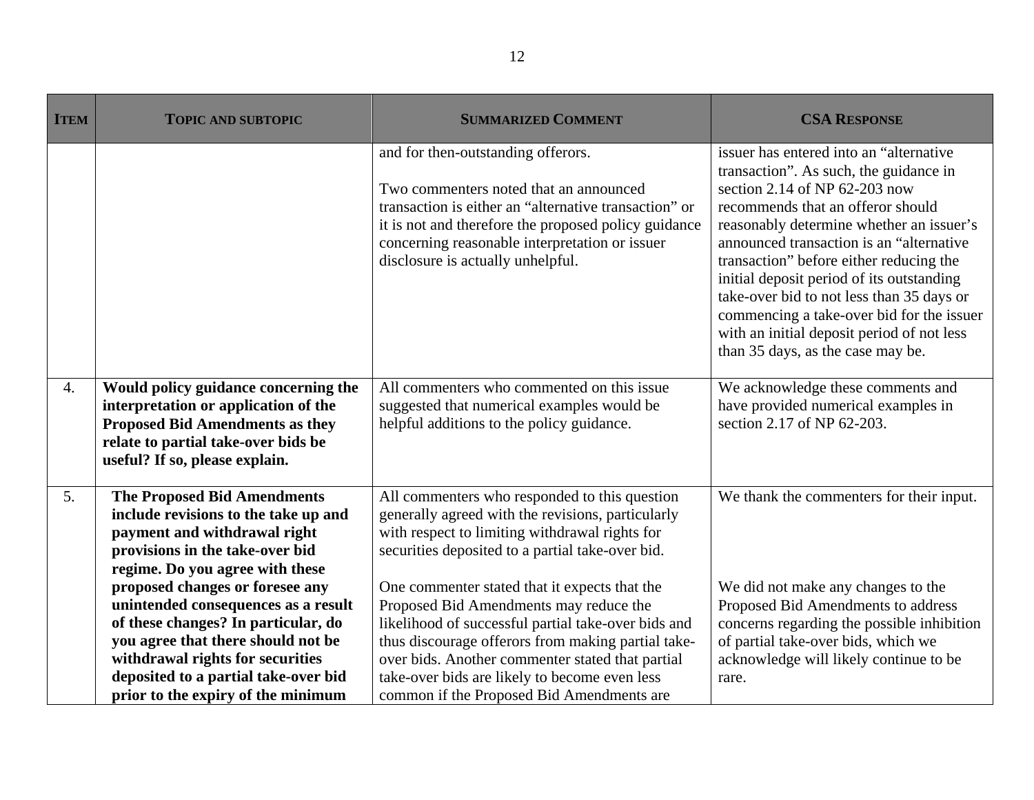| ITEM | TOPIC AND SUBTOPIC | SUMMARIZED COMMENT | CSA RESPONSE |
|---|---|---|---|
| | | and for then-outstanding offerors.<br><br>Two commenters noted that an announced transaction is either an "alternative transaction" or it is not and therefore the proposed policy guidance concerning reasonable interpretation or issuer disclosure is actually unhelpful. | issuer has entered into an "alternative transaction". As such, the guidance in section 2.14 of NP 62-203 now recommends that an offeror should reasonably determine whether an issuer's announced transaction is an "alternative transaction" before either reducing the initial deposit period of its outstanding take-over bid to not less than 35 days or commencing a take-over bid for the issuer with an initial deposit period of not less than 35 days, as the case may be. |
| 4. | **Would policy guidance concerning the interpretation or application of the Proposed Bid Amendments as they relate to partial take-over bids be useful? If so, please explain.** | All commenters who commented on this issue suggested that numerical examples would be helpful additions to the policy guidance. | We acknowledge these comments and have provided numerical examples in section 2.17 of NP 62-203. |
| 5. | **The Proposed Bid Amendments include revisions to the take up and payment and withdrawal right provisions in the take-over bid regime. Do you agree with these proposed changes or foresee any unintended consequences as a result of these changes? In particular, do you agree that there should not be withdrawal rights for securities deposited to a partial take-over bid prior to the expiry of the minimum** | All commenters who responded to this question generally agreed with the revisions, particularly with respect to limiting withdrawal rights for securities deposited to a partial take-over bid.<br><br>One commenter stated that it expects that the Proposed Bid Amendments may reduce the likelihood of successful partial take-over bids and thus discourage offerors from making partial take-over bids. Another commenter stated that partial take-over bids are likely to become even less common if the Proposed Bid Amendments are | We thank the commenters for their input.<br><br>We did not make any changes to the Proposed Bid Amendments to address concerns regarding the possible inhibition of partial take-over bids, which we acknowledge will likely continue to be rare. |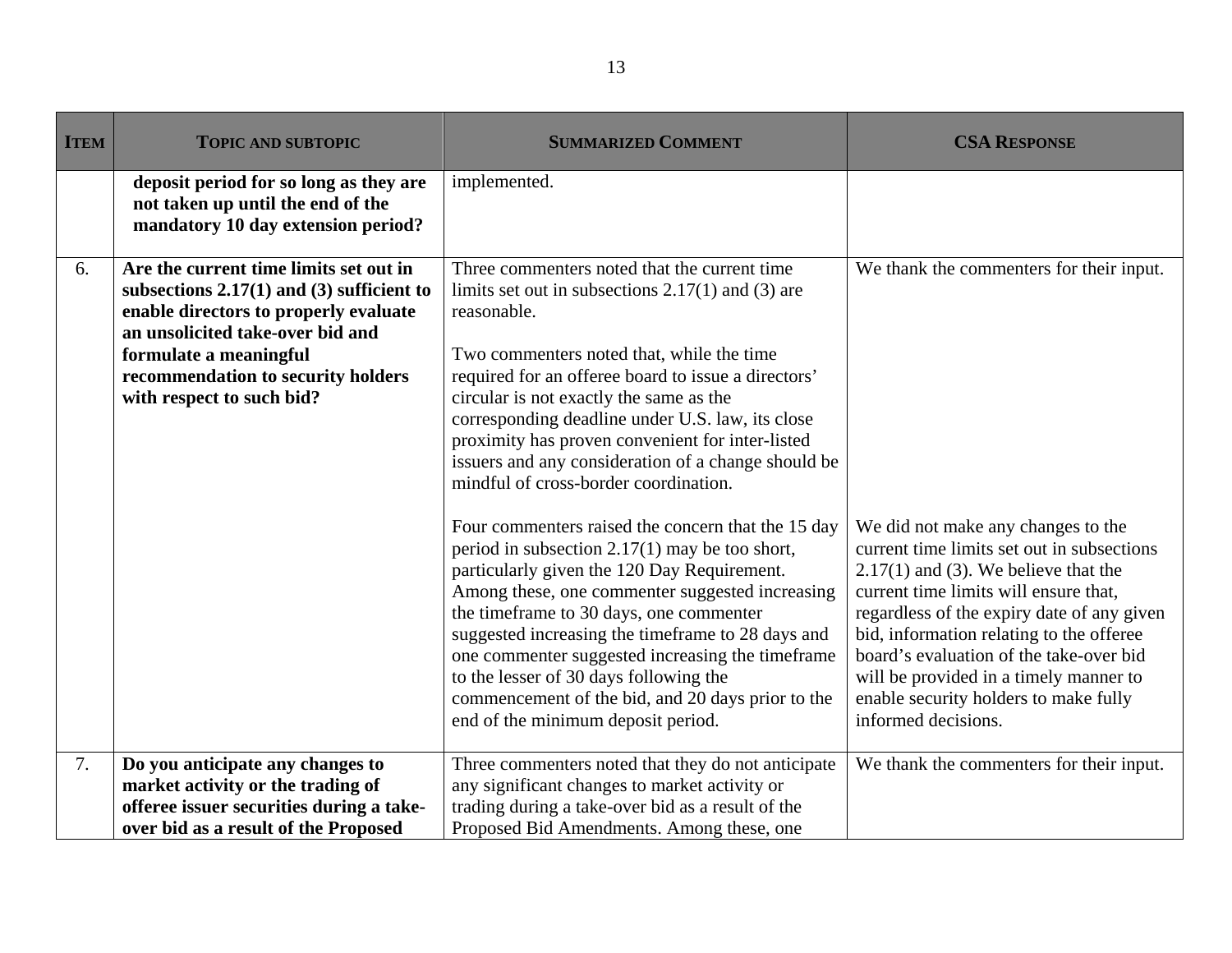| ITEM | TOPIC AND SUBTOPIC | SUMMARIZED COMMENT | CSA RESPONSE |
|---|---|---|---|
| | **deposit period for so long as they are not taken up until the end of the mandatory 10 day extension period?** | implemented. | |
| 6. | **Are the current time limits set out in subsections 2.17(1) and (3) sufficient to enable directors to properly evaluate an unsolicited take-over bid and formulate a meaningful recommendation to security holders with respect to such bid?** | Three commenters noted that the current time limits set out in subsections 2.17(1) and (3) are reasonable.<br><br>Two commenters noted that, while the time required for an offeree board to issue a directors' circular is not exactly the same as the corresponding deadline under U.S. law, its close proximity has proven convenient for inter-listed issuers and any consideration of a change should be mindful of cross-border coordination. | We thank the commenters for their input. |
| | | Four commenters raised the concern that the 15 day period in subsection 2.17(1) may be too short, particularly given the 120 Day Requirement. Among these, one commenter suggested increasing the timeframe to 30 days, one commenter suggested increasing the timeframe to 28 days and one commenter suggested increasing the timeframe to the lesser of 30 days following the commencement of the bid, and 20 days prior to the end of the minimum deposit period. | We did not make any changes to the current time limits set out in subsections 2.17(1) and (3). We believe that the current time limits will ensure that, regardless of the expiry date of any given bid, information relating to the offeree board's evaluation of the take-over bid will be provided in a timely manner to enable security holders to make fully informed decisions. |
| 7. | **Do you anticipate any changes to market activity or the trading of offeree issuer securities during a take-over bid as a result of the Proposed** | Three commenters noted that they do not anticipate any significant changes to market activity or trading during a take-over bid as a result of the Proposed Bid Amendments. Among these, one | We thank the commenters for their input. |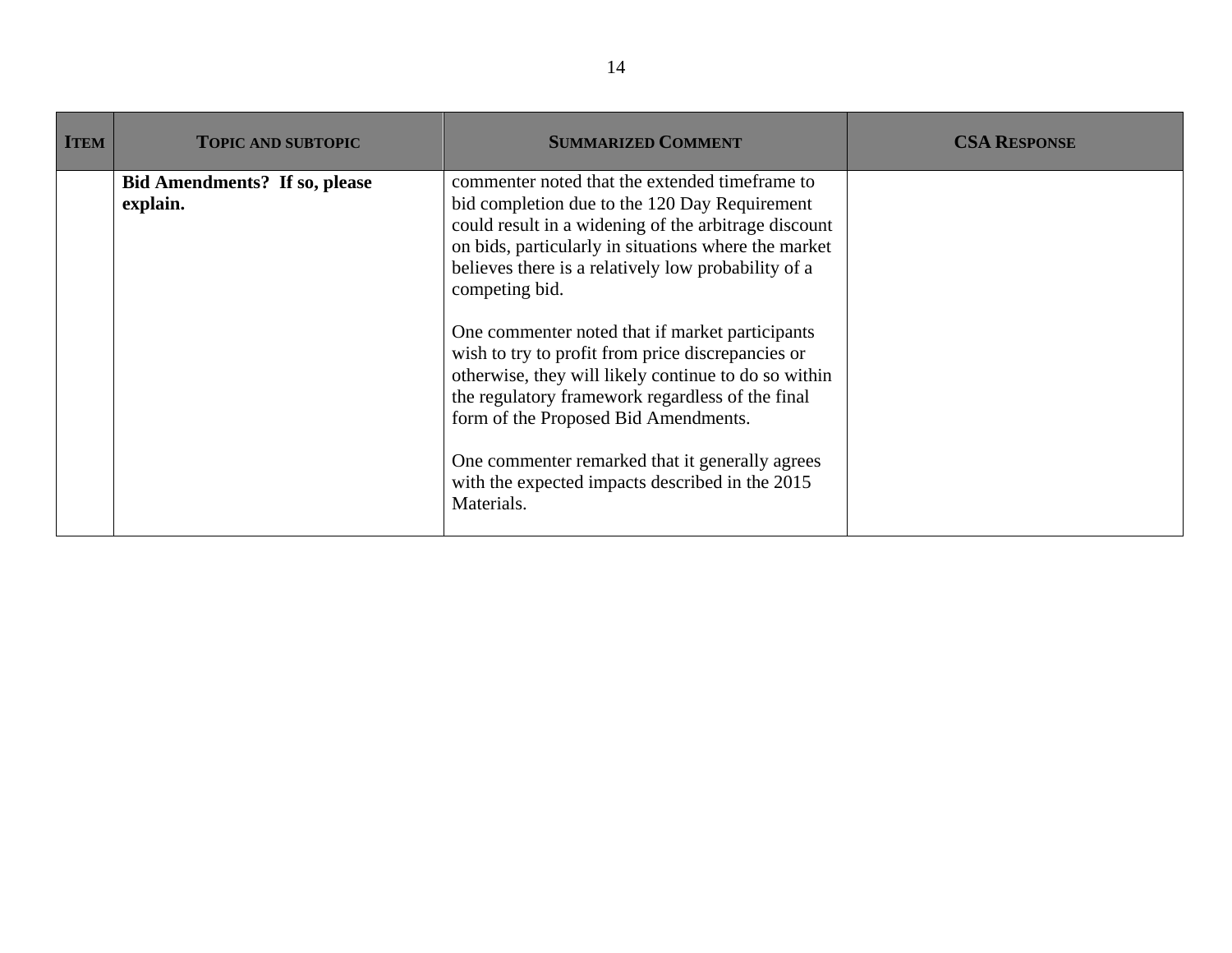| ITEM | TOPIC AND SUBTOPIC | SUMMARIZED COMMENT | CSA RESPONSE |
|---|---|---|---|
| | **Bid Amendments? If so, please explain.** | commenter noted that the extended timeframe to bid completion due to the 120 Day Requirement could result in a widening of the arbitrage discount on bids, particularly in situations where the market believes there is a relatively low probability of a competing bid.<br><br>One commenter noted that if market participants wish to try to profit from price discrepancies or otherwise, they will likely continue to do so within the regulatory framework regardless of the final form of the Proposed Bid Amendments.<br><br>One commenter remarked that it generally agrees with the expected impacts described in the 2015 Materials. | |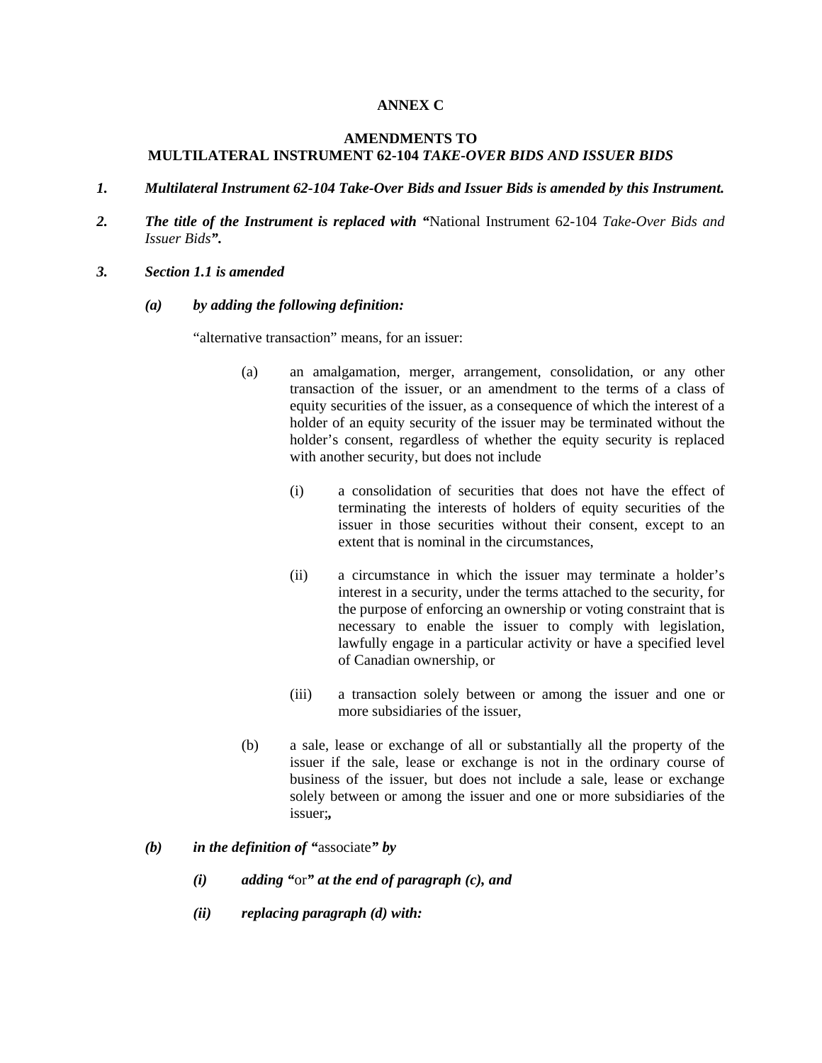**ANNEX C**

**AMENDMENTS TO**
**MULTILATERAL INSTRUMENT 62-104 *TAKE-OVER BIDS AND ISSUER BIDS***

1. ***Multilateral Instrument 62-104 Take-Over Bids and Issuer Bids is amended by this Instrument.***

2. ***The title of the Instrument is replaced with "*National Instrument 62-104 *Take-Over Bids and Issuer Bids*".**

3. ***Section 1.1 is amended***

   ***(a) by adding the following definition:***

   "alternative transaction" means, for an issuer:

   (a) an amalgamation, merger, arrangement, consolidation, or any other transaction of the issuer, or an amendment to the terms of a class of equity securities of the issuer, as a consequence of which the interest of a holder of an equity security of the issuer may be terminated without the holder's consent, regardless of whether the equity security is replaced with another security, but does not include

   (i) a consolidation of securities that does not have the effect of terminating the interests of holders of equity securities of the issuer in those securities without their consent, except to an extent that is nominal in the circumstances,

   (ii) a circumstance in which the issuer may terminate a holder's interest in a security, under the terms attached to the security, for the purpose of enforcing an ownership or voting constraint that is necessary to enable the issuer to comply with legislation, lawfully engage in a particular activity or have a specified level of Canadian ownership, or

   (iii) a transaction solely between or among the issuer and one or more subsidiaries of the issuer,

   (b) a sale, lease or exchange of all or substantially all the property of the issuer if the sale, lease or exchange is not in the ordinary course of business of the issuer, but does not include a sale, lease or exchange solely between or among the issuer and one or more subsidiaries of the issuer;**,**

   ***(b) in the definition of "*associate*" by***

   ***(i) adding "*or*" at the end of paragraph (c), and***

   ***(ii) replacing paragraph (d) with:***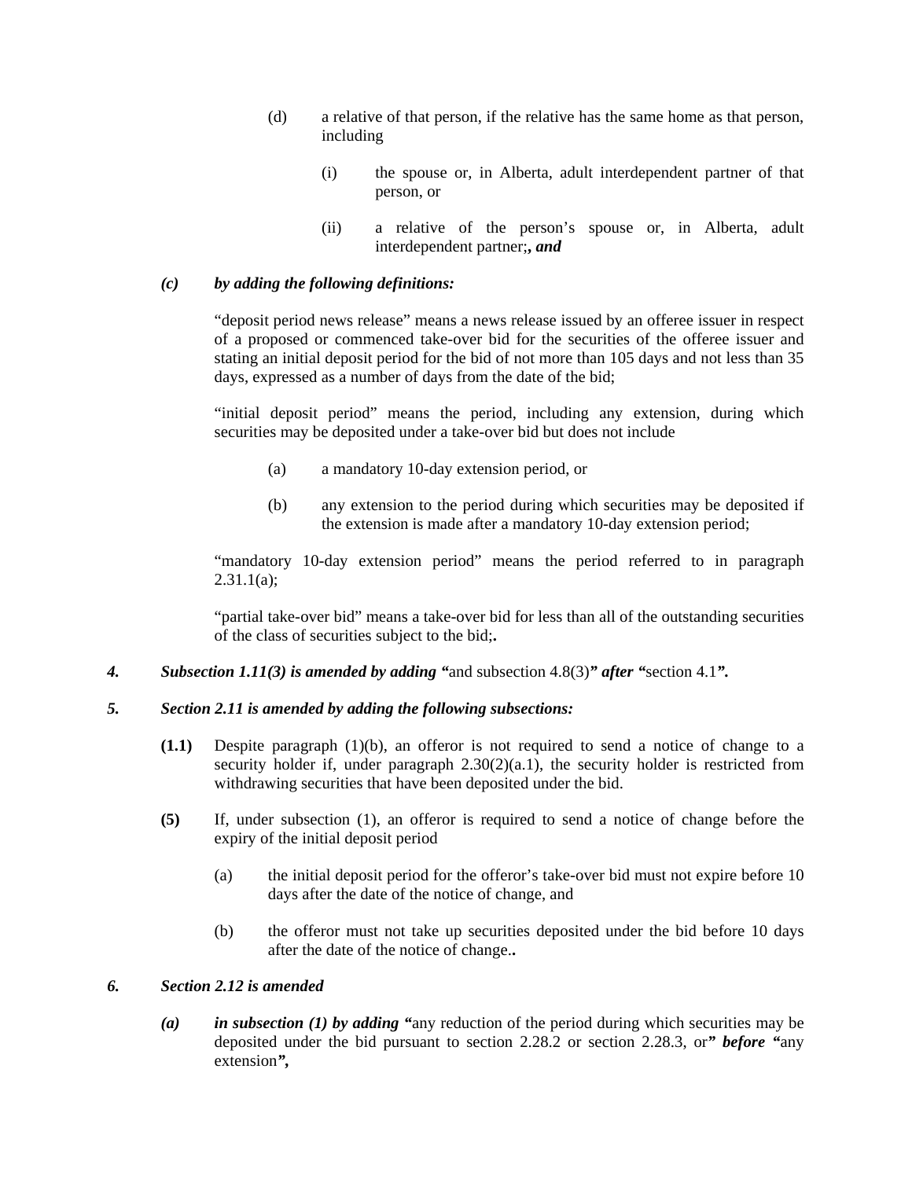(d) a relative of that person, if the relative has the same home as that person, including

(i) the spouse or, in Alberta, adult interdependent partner of that person, or

(ii) a relative of the person's spouse or, in Alberta, adult interdependent partner;***, and***

***(c) by adding the following definitions:***

"deposit period news release" means a news release issued by an offeree issuer in respect of a proposed or commenced take-over bid for the securities of the offeree issuer and stating an initial deposit period for the bid of not more than 105 days and not less than 35 days, expressed as a number of days from the date of the bid;

"initial deposit period" means the period, including any extension, during which securities may be deposited under a take-over bid but does not include

(a) a mandatory 10-day extension period, or

(b) any extension to the period during which securities may be deposited if the extension is made after a mandatory 10-day extension period;

"mandatory 10-day extension period" means the period referred to in paragraph 2.31.1(a);

"partial take-over bid" means a take-over bid for less than all of the outstanding securities of the class of securities subject to the bid;**.**

***4. Subsection 1.11(3) is amended by adding "***and subsection 4.8(3)***" after "***section 4.1***".***

***5. Section 2.11 is amended by adding the following subsections:***

**(1.1)** Despite paragraph (1)(b), an offeror is not required to send a notice of change to a security holder if, under paragraph 2.30(2)(a.1), the security holder is restricted from withdrawing securities that have been deposited under the bid.

**(5)** If, under subsection (1), an offeror is required to send a notice of change before the expiry of the initial deposit period

(a) the initial deposit period for the offeror's take-over bid must not expire before 10 days after the date of the notice of change, and

(b) the offeror must not take up securities deposited under the bid before 10 days after the date of the notice of change.**.**

***6. Section 2.12 is amended***

***(a) in subsection (1) by adding "***any reduction of the period during which securities may be deposited under the bid pursuant to section 2.28.2 or section 2.28.3, or***" before "***any extension***",***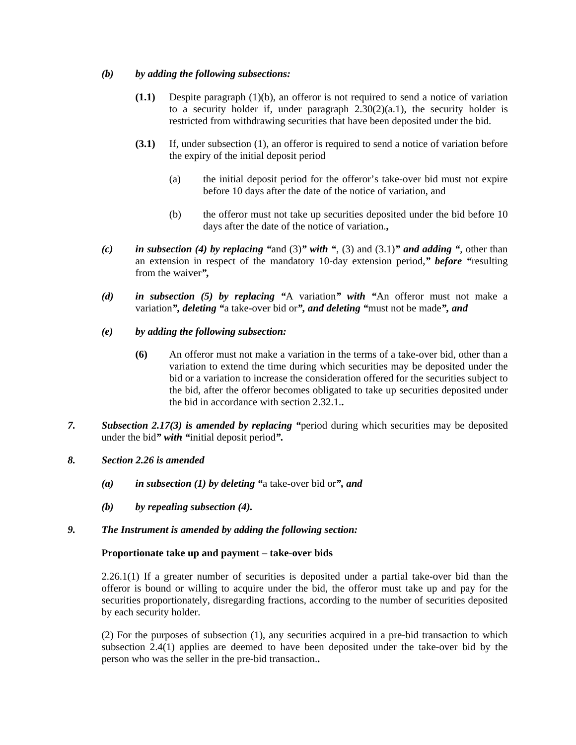*(b)* ***by adding the following subsections:***

> **(1.1)** Despite paragraph (1)(b), an offeror is not required to send a notice of variation to a security holder if, under paragraph 2.30(2)(a.1), the security holder is restricted from withdrawing securities that have been deposited under the bid.
>
> **(3.1)** If, under subsection (1), an offeror is required to send a notice of variation before the expiry of the initial deposit period
>
> > (a) the initial deposit period for the offeror's take-over bid must not expire before 10 days after the date of the notice of variation, and
> >
> > (b) the offeror must not take up securities deposited under the bid before 10 days after the date of the notice of variation.**,**

*(c)* ***in subsection (4) by replacing "***and (3)***" with "***, (3) and (3.1)***" and adding "***, other than an extension in respect of the mandatory 10-day extension period,***" before "***resulting from the waiver***",***

*(d)* ***in subsection (5) by replacing "***A variation***" with "***An offeror must not make a variation***", deleting "***a take-over bid or***", and deleting "***must not be made***", and***

*(e)* ***by adding the following subsection:***

> **(6)** An offeror must not make a variation in the terms of a take-over bid, other than a variation to extend the time during which securities may be deposited under the bid or a variation to increase the consideration offered for the securities subject to the bid, after the offeror becomes obligated to take up securities deposited under the bid in accordance with section 2.32.1.**.**

***7. Subsection 2.17(3) is amended by replacing "***period during which securities may be deposited under the bid***" with "***initial deposit period***".***

***8. Section 2.26 is amended***

*(a)* ***in subsection (1) by deleting "***a take-over bid or***", and***

*(b)* ***by repealing subsection (4).***

***9. The Instrument is amended by adding the following section:***

**Proportionate take up and payment – take-over bids**

2.26.1(1) If a greater number of securities is deposited under a partial take-over bid than the offeror is bound or willing to acquire under the bid, the offeror must take up and pay for the securities proportionately, disregarding fractions, according to the number of securities deposited by each security holder.

(2) For the purposes of subsection (1), any securities acquired in a pre-bid transaction to which subsection 2.4(1) applies are deemed to have been deposited under the take-over bid by the person who was the seller in the pre-bid transaction.**.**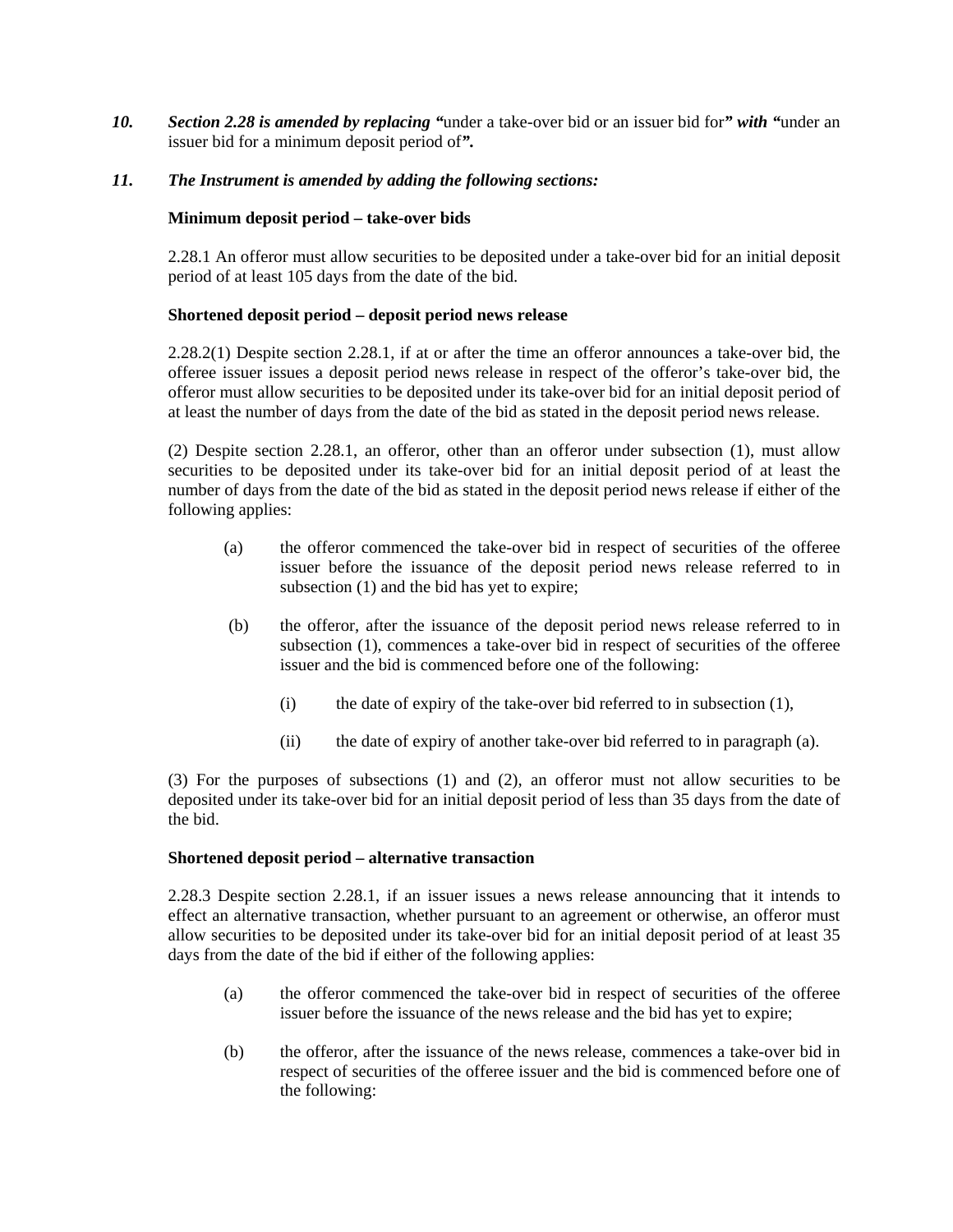***10. Section 2.28 is amended by replacing "***under a take-over bid or an issuer bid for***" with "***under an issuer bid for a minimum deposit period of***".***

***11. The Instrument is amended by adding the following sections:***

**Minimum deposit period – take-over bids**

2.28.1 An offeror must allow securities to be deposited under a take-over bid for an initial deposit period of at least 105 days from the date of the bid.

**Shortened deposit period – deposit period news release**

2.28.2(1) Despite section 2.28.1, if at or after the time an offeror announces a take-over bid, the offeree issuer issues a deposit period news release in respect of the offeror's take-over bid, the offeror must allow securities to be deposited under its take-over bid for an initial deposit period of at least the number of days from the date of the bid as stated in the deposit period news release.

(2) Despite section 2.28.1, an offeror, other than an offeror under subsection (1), must allow securities to be deposited under its take-over bid for an initial deposit period of at least the number of days from the date of the bid as stated in the deposit period news release if either of the following applies:

(a) the offeror commenced the take-over bid in respect of securities of the offeree issuer before the issuance of the deposit period news release referred to in subsection (1) and the bid has yet to expire;

(b) the offeror, after the issuance of the deposit period news release referred to in subsection (1), commences a take-over bid in respect of securities of the offeree issuer and the bid is commenced before one of the following:

(i) the date of expiry of the take-over bid referred to in subsection (1),

(ii) the date of expiry of another take-over bid referred to in paragraph (a).

(3) For the purposes of subsections (1) and (2), an offeror must not allow securities to be deposited under its take-over bid for an initial deposit period of less than 35 days from the date of the bid.

**Shortened deposit period – alternative transaction**

2.28.3 Despite section 2.28.1, if an issuer issues a news release announcing that it intends to effect an alternative transaction, whether pursuant to an agreement or otherwise, an offeror must allow securities to be deposited under its take-over bid for an initial deposit period of at least 35 days from the date of the bid if either of the following applies:

(a) the offeror commenced the take-over bid in respect of securities of the offeree issuer before the issuance of the news release and the bid has yet to expire;

(b) the offeror, after the issuance of the news release, commences a take-over bid in respect of securities of the offeree issuer and the bid is commenced before one of the following: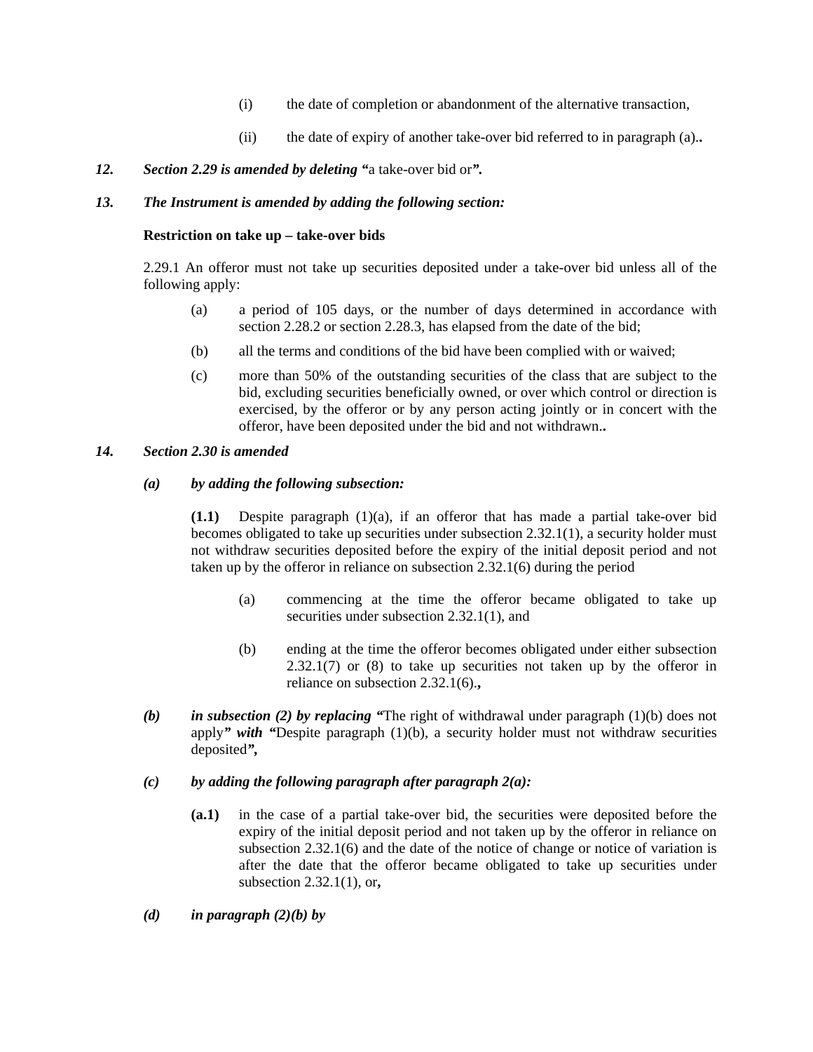(i) the date of completion or abandonment of the alternative transaction,

(ii) the date of expiry of another take-over bid referred to in paragraph (a)..

*12. Section 2.29 is amended by deleting "*a take-over bid or*".*

*13. The Instrument is amended by adding the following section:*

**Restriction on take up – take-over bids**

2.29.1 An offeror must not take up securities deposited under a take-over bid unless all of the following apply:

(a) a period of 105 days, or the number of days determined in accordance with section 2.28.2 or section 2.28.3, has elapsed from the date of the bid;

(b) all the terms and conditions of the bid have been complied with or waived;

(c) more than 50% of the outstanding securities of the class that are subject to the bid, excluding securities beneficially owned, or over which control or direction is exercised, by the offeror or by any person acting jointly or in concert with the offeror, have been deposited under the bid and not withdrawn..

*14. Section 2.30 is amended*

*(a) by adding the following subsection:*

**(1.1)** Despite paragraph (1)(a), if an offeror that has made a partial take-over bid becomes obligated to take up securities under subsection 2.32.1(1), a security holder must not withdraw securities deposited before the expiry of the initial deposit period and not taken up by the offeror in reliance on subsection 2.32.1(6) during the period

(a) commencing at the time the offeror became obligated to take up securities under subsection 2.32.1(1), and

(b) ending at the time the offeror becomes obligated under either subsection 2.32.1(7) or (8) to take up securities not taken up by the offeror in reliance on subsection 2.32.1(6).,

*(b) in subsection (2) by replacing "*The right of withdrawal under paragraph (1)(b) does not apply*" with "*Despite paragraph (1)(b), a security holder must not withdraw securities deposited*",*

*(c) by adding the following paragraph after paragraph 2(a):*

**(a.1)** in the case of a partial take-over bid, the securities were deposited before the expiry of the initial deposit period and not taken up by the offeror in reliance on subsection 2.32.1(6) and the date of the notice of change or notice of variation is after the date that the offeror became obligated to take up securities under subsection 2.32.1(1), or**,**

*(d) in paragraph (2)(b) by*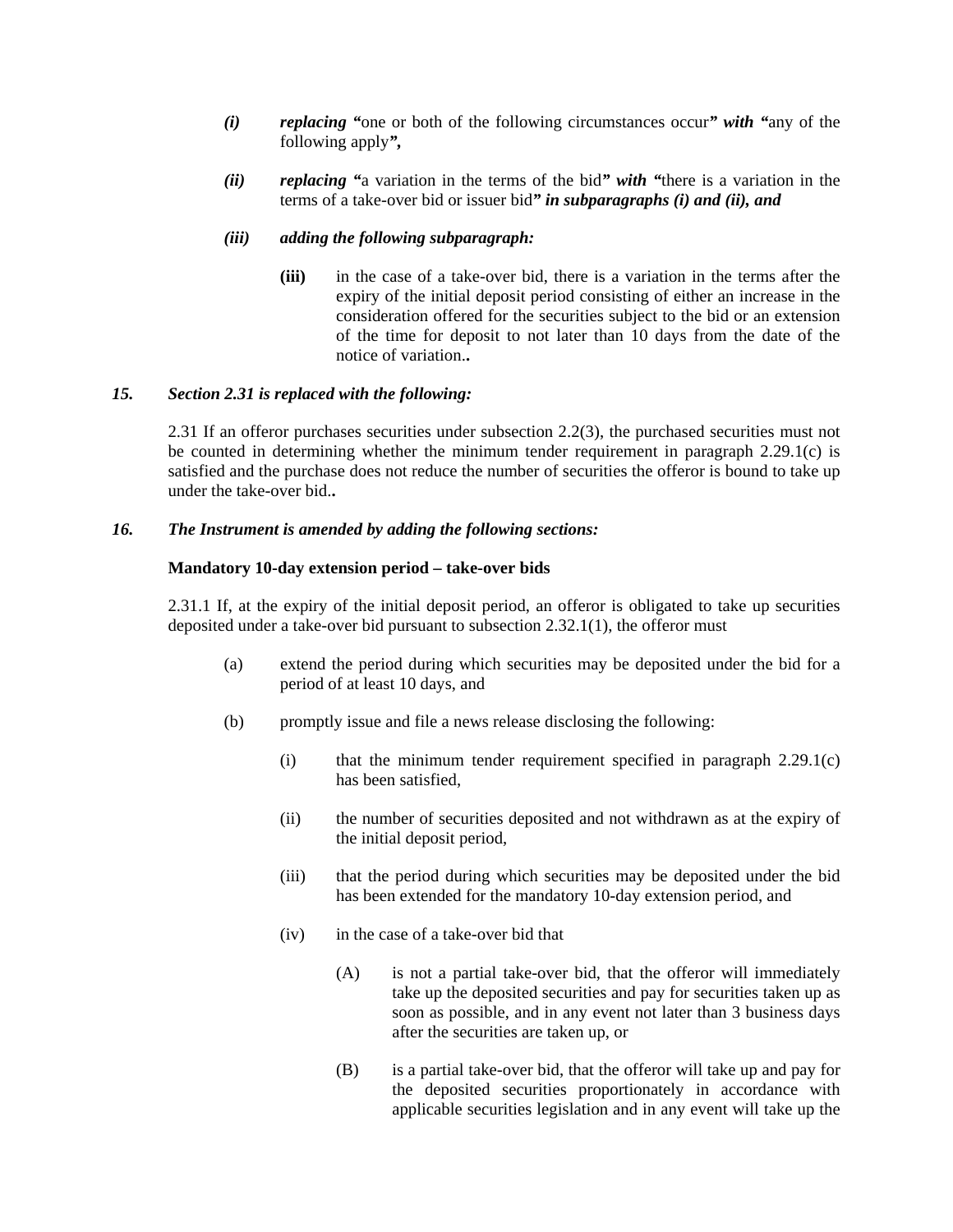*(i)* ***replacing*** **“**one or both of the following circumstances occur***” with “***any of the following apply***”,***

*(ii)* ***replacing*** **“**a variation in the terms of the bid***” with “***there is a variation in the terms of a take-over bid or issuer bid***” in subparagraphs (i) and (ii), and***

*(iii)* ***adding the following subparagraph:***

> **(iii)** in the case of a take-over bid, there is a variation in the terms after the expiry of the initial deposit period consisting of either an increase in the consideration offered for the securities subject to the bid or an extension of the time for deposit to not later than 10 days from the date of the notice of variation.**.**

***15. Section 2.31 is replaced with the following:***

2.31 If an offeror purchases securities under subsection 2.2(3), the purchased securities must not be counted in determining whether the minimum tender requirement in paragraph 2.29.1(c) is satisfied and the purchase does not reduce the number of securities the offeror is bound to take up under the take-over bid.**.**

***16. The Instrument is amended by adding the following sections:***

**Mandatory 10-day extension period – take-over bids**

2.31.1 If, at the expiry of the initial deposit period, an offeror is obligated to take up securities deposited under a take-over bid pursuant to subsection 2.32.1(1), the offeror must

(a) extend the period during which securities may be deposited under the bid for a period of at least 10 days, and

(b) promptly issue and file a news release disclosing the following:

> (i) that the minimum tender requirement specified in paragraph 2.29.1(c) has been satisfied,
>
> (ii) the number of securities deposited and not withdrawn as at the expiry of the initial deposit period,
>
> (iii) that the period during which securities may be deposited under the bid has been extended for the mandatory 10-day extension period, and
>
> (iv) in the case of a take-over bid that
>
> > (A) is not a partial take-over bid, that the offeror will immediately take up the deposited securities and pay for securities taken up as soon as possible, and in any event not later than 3 business days after the securities are taken up, or
> >
> > (B) is a partial take-over bid, that the offeror will take up and pay for the deposited securities proportionately in accordance with applicable securities legislation and in any event will take up the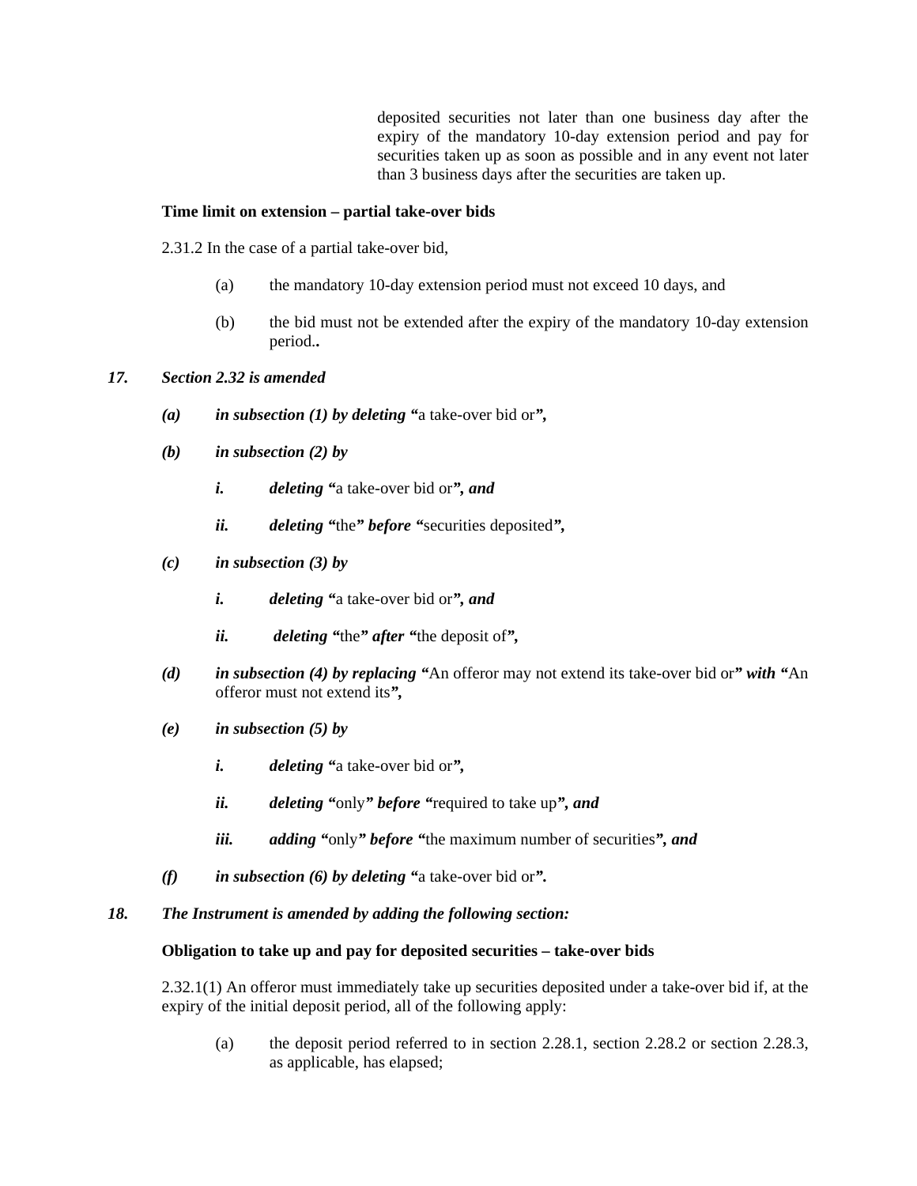deposited securities not later than one business day after the expiry of the mandatory 10-day extension period and pay for securities taken up as soon as possible and in any event not later than 3 business days after the securities are taken up.

**Time limit on extension – partial take-over bids**

2.31.2 In the case of a partial take-over bid,

(a) the mandatory 10-day extension period must not exceed 10 days, and

(b) the bid must not be extended after the expiry of the mandatory 10-day extension period..

***17. Section 2.32 is amended***

***(a) in subsection (1) by deleting "***a take-over bid or***",***

***(b) in subsection (2) by***

***i. deleting "***a take-over bid or***", and***

***ii. deleting "***the***" before "***securities deposited***",***

***(c) in subsection (3) by***

***i. deleting "***a take-over bid or***", and***

***ii. deleting "***the***" after "***the deposit of***",***

***(d) in subsection (4) by replacing "***An offeror may not extend its take-over bid or***" with "***An offeror must not extend its***",***

***(e) in subsection (5) by***

***i. deleting "***a take-over bid or***",***

***ii. deleting "***only***" before "***required to take up***", and***

***iii. adding "***only***" before "***the maximum number of securities***", and***

***(f) in subsection (6) by deleting "***a take-over bid or***".***

***18. The Instrument is amended by adding the following section:***

**Obligation to take up and pay for deposited securities – take-over bids**

2.32.1(1) An offeror must immediately take up securities deposited under a take-over bid if, at the expiry of the initial deposit period, all of the following apply:

(a) the deposit period referred to in section 2.28.1, section 2.28.2 or section 2.28.3, as applicable, has elapsed;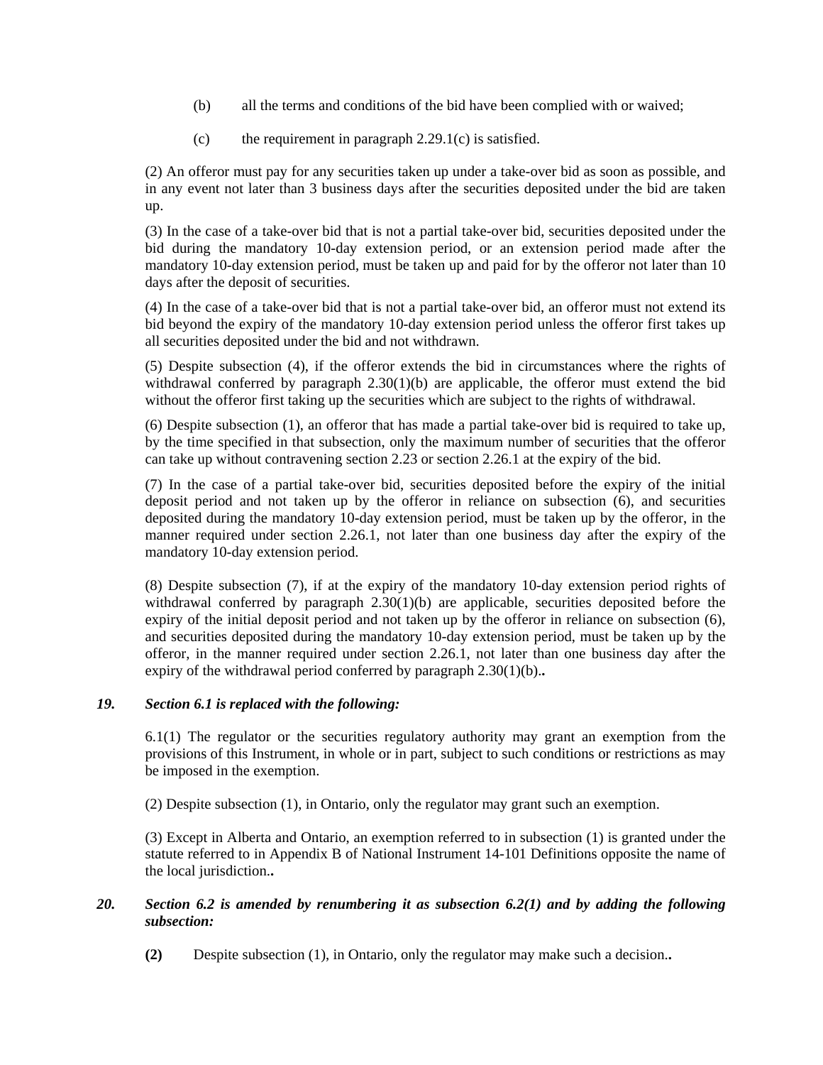(b) all the terms and conditions of the bid have been complied with or waived;

(c) the requirement in paragraph 2.29.1(c) is satisfied.

(2) An offeror must pay for any securities taken up under a take-over bid as soon as possible, and in any event not later than 3 business days after the securities deposited under the bid are taken up.

(3) In the case of a take-over bid that is not a partial take-over bid, securities deposited under the bid during the mandatory 10-day extension period, or an extension period made after the mandatory 10-day extension period, must be taken up and paid for by the offeror not later than 10 days after the deposit of securities.

(4) In the case of a take-over bid that is not a partial take-over bid, an offeror must not extend its bid beyond the expiry of the mandatory 10-day extension period unless the offeror first takes up all securities deposited under the bid and not withdrawn.

(5) Despite subsection (4), if the offeror extends the bid in circumstances where the rights of withdrawal conferred by paragraph 2.30(1)(b) are applicable, the offeror must extend the bid without the offeror first taking up the securities which are subject to the rights of withdrawal.

(6) Despite subsection (1), an offeror that has made a partial take-over bid is required to take up, by the time specified in that subsection, only the maximum number of securities that the offeror can take up without contravening section 2.23 or section 2.26.1 at the expiry of the bid.

(7) In the case of a partial take-over bid, securities deposited before the expiry of the initial deposit period and not taken up by the offeror in reliance on subsection (6), and securities deposited during the mandatory 10-day extension period, must be taken up by the offeror, in the manner required under section 2.26.1, not later than one business day after the expiry of the mandatory 10-day extension period.

(8) Despite subsection (7), if at the expiry of the mandatory 10-day extension period rights of withdrawal conferred by paragraph 2.30(1)(b) are applicable, securities deposited before the expiry of the initial deposit period and not taken up by the offeror in reliance on subsection (6), and securities deposited during the mandatory 10-day extension period, must be taken up by the offeror, in the manner required under section 2.26.1, not later than one business day after the expiry of the withdrawal period conferred by paragraph 2.30(1)(b)..

***19. Section 6.1 is replaced with the following:***

6.1(1) The regulator or the securities regulatory authority may grant an exemption from the provisions of this Instrument, in whole or in part, subject to such conditions or restrictions as may be imposed in the exemption.

(2) Despite subsection (1), in Ontario, only the regulator may grant such an exemption.

(3) Except in Alberta and Ontario, an exemption referred to in subsection (1) is granted under the statute referred to in Appendix B of National Instrument 14-101 Definitions opposite the name of the local jurisdiction..

***20. Section 6.2 is amended by renumbering it as subsection 6.2(1) and by adding the following subsection:***

**(2)** Despite subsection (1), in Ontario, only the regulator may make such a decision..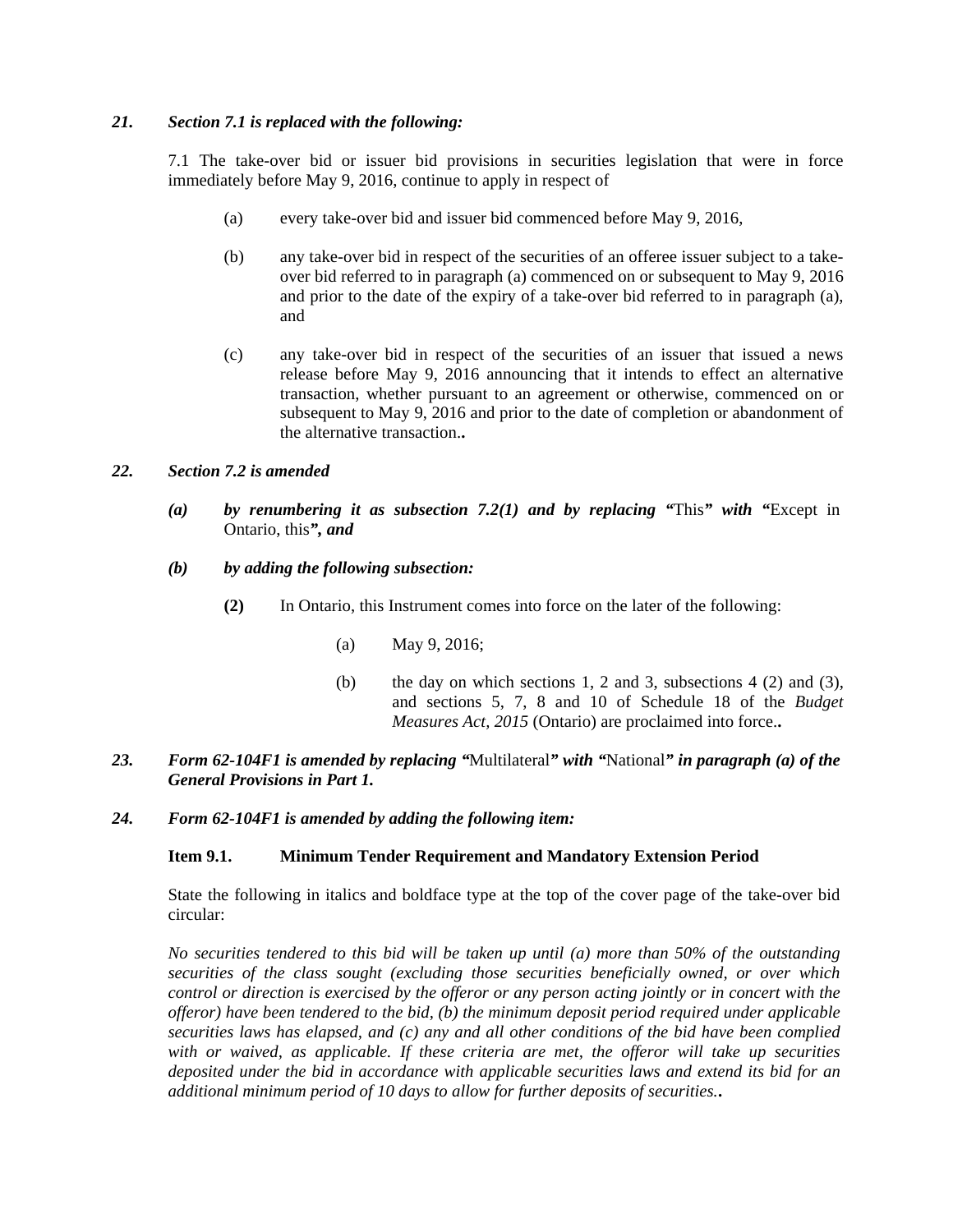***21. Section 7.1 is replaced with the following:***

7.1 The take-over bid or issuer bid provisions in securities legislation that were in force immediately before May 9, 2016, continue to apply in respect of

(a) every take-over bid and issuer bid commenced before May 9, 2016,

(b) any take-over bid in respect of the securities of an offeree issuer subject to a take-over bid referred to in paragraph (a) commenced on or subsequent to May 9, 2016 and prior to the date of the expiry of a take-over bid referred to in paragraph (a), and

(c) any take-over bid in respect of the securities of an issuer that issued a news release before May 9, 2016 announcing that it intends to effect an alternative transaction, whether pursuant to an agreement or otherwise, commenced on or subsequent to May 9, 2016 and prior to the date of completion or abandonment of the alternative transaction.**.**

***22. Section 7.2 is amended***

***(a) by renumbering it as subsection 7.2(1) and by replacing "***This***" with "***Except in Ontario, this***", and***

***(b) by adding the following subsection:***

**(2)** In Ontario, this Instrument comes into force on the later of the following:

(a) May 9, 2016;

(b) the day on which sections 1, 2 and 3, subsections 4 (2) and (3), and sections 5, 7, 8 and 10 of Schedule 18 of the *Budget Measures Act, 2015* (Ontario) are proclaimed into force.**.**

***23. Form 62-104F1 is amended by replacing "***Multilateral***" with "***National***" in paragraph (a) of the General Provisions in Part 1.***

***24. Form 62-104F1 is amended by adding the following item:***

**Item 9.1. Minimum Tender Requirement and Mandatory Extension Period**

State the following in italics and boldface type at the top of the cover page of the take-over bid circular:

*No securities tendered to this bid will be taken up until (a) more than 50% of the outstanding securities of the class sought (excluding those securities beneficially owned, or over which control or direction is exercised by the offeror or any person acting jointly or in concert with the offeror) have been tendered to the bid, (b) the minimum deposit period required under applicable securities laws has elapsed, and (c) any and all other conditions of the bid have been complied with or waived, as applicable. If these criteria are met, the offeror will take up securities deposited under the bid in accordance with applicable securities laws and extend its bid for an additional minimum period of 10 days to allow for further deposits of securities.***.**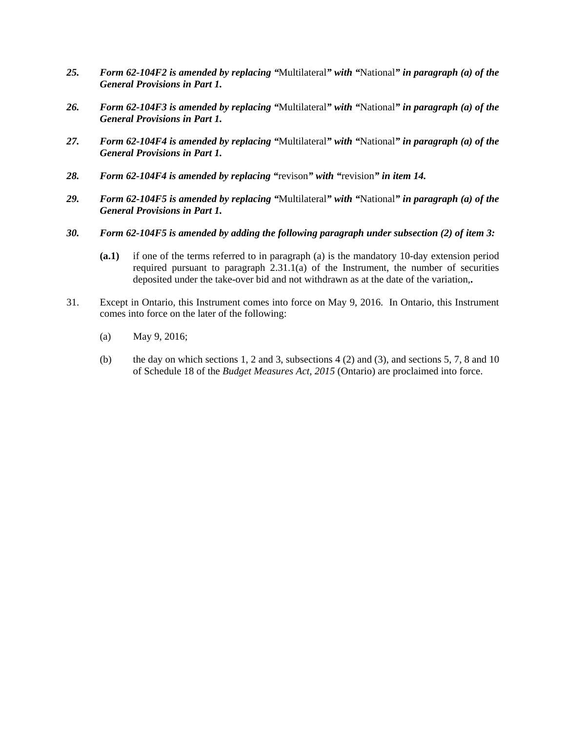***25. Form 62-104F2 is amended by replacing "*Multilateral*" with "*National*" in paragraph (a) of the General Provisions in Part 1.***

***26. Form 62-104F3 is amended by replacing "*Multilateral*" with "*National*" in paragraph (a) of the General Provisions in Part 1.***

***27. Form 62-104F4 is amended by replacing "*Multilateral*" with "*National*" in paragraph (a) of the General Provisions in Part 1.***

***28. Form 62-104F4 is amended by replacing "*revison*" with "*revision*" in item 14.***

***29. Form 62-104F5 is amended by replacing "*Multilateral*" with "*National*" in paragraph (a) of the General Provisions in Part 1.***

***30. Form 62-104F5 is amended by adding the following paragraph under subsection (2) of item 3:***

> **(a.1)** if one of the terms referred to in paragraph (a) is the mandatory 10-day extension period required pursuant to paragraph 2.31.1(a) of the Instrument, the number of securities deposited under the take-over bid and not withdrawn as at the date of the variation,**.**

31. Except in Ontario, this Instrument comes into force on May 9, 2016. In Ontario, this Instrument comes into force on the later of the following:

    (a) May 9, 2016;

    (b) the day on which sections 1, 2 and 3, subsections 4 (2) and (3), and sections 5, 7, 8 and 10 of Schedule 18 of the *Budget Measures Act, 2015* (Ontario) are proclaimed into force.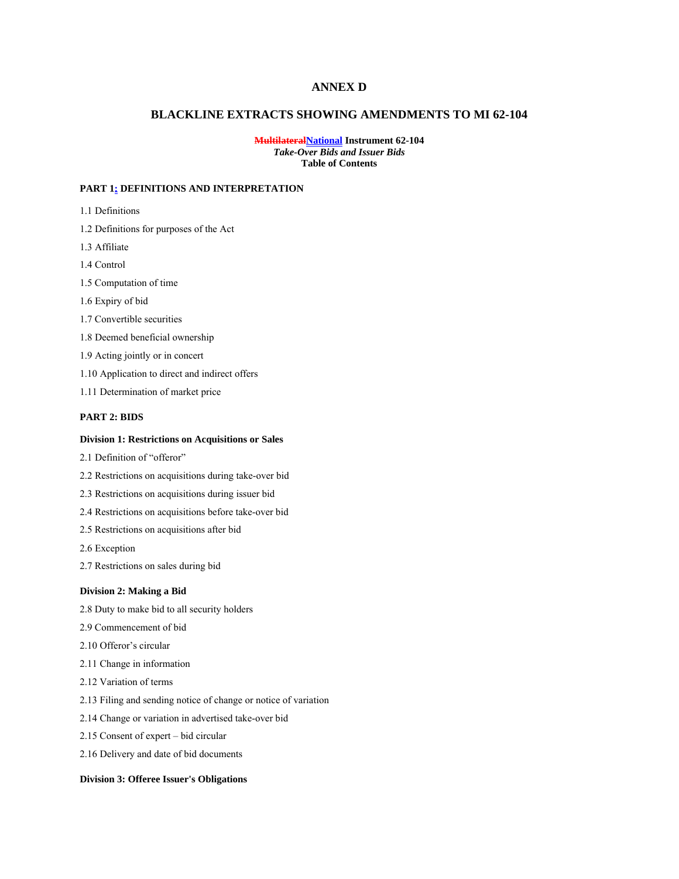# ANNEX D

## BLACKLINE EXTRACTS SHOWING AMENDMENTS TO MI 62-104

**~~Multilateral~~National Instrument 62-104**
***Take-Over Bids and Issuer Bids***
**Table of Contents**

**PART 1: DEFINITIONS AND INTERPRETATION**

1.1 Definitions

1.2 Definitions for purposes of the Act

1.3 Affiliate

1.4 Control

1.5 Computation of time

1.6 Expiry of bid

1.7 Convertible securities

1.8 Deemed beneficial ownership

1.9 Acting jointly or in concert

1.10 Application to direct and indirect offers

1.11 Determination of market price

**PART 2: BIDS**

**Division 1: Restrictions on Acquisitions or Sales**

2.1 Definition of "offeror"

2.2 Restrictions on acquisitions during take-over bid

2.3 Restrictions on acquisitions during issuer bid

2.4 Restrictions on acquisitions before take-over bid

2.5 Restrictions on acquisitions after bid

2.6 Exception

2.7 Restrictions on sales during bid

**Division 2: Making a Bid**

2.8 Duty to make bid to all security holders

2.9 Commencement of bid

2.10 Offeror's circular

2.11 Change in information

2.12 Variation of terms

2.13 Filing and sending notice of change or notice of variation

2.14 Change or variation in advertised take-over bid

2.15 Consent of expert – bid circular

2.16 Delivery and date of bid documents

**Division 3: Offeree Issuer's Obligations**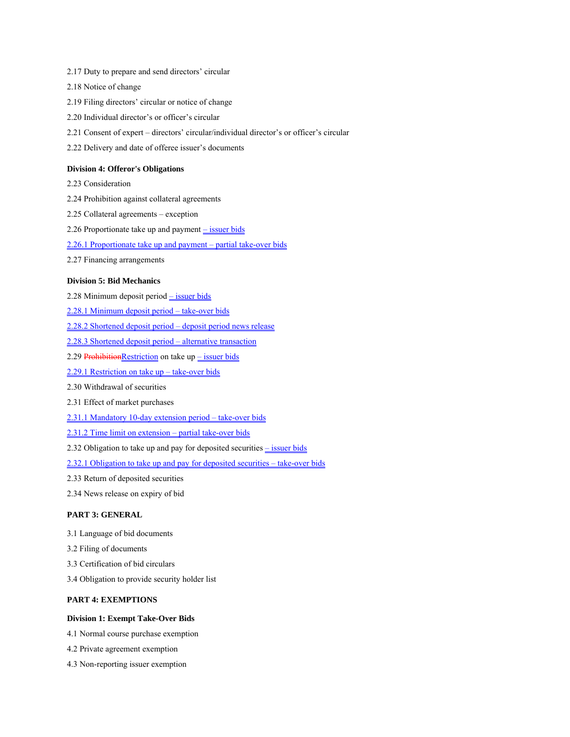2.17 Duty to prepare and send directors' circular

2.18 Notice of change

2.19 Filing directors' circular or notice of change

2.20 Individual director's or officer's circular

2.21 Consent of expert – directors' circular/individual director's or officer's circular

2.22 Delivery and date of offeree issuer's documents

**Division 4: Offeror's Obligations**

2.23 Consideration

2.24 Prohibition against collateral agreements

2.25 Collateral agreements – exception

2.26 Proportionate take up and payment – issuer bids

2.26.1 Proportionate take up and payment – partial take-over bids

2.27 Financing arrangements

**Division 5: Bid Mechanics**

2.28 Minimum deposit period – issuer bids

2.28.1 Minimum deposit period – take-over bids

2.28.2 Shortened deposit period – deposit period news release

2.28.3 Shortened deposit period – alternative transaction

2.29 ~~Prohibition~~Restriction on take up – issuer bids

2.29.1 Restriction on take up – take-over bids

2.30 Withdrawal of securities

2.31 Effect of market purchases

2.31.1 Mandatory 10-day extension period – take-over bids

2.31.2 Time limit on extension – partial take-over bids

2.32 Obligation to take up and pay for deposited securities – issuer bids

2.32.1 Obligation to take up and pay for deposited securities – take-over bids

2.33 Return of deposited securities

2.34 News release on expiry of bid

**PART 3: GENERAL**

3.1 Language of bid documents

3.2 Filing of documents

3.3 Certification of bid circulars

3.4 Obligation to provide security holder list

**PART 4: EXEMPTIONS**

**Division 1: Exempt Take-Over Bids**

4.1 Normal course purchase exemption

4.2 Private agreement exemption

4.3 Non-reporting issuer exemption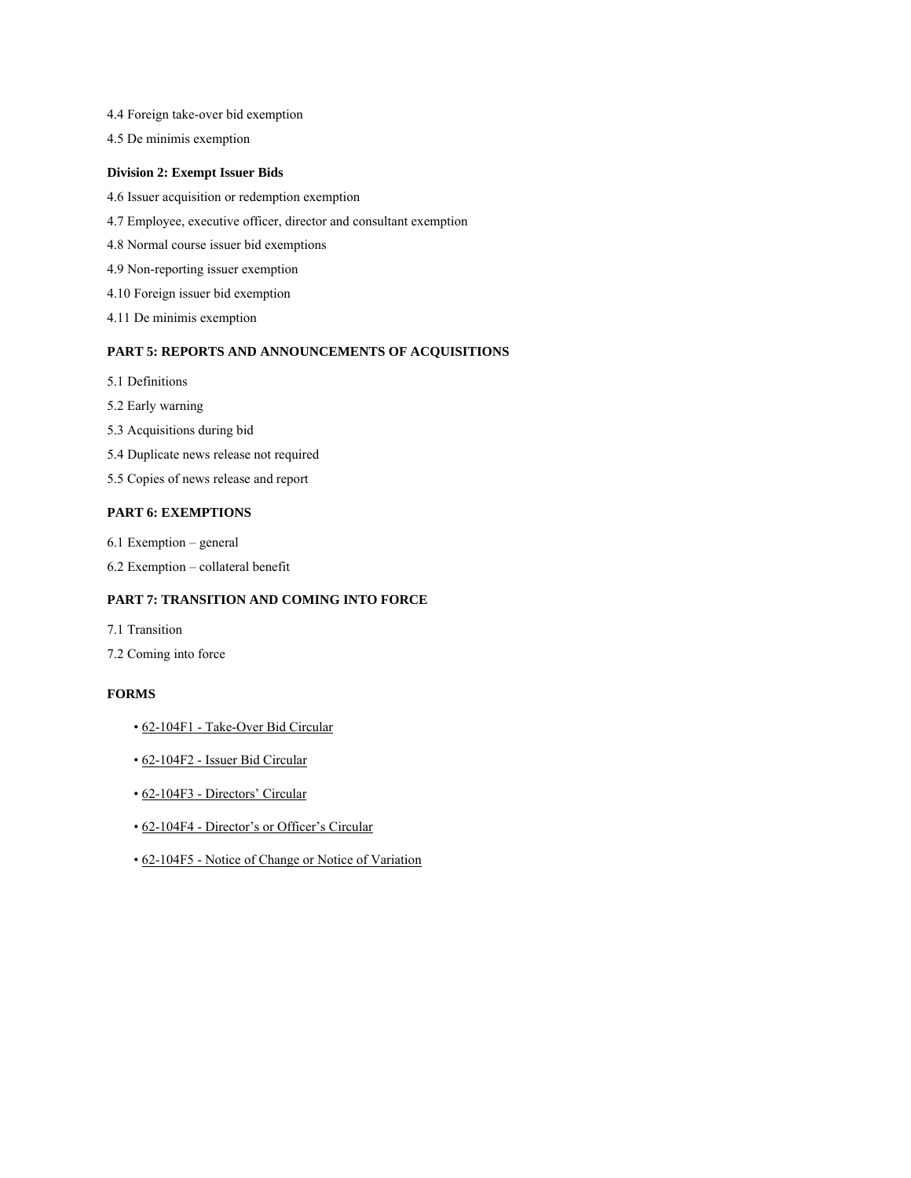4.4 Foreign take-over bid exemption

4.5 De minimis exemption

**Division 2: Exempt Issuer Bids**

4.6 Issuer acquisition or redemption exemption

4.7 Employee, executive officer, director and consultant exemption

4.8 Normal course issuer bid exemptions

4.9 Non-reporting issuer exemption

4.10 Foreign issuer bid exemption

4.11 De minimis exemption

**PART 5: REPORTS AND ANNOUNCEMENTS OF ACQUISITIONS**

5.1 Definitions

5.2 Early warning

5.3 Acquisitions during bid

5.4 Duplicate news release not required

5.5 Copies of news release and report

**PART 6: EXEMPTIONS**

6.1 Exemption – general

6.2 Exemption – collateral benefit

**PART 7: TRANSITION AND COMING INTO FORCE**

7.1 Transition

7.2 Coming into force

**FORMS**

- 62-104F1 - Take-Over Bid Circular
- 62-104F2 - Issuer Bid Circular
- 62-104F3 - Directors' Circular
- 62-104F4 - Director's or Officer's Circular
- 62-104F5 - Notice of Change or Notice of Variation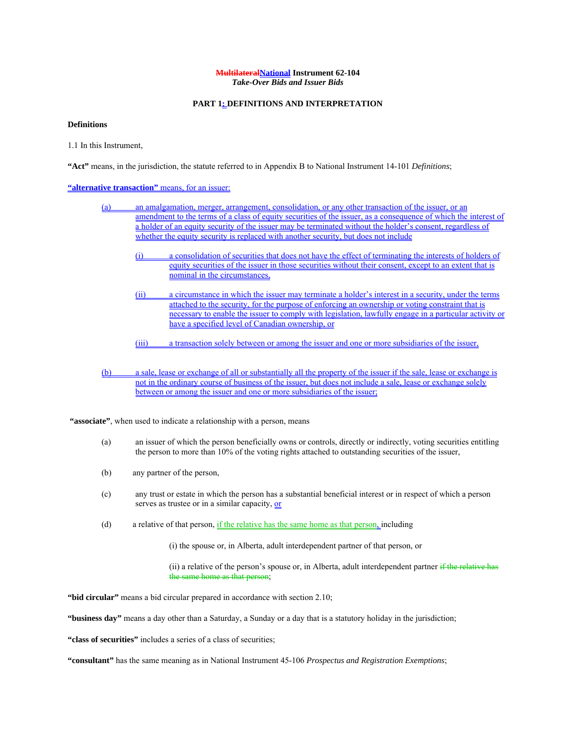**~~Multilateral~~National Instrument 62-104**
*Take-Over Bids and Issuer Bids*

**PART 1: DEFINITIONS AND INTERPRETATION**

**Definitions**

1.1 In this Instrument,

**"Act"** means, in the jurisdiction, the statute referred to in Appendix B to National Instrument 14-101 *Definitions*;

**"alternative transaction"** means, for an issuer:

(a) an amalgamation, merger, arrangement, consolidation, or any other transaction of the issuer, or an amendment to the terms of a class of equity securities of the issuer, as a consequence of which the interest of a holder of an equity security of the issuer may be terminated without the holder's consent, regardless of whether the equity security is replaced with another security, but does not include

(i) a consolidation of securities that does not have the effect of terminating the interests of holders of equity securities of the issuer in those securities without their consent, except to an extent that is nominal in the circumstances,

(ii) a circumstance in which the issuer may terminate a holder's interest in a security, under the terms attached to the security, for the purpose of enforcing an ownership or voting constraint that is necessary to enable the issuer to comply with legislation, lawfully engage in a particular activity or have a specified level of Canadian ownership, or

(iii) a transaction solely between or among the issuer and one or more subsidiaries of the issuer,

(b) a sale, lease or exchange of all or substantially all the property of the issuer if the sale, lease or exchange is not in the ordinary course of business of the issuer, but does not include a sale, lease or exchange solely between or among the issuer and one or more subsidiaries of the issuer;

**"associate"**, when used to indicate a relationship with a person, means

(a) an issuer of which the person beneficially owns or controls, directly or indirectly, voting securities entitling the person to more than 10% of the voting rights attached to outstanding securities of the issuer,

(b) any partner of the person,

(c) any trust or estate in which the person has a substantial beneficial interest or in respect of which a person serves as trustee or in a similar capacity, or

(d) a relative of that person, if the relative has the same home as that person, including

(i) the spouse or, in Alberta, adult interdependent partner of that person, or

(ii) a relative of the person's spouse or, in Alberta, adult interdependent partner ~~if the relative has the same home as that person~~;

**"bid circular"** means a bid circular prepared in accordance with section 2.10;

**"business day"** means a day other than a Saturday, a Sunday or a day that is a statutory holiday in the jurisdiction;

**"class of securities"** includes a series of a class of securities;

**"consultant"** has the same meaning as in National Instrument 45-106 *Prospectus and Registration Exemptions*;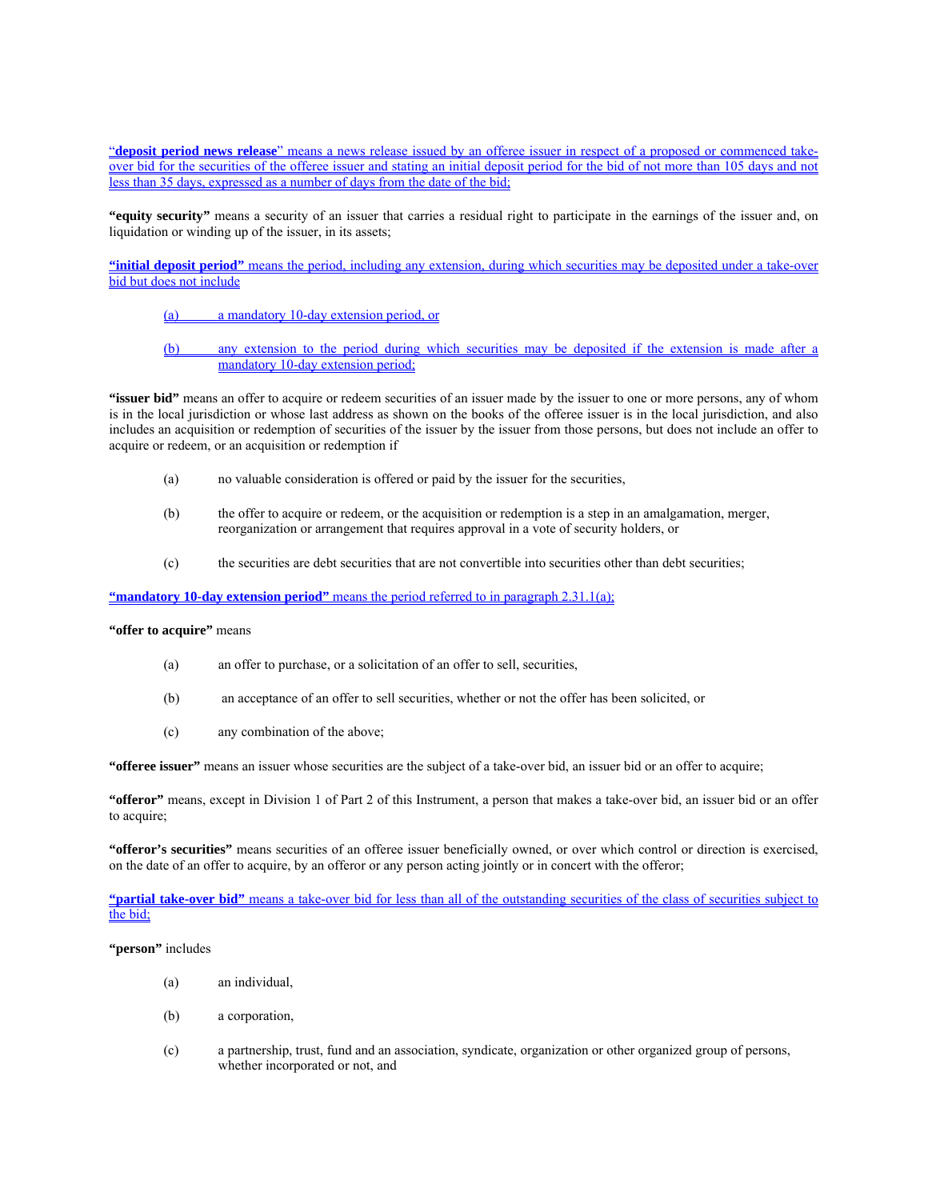"**deposit period news release**" means a news release issued by an offeree issuer in respect of a proposed or commenced take-over bid for the securities of the offeree issuer and stating an initial deposit period for the bid of not more than 105 days and not less than 35 days, expressed as a number of days from the date of the bid;

**"equity security"** means a security of an issuer that carries a residual right to participate in the earnings of the issuer and, on liquidation or winding up of the issuer, in its assets;

**"initial deposit period"** means the period, including any extension, during which securities may be deposited under a take-over bid but does not include

(a) a mandatory 10-day extension period, or

(b) any extension to the period during which securities may be deposited if the extension is made after a mandatory 10-day extension period;

**"issuer bid"** means an offer to acquire or redeem securities of an issuer made by the issuer to one or more persons, any of whom is in the local jurisdiction or whose last address as shown on the books of the offeree issuer is in the local jurisdiction, and also includes an acquisition or redemption of securities of the issuer by the issuer from those persons, but does not include an offer to acquire or redeem, or an acquisition or redemption if

(a) no valuable consideration is offered or paid by the issuer for the securities,

(b) the offer to acquire or redeem, or the acquisition or redemption is a step in an amalgamation, merger, reorganization or arrangement that requires approval in a vote of security holders, or

(c) the securities are debt securities that are not convertible into securities other than debt securities;

**"mandatory 10-day extension period"** means the period referred to in paragraph 2.31.1(a);

**"offer to acquire"** means

(a) an offer to purchase, or a solicitation of an offer to sell, securities,

(b) an acceptance of an offer to sell securities, whether or not the offer has been solicited, or

(c) any combination of the above;

**"offeree issuer"** means an issuer whose securities are the subject of a take-over bid, an issuer bid or an offer to acquire;

**"offeror"** means, except in Division 1 of Part 2 of this Instrument, a person that makes a take-over bid, an issuer bid or an offer to acquire;

**"offeror's securities"** means securities of an offeree issuer beneficially owned, or over which control or direction is exercised, on the date of an offer to acquire, by an offeror or any person acting jointly or in concert with the offeror;

**"partial take-over bid"** means a take-over bid for less than all of the outstanding securities of the class of securities subject to the bid;

**"person"** includes

(a) an individual,

(b) a corporation,

(c) a partnership, trust, fund and an association, syndicate, organization or other organized group of persons, whether incorporated or not, and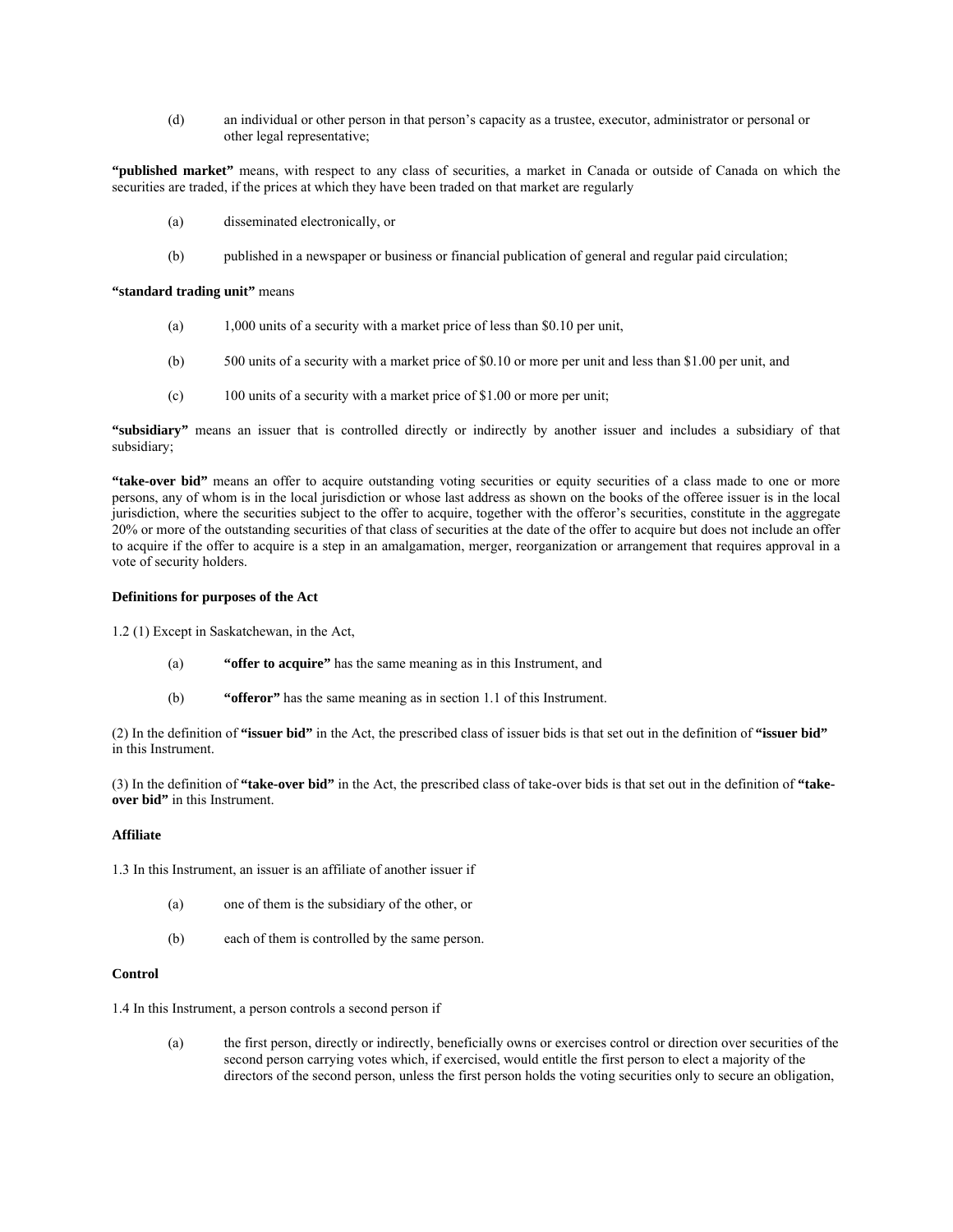(d) an individual or other person in that person's capacity as a trustee, executor, administrator or personal or other legal representative;

**"published market"** means, with respect to any class of securities, a market in Canada or outside of Canada on which the securities are traded, if the prices at which they have been traded on that market are regularly

(a) disseminated electronically, or

(b) published in a newspaper or business or financial publication of general and regular paid circulation;

**"standard trading unit"** means

(a) 1,000 units of a security with a market price of less than $0.10 per unit,

(b) 500 units of a security with a market price of $0.10 or more per unit and less than $1.00 per unit, and

(c) 100 units of a security with a market price of $1.00 or more per unit;

**"subsidiary"** means an issuer that is controlled directly or indirectly by another issuer and includes a subsidiary of that subsidiary;

**"take-over bid"** means an offer to acquire outstanding voting securities or equity securities of a class made to one or more persons, any of whom is in the local jurisdiction or whose last address as shown on the books of the offeree issuer is in the local jurisdiction, where the securities subject to the offer to acquire, together with the offeror's securities, constitute in the aggregate 20% or more of the outstanding securities of that class of securities at the date of the offer to acquire but does not include an offer to acquire if the offer to acquire is a step in an amalgamation, merger, reorganization or arrangement that requires approval in a vote of security holders.

**Definitions for purposes of the Act**

1.2 (1) Except in Saskatchewan, in the Act,

(a) **"offer to acquire"** has the same meaning as in this Instrument, and

(b) **"offeror"** has the same meaning as in section 1.1 of this Instrument.

(2) In the definition of **"issuer bid"** in the Act, the prescribed class of issuer bids is that set out in the definition of **"issuer bid"** in this Instrument.

(3) In the definition of **"take-over bid"** in the Act, the prescribed class of take-over bids is that set out in the definition of **"take-over bid"** in this Instrument.

**Affiliate**

1.3 In this Instrument, an issuer is an affiliate of another issuer if

(a) one of them is the subsidiary of the other, or

(b) each of them is controlled by the same person.

**Control**

1.4 In this Instrument, a person controls a second person if

(a) the first person, directly or indirectly, beneficially owns or exercises control or direction over securities of the second person carrying votes which, if exercised, would entitle the first person to elect a majority of the directors of the second person, unless the first person holds the voting securities only to secure an obligation,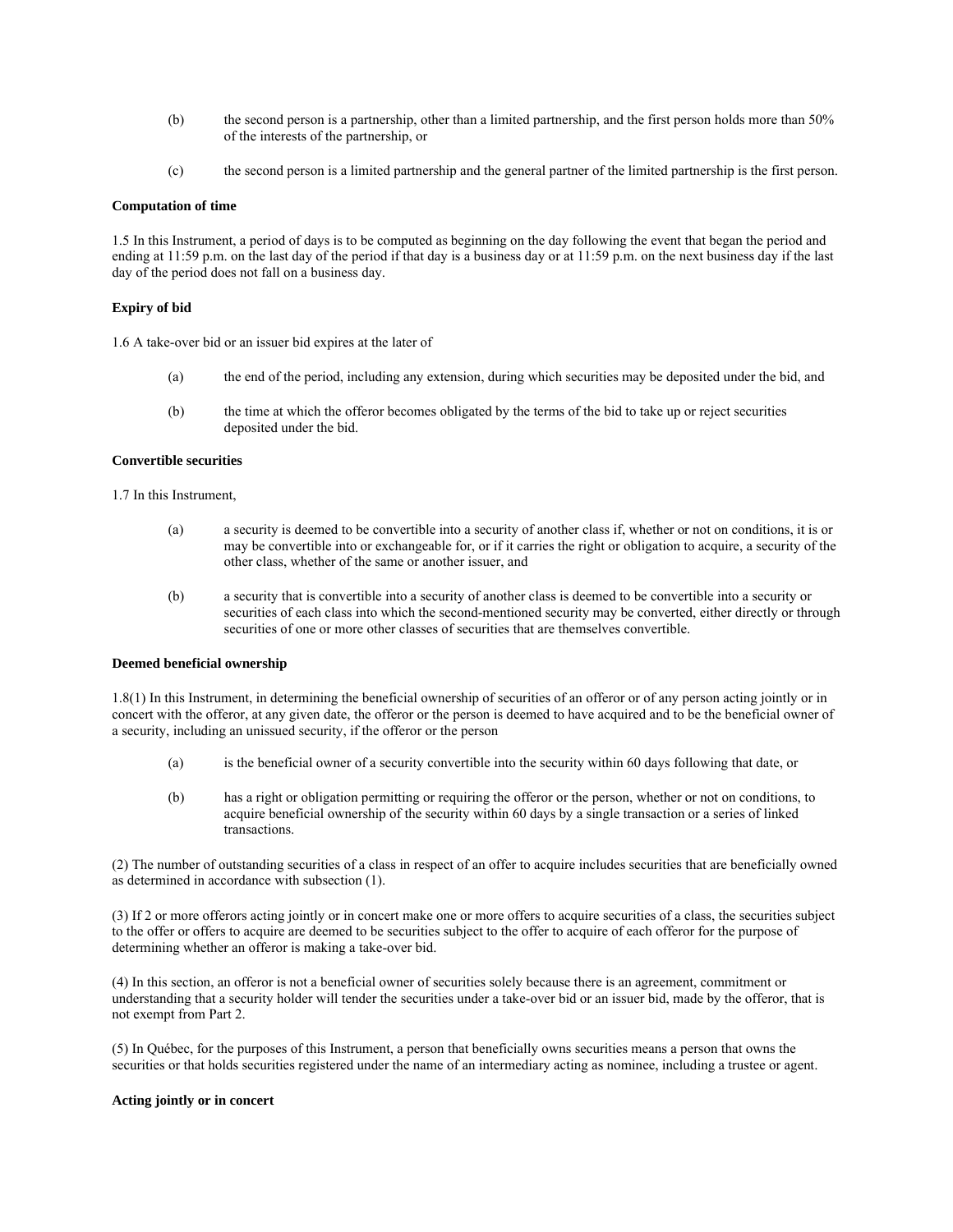(b) the second person is a partnership, other than a limited partnership, and the first person holds more than 50% of the interests of the partnership, or

(c) the second person is a limited partnership and the general partner of the limited partnership is the first person.

**Computation of time**

1.5 In this Instrument, a period of days is to be computed as beginning on the day following the event that began the period and ending at 11:59 p.m. on the last day of the period if that day is a business day or at 11:59 p.m. on the next business day if the last day of the period does not fall on a business day.

**Expiry of bid**

1.6 A take-over bid or an issuer bid expires at the later of

(a) the end of the period, including any extension, during which securities may be deposited under the bid, and

(b) the time at which the offeror becomes obligated by the terms of the bid to take up or reject securities deposited under the bid.

**Convertible securities**

1.7 In this Instrument,

(a) a security is deemed to be convertible into a security of another class if, whether or not on conditions, it is or may be convertible into or exchangeable for, or if it carries the right or obligation to acquire, a security of the other class, whether of the same or another issuer, and

(b) a security that is convertible into a security of another class is deemed to be convertible into a security or securities of each class into which the second-mentioned security may be converted, either directly or through securities of one or more other classes of securities that are themselves convertible.

**Deemed beneficial ownership**

1.8(1) In this Instrument, in determining the beneficial ownership of securities of an offeror or of any person acting jointly or in concert with the offeror, at any given date, the offeror or the person is deemed to have acquired and to be the beneficial owner of a security, including an unissued security, if the offeror or the person

(a) is the beneficial owner of a security convertible into the security within 60 days following that date, or

(b) has a right or obligation permitting or requiring the offeror or the person, whether or not on conditions, to acquire beneficial ownership of the security within 60 days by a single transaction or a series of linked transactions.

(2) The number of outstanding securities of a class in respect of an offer to acquire includes securities that are beneficially owned as determined in accordance with subsection (1).

(3) If 2 or more offerors acting jointly or in concert make one or more offers to acquire securities of a class, the securities subject to the offer or offers to acquire are deemed to be securities subject to the offer to acquire of each offeror for the purpose of determining whether an offeror is making a take-over bid.

(4) In this section, an offeror is not a beneficial owner of securities solely because there is an agreement, commitment or understanding that a security holder will tender the securities under a take-over bid or an issuer bid, made by the offeror, that is not exempt from Part 2.

(5) In Québec, for the purposes of this Instrument, a person that beneficially owns securities means a person that owns the securities or that holds securities registered under the name of an intermediary acting as nominee, including a trustee or agent.

**Acting jointly or in concert**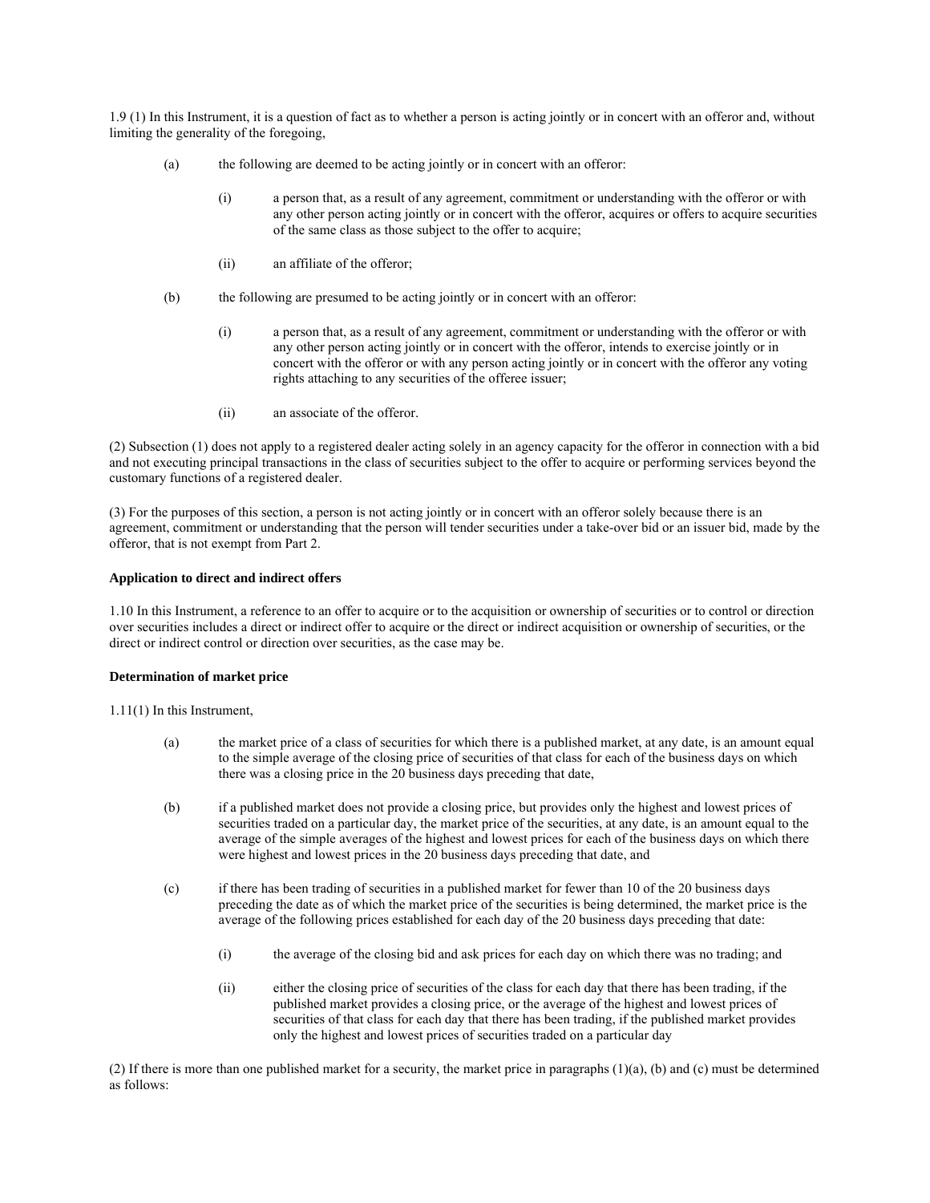1.9 (1) In this Instrument, it is a question of fact as to whether a person is acting jointly or in concert with an offeror and, without limiting the generality of the foregoing,

(a) the following are deemed to be acting jointly or in concert with an offeror:

(i) a person that, as a result of any agreement, commitment or understanding with the offeror or with any other person acting jointly or in concert with the offeror, acquires or offers to acquire securities of the same class as those subject to the offer to acquire;

(ii) an affiliate of the offeror;

(b) the following are presumed to be acting jointly or in concert with an offeror:

(i) a person that, as a result of any agreement, commitment or understanding with the offeror or with any other person acting jointly or in concert with the offeror, intends to exercise jointly or in concert with the offeror or with any person acting jointly or in concert with the offeror any voting rights attaching to any securities of the offeree issuer;

(ii) an associate of the offeror.

(2) Subsection (1) does not apply to a registered dealer acting solely in an agency capacity for the offeror in connection with a bid and not executing principal transactions in the class of securities subject to the offer to acquire or performing services beyond the customary functions of a registered dealer.

(3) For the purposes of this section, a person is not acting jointly or in concert with an offeror solely because there is an agreement, commitment or understanding that the person will tender securities under a take-over bid or an issuer bid, made by the offeror, that is not exempt from Part 2.

**Application to direct and indirect offers**

1.10 In this Instrument, a reference to an offer to acquire or to the acquisition or ownership of securities or to control or direction over securities includes a direct or indirect offer to acquire or the direct or indirect acquisition or ownership of securities, or the direct or indirect control or direction over securities, as the case may be.

**Determination of market price**

1.11(1) In this Instrument,

(a) the market price of a class of securities for which there is a published market, at any date, is an amount equal to the simple average of the closing price of securities of that class for each of the business days on which there was a closing price in the 20 business days preceding that date,

(b) if a published market does not provide a closing price, but provides only the highest and lowest prices of securities traded on a particular day, the market price of the securities, at any date, is an amount equal to the average of the simple averages of the highest and lowest prices for each of the business days on which there were highest and lowest prices in the 20 business days preceding that date, and

(c) if there has been trading of securities in a published market for fewer than 10 of the 20 business days preceding the date as of which the market price of the securities is being determined, the market price is the average of the following prices established for each day of the 20 business days preceding that date:

(i) the average of the closing bid and ask prices for each day on which there was no trading; and

(ii) either the closing price of securities of the class for each day that there has been trading, if the published market provides a closing price, or the average of the highest and lowest prices of securities of that class for each day that there has been trading, if the published market provides only the highest and lowest prices of securities traded on a particular day

(2) If there is more than one published market for a security, the market price in paragraphs (1)(a), (b) and (c) must be determined as follows: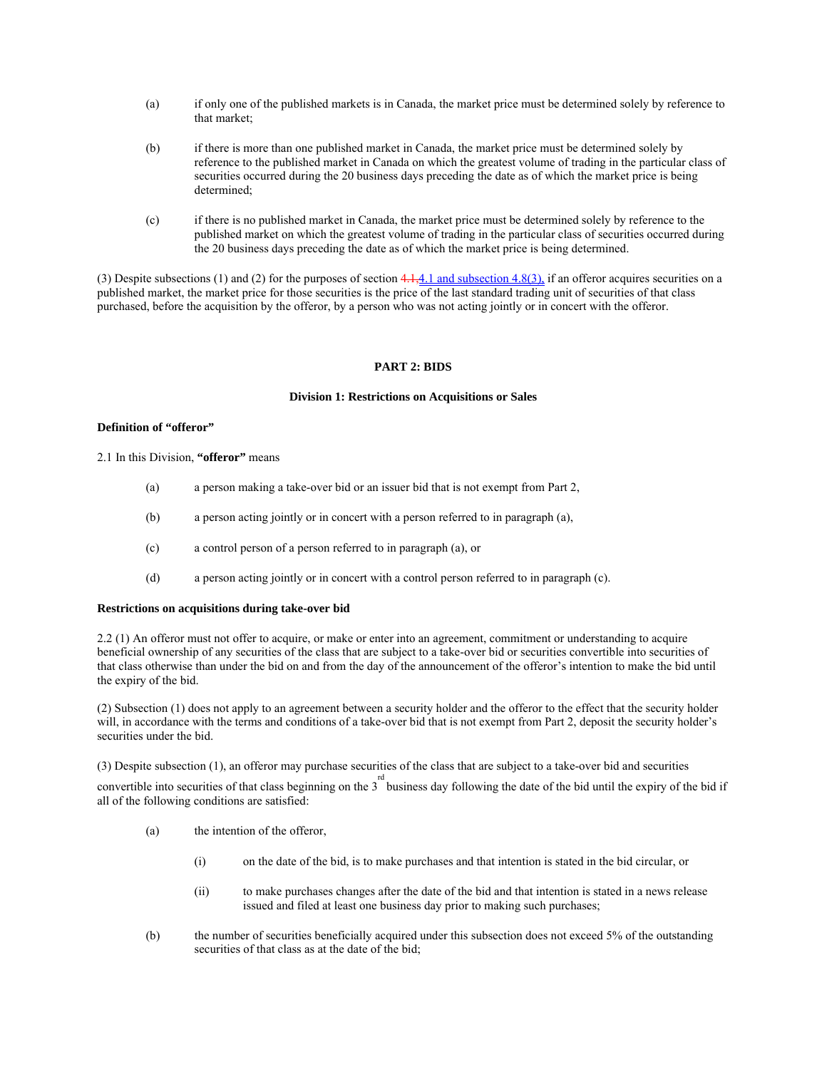(a) if only one of the published markets is in Canada, the market price must be determined solely by reference to that market;

(b) if there is more than one published market in Canada, the market price must be determined solely by reference to the published market in Canada on which the greatest volume of trading in the particular class of securities occurred during the 20 business days preceding the date as of which the market price is being determined;

(c) if there is no published market in Canada, the market price must be determined solely by reference to the published market on which the greatest volume of trading in the particular class of securities occurred during the 20 business days preceding the date as of which the market price is being determined.

(3) Despite subsections (1) and (2) for the purposes of section ~~4.1,~~4.1 and subsection 4.8(3), if an offeror acquires securities on a published market, the market price for those securities is the price of the last standard trading unit of securities of that class purchased, before the acquisition by the offeror, by a person who was not acting jointly or in concert with the offeror.

## PART 2: BIDS

### Division 1: Restrictions on Acquisitions or Sales

**Definition of "offeror"**

2.1 In this Division, **"offeror"** means

(a) a person making a take-over bid or an issuer bid that is not exempt from Part 2,

(b) a person acting jointly or in concert with a person referred to in paragraph (a),

(c) a control person of a person referred to in paragraph (a), or

(d) a person acting jointly or in concert with a control person referred to in paragraph (c).

**Restrictions on acquisitions during take-over bid**

2.2 (1) An offeror must not offer to acquire, or make or enter into an agreement, commitment or understanding to acquire beneficial ownership of any securities of the class that are subject to a take-over bid or securities convertible into securities of that class otherwise than under the bid on and from the day of the announcement of the offeror's intention to make the bid until the expiry of the bid.

(2) Subsection (1) does not apply to an agreement between a security holder and the offeror to the effect that the security holder will, in accordance with the terms and conditions of a take-over bid that is not exempt from Part 2, deposit the security holder's securities under the bid.

(3) Despite subsection (1), an offeror may purchase securities of the class that are subject to a take-over bid and securities convertible into securities of that class beginning on the 3rd business day following the date of the bid until the expiry of the bid if all of the following conditions are satisfied:

(a) the intention of the offeror,

(i) on the date of the bid, is to make purchases and that intention is stated in the bid circular, or

(ii) to make purchases changes after the date of the bid and that intention is stated in a news release issued and filed at least one business day prior to making such purchases;

(b) the number of securities beneficially acquired under this subsection does not exceed 5% of the outstanding securities of that class as at the date of the bid;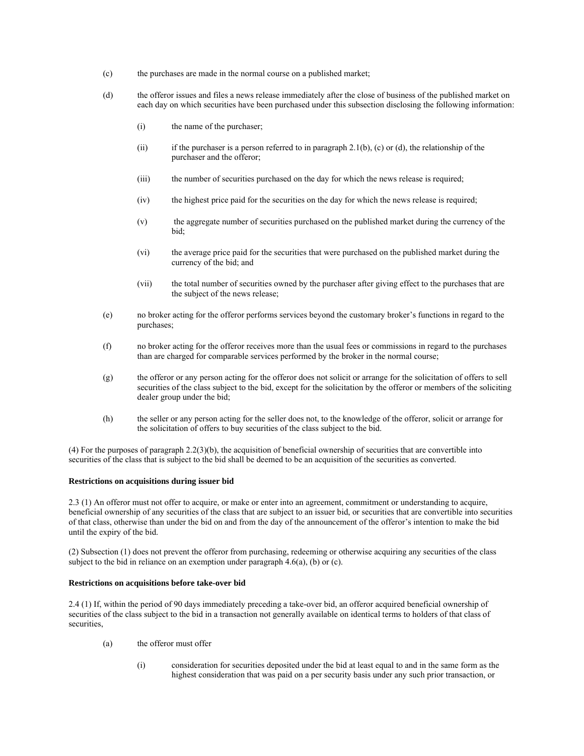(c) the purchases are made in the normal course on a published market;

(d) the offeror issues and files a news release immediately after the close of business of the published market on each day on which securities have been purchased under this subsection disclosing the following information:

  (i) the name of the purchaser;

  (ii) if the purchaser is a person referred to in paragraph 2.1(b), (c) or (d), the relationship of the purchaser and the offeror;

  (iii) the number of securities purchased on the day for which the news release is required;

  (iv) the highest price paid for the securities on the day for which the news release is required;

  (v) the aggregate number of securities purchased on the published market during the currency of the bid;

  (vi) the average price paid for the securities that were purchased on the published market during the currency of the bid; and

  (vii) the total number of securities owned by the purchaser after giving effect to the purchases that are the subject of the news release;

(e) no broker acting for the offeror performs services beyond the customary broker's functions in regard to the purchases;

(f) no broker acting for the offeror receives more than the usual fees or commissions in regard to the purchases than are charged for comparable services performed by the broker in the normal course;

(g) the offeror or any person acting for the offeror does not solicit or arrange for the solicitation of offers to sell securities of the class subject to the bid, except for the solicitation by the offeror or members of the soliciting dealer group under the bid;

(h) the seller or any person acting for the seller does not, to the knowledge of the offeror, solicit or arrange for the solicitation of offers to buy securities of the class subject to the bid.

(4) For the purposes of paragraph 2.2(3)(b), the acquisition of beneficial ownership of securities that are convertible into securities of the class that is subject to the bid shall be deemed to be an acquisition of the securities as converted.

**Restrictions on acquisitions during issuer bid**

2.3 (1) An offeror must not offer to acquire, or make or enter into an agreement, commitment or understanding to acquire, beneficial ownership of any securities of the class that are subject to an issuer bid, or securities that are convertible into securities of that class, otherwise than under the bid on and from the day of the announcement of the offeror's intention to make the bid until the expiry of the bid.

(2) Subsection (1) does not prevent the offeror from purchasing, redeeming or otherwise acquiring any securities of the class subject to the bid in reliance on an exemption under paragraph 4.6(a), (b) or (c).

**Restrictions on acquisitions before take-over bid**

2.4 (1) If, within the period of 90 days immediately preceding a take-over bid, an offeror acquired beneficial ownership of securities of the class subject to the bid in a transaction not generally available on identical terms to holders of that class of securities,

(a) the offeror must offer

  (i) consideration for securities deposited under the bid at least equal to and in the same form as the highest consideration that was paid on a per security basis under any such prior transaction, or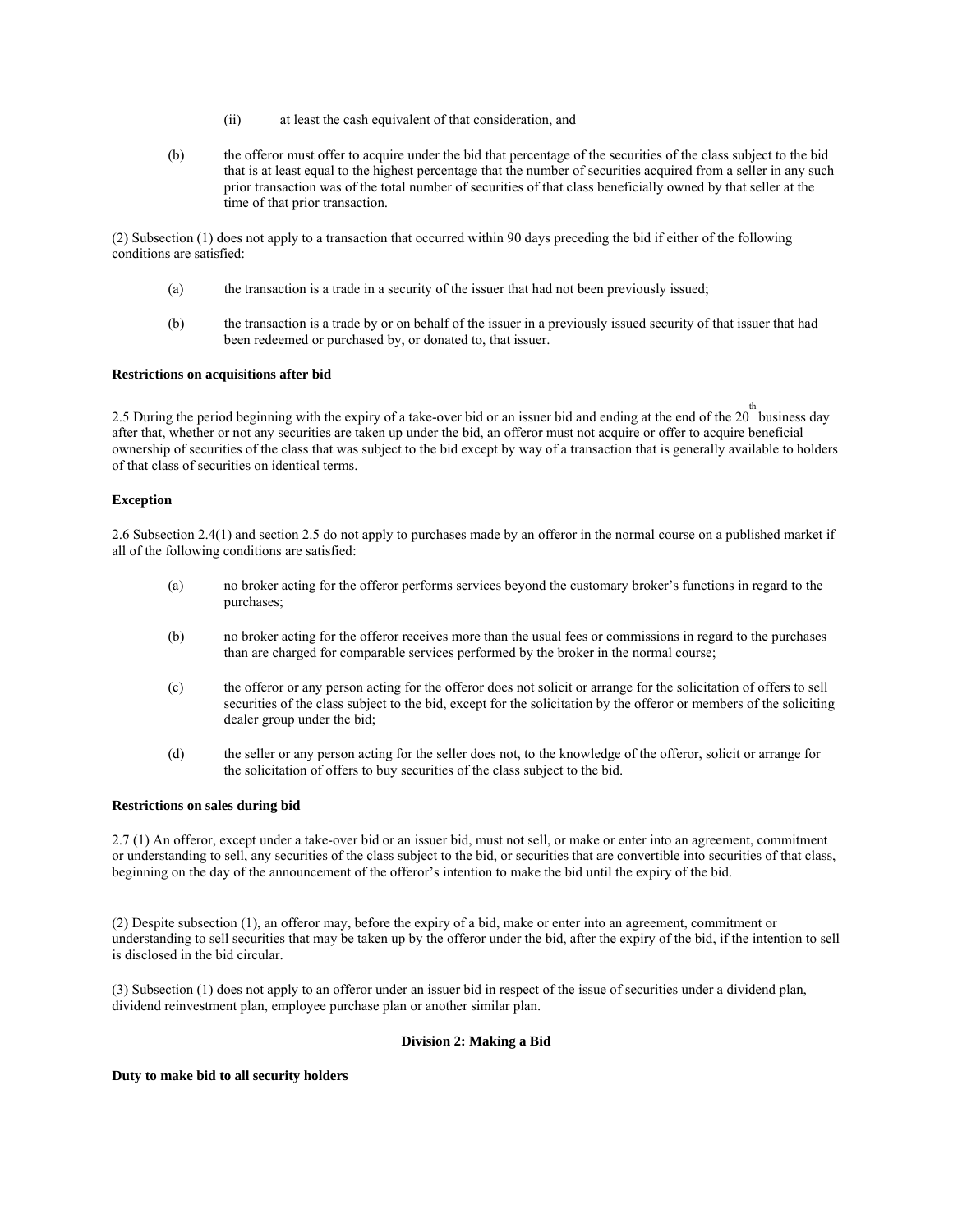(ii) at least the cash equivalent of that consideration, and

(b) the offeror must offer to acquire under the bid that percentage of the securities of the class subject to the bid that is at least equal to the highest percentage that the number of securities acquired from a seller in any such prior transaction was of the total number of securities of that class beneficially owned by that seller at the time of that prior transaction.

(2) Subsection (1) does not apply to a transaction that occurred within 90 days preceding the bid if either of the following conditions are satisfied:

(a) the transaction is a trade in a security of the issuer that had not been previously issued;

(b) the transaction is a trade by or on behalf of the issuer in a previously issued security of that issuer that had been redeemed or purchased by, or donated to, that issuer.

**Restrictions on acquisitions after bid**

2.5 During the period beginning with the expiry of a take-over bid or an issuer bid and ending at the end of the 20th business day after that, whether or not any securities are taken up under the bid, an offeror must not acquire or offer to acquire beneficial ownership of securities of the class that was subject to the bid except by way of a transaction that is generally available to holders of that class of securities on identical terms.

**Exception**

2.6 Subsection 2.4(1) and section 2.5 do not apply to purchases made by an offeror in the normal course on a published market if all of the following conditions are satisfied:

(a) no broker acting for the offeror performs services beyond the customary broker's functions in regard to the purchases;

(b) no broker acting for the offeror receives more than the usual fees or commissions in regard to the purchases than are charged for comparable services performed by the broker in the normal course;

(c) the offeror or any person acting for the offeror does not solicit or arrange for the solicitation of offers to sell securities of the class subject to the bid, except for the solicitation by the offeror or members of the soliciting dealer group under the bid;

(d) the seller or any person acting for the seller does not, to the knowledge of the offeror, solicit or arrange for the solicitation of offers to buy securities of the class subject to the bid.

**Restrictions on sales during bid**

2.7 (1) An offeror, except under a take-over bid or an issuer bid, must not sell, or make or enter into an agreement, commitment or understanding to sell, any securities of the class subject to the bid, or securities that are convertible into securities of that class, beginning on the day of the announcement of the offeror's intention to make the bid until the expiry of the bid.

(2) Despite subsection (1), an offeror may, before the expiry of a bid, make or enter into an agreement, commitment or understanding to sell securities that may be taken up by the offeror under the bid, after the expiry of the bid, if the intention to sell is disclosed in the bid circular.

(3) Subsection (1) does not apply to an offeror under an issuer bid in respect of the issue of securities under a dividend plan, dividend reinvestment plan, employee purchase plan or another similar plan.

## Division 2: Making a Bid

**Duty to make bid to all security holders**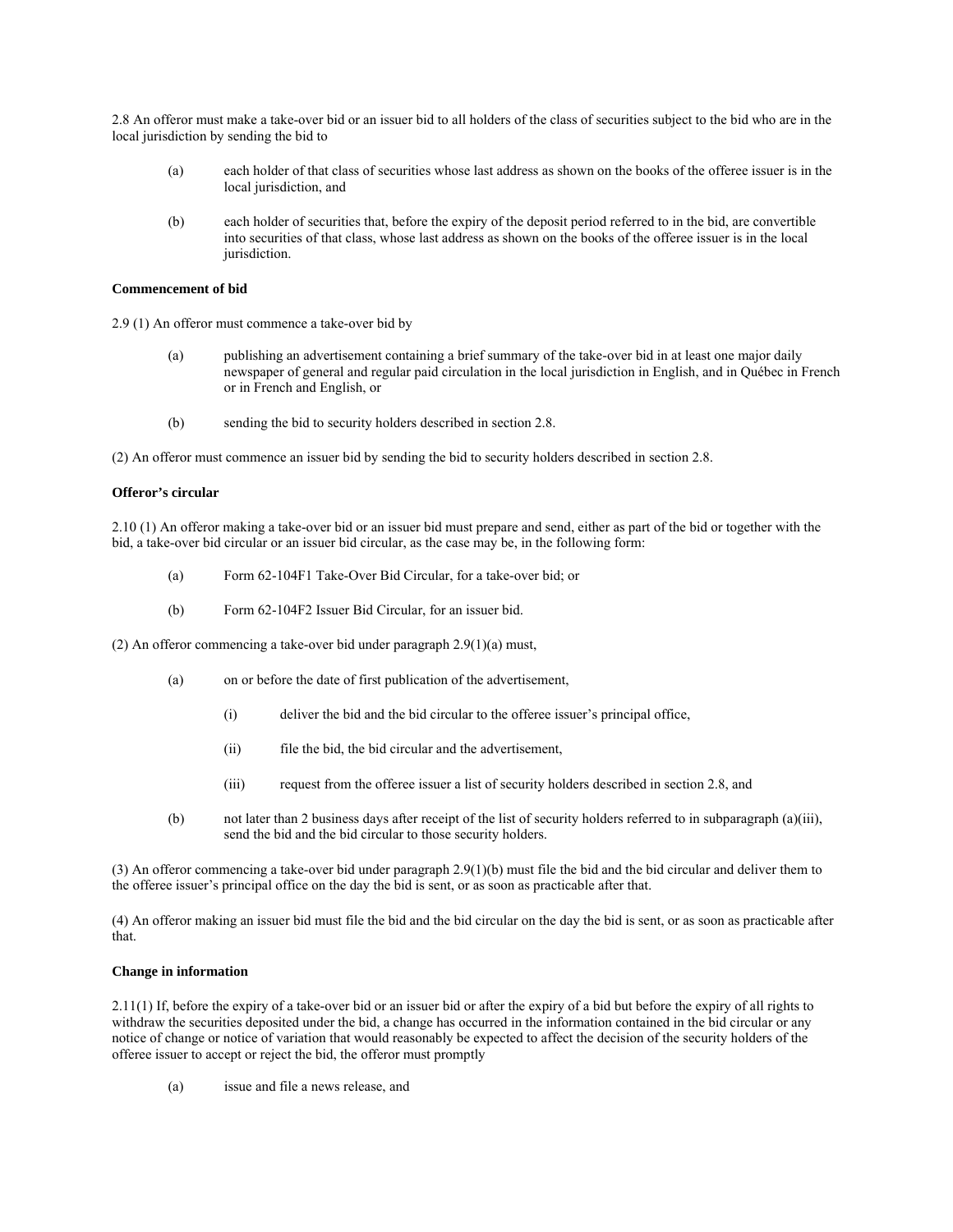2.8 An offeror must make a take-over bid or an issuer bid to all holders of the class of securities subject to the bid who are in the local jurisdiction by sending the bid to

(a) each holder of that class of securities whose last address as shown on the books of the offeree issuer is in the local jurisdiction, and

(b) each holder of securities that, before the expiry of the deposit period referred to in the bid, are convertible into securities of that class, whose last address as shown on the books of the offeree issuer is in the local jurisdiction.

**Commencement of bid**

2.9 (1) An offeror must commence a take-over bid by

(a) publishing an advertisement containing a brief summary of the take-over bid in at least one major daily newspaper of general and regular paid circulation in the local jurisdiction in English, and in Québec in French or in French and English, or

(b) sending the bid to security holders described in section 2.8.

(2) An offeror must commence an issuer bid by sending the bid to security holders described in section 2.8.

**Offeror's circular**

2.10 (1) An offeror making a take-over bid or an issuer bid must prepare and send, either as part of the bid or together with the bid, a take-over bid circular or an issuer bid circular, as the case may be, in the following form:

(a) Form 62-104F1 Take-Over Bid Circular, for a take-over bid; or

(b) Form 62-104F2 Issuer Bid Circular, for an issuer bid.

(2) An offeror commencing a take-over bid under paragraph 2.9(1)(a) must,

(a) on or before the date of first publication of the advertisement,

(i) deliver the bid and the bid circular to the offeree issuer's principal office,

(ii) file the bid, the bid circular and the advertisement,

(iii) request from the offeree issuer a list of security holders described in section 2.8, and

(b) not later than 2 business days after receipt of the list of security holders referred to in subparagraph (a)(iii), send the bid and the bid circular to those security holders.

(3) An offeror commencing a take-over bid under paragraph 2.9(1)(b) must file the bid and the bid circular and deliver them to the offeree issuer's principal office on the day the bid is sent, or as soon as practicable after that.

(4) An offeror making an issuer bid must file the bid and the bid circular on the day the bid is sent, or as soon as practicable after that.

**Change in information**

2.11(1) If, before the expiry of a take-over bid or an issuer bid or after the expiry of a bid but before the expiry of all rights to withdraw the securities deposited under the bid, a change has occurred in the information contained in the bid circular or any notice of change or notice of variation that would reasonably be expected to affect the decision of the security holders of the offeree issuer to accept or reject the bid, the offeror must promptly

(a) issue and file a news release, and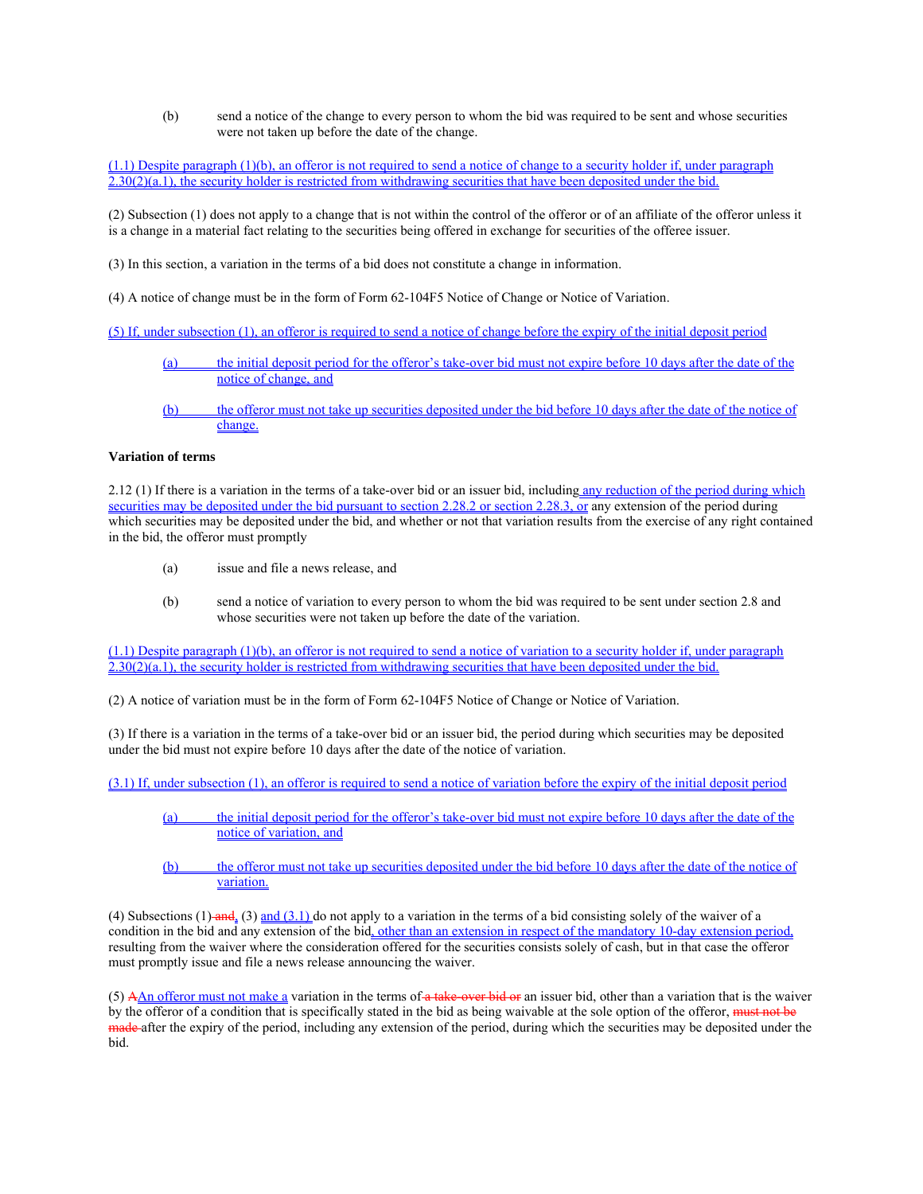(b) send a notice of the change to every person to whom the bid was required to be sent and whose securities were not taken up before the date of the change.

(1.1) Despite paragraph (1)(b), an offeror is not required to send a notice of change to a security holder if, under paragraph 2.30(2)(a.1), the security holder is restricted from withdrawing securities that have been deposited under the bid.

(2) Subsection (1) does not apply to a change that is not within the control of the offeror or of an affiliate of the offeror unless it is a change in a material fact relating to the securities being offered in exchange for securities of the offeree issuer.

(3) In this section, a variation in the terms of a bid does not constitute a change in information.

(4) A notice of change must be in the form of Form 62-104F5 Notice of Change or Notice of Variation.

(5) If, under subsection (1), an offeror is required to send a notice of change before the expiry of the initial deposit period

(a) the initial deposit period for the offeror's take-over bid must not expire before 10 days after the date of the notice of change, and

(b) the offeror must not take up securities deposited under the bid before 10 days after the date of the notice of change.

**Variation of terms**

2.12 (1) If there is a variation in the terms of a take-over bid or an issuer bid, including any reduction of the period during which securities may be deposited under the bid pursuant to section 2.28.2 or section 2.28.3, or any extension of the period during which securities may be deposited under the bid, and whether or not that variation results from the exercise of any right contained in the bid, the offeror must promptly

(a) issue and file a news release, and

(b) send a notice of variation to every person to whom the bid was required to be sent under section 2.8 and whose securities were not taken up before the date of the variation.

(1.1) Despite paragraph (1)(b), an offeror is not required to send a notice of variation to a security holder if, under paragraph 2.30(2)(a.1), the security holder is restricted from withdrawing securities that have been deposited under the bid.

(2) A notice of variation must be in the form of Form 62-104F5 Notice of Change or Notice of Variation.

(3) If there is a variation in the terms of a take-over bid or an issuer bid, the period during which securities may be deposited under the bid must not expire before 10 days after the date of the notice of variation.

(3.1) If, under subsection (1), an offeror is required to send a notice of variation before the expiry of the initial deposit period

(a) the initial deposit period for the offeror's take-over bid must not expire before 10 days after the date of the notice of variation, and

(b) the offeror must not take up securities deposited under the bid before 10 days after the date of the notice of variation.

(4) Subsections (1) ~~and~~, (3) and (3.1) do not apply to a variation in the terms of a bid consisting solely of the waiver of a condition in the bid and any extension of the bid, other than an extension in respect of the mandatory 10-day extension period, resulting from the waiver where the consideration offered for the securities consists solely of cash, but in that case the offeror must promptly issue and file a news release announcing the waiver.

(5) ~~A~~An offeror must not make a variation in the terms of ~~a take-over bid or~~ an issuer bid, other than a variation that is the waiver by the offeror of a condition that is specifically stated in the bid as being waivable at the sole option of the offeror, ~~must not be made~~ after the expiry of the period, including any extension of the period, during which the securities may be deposited under the bid.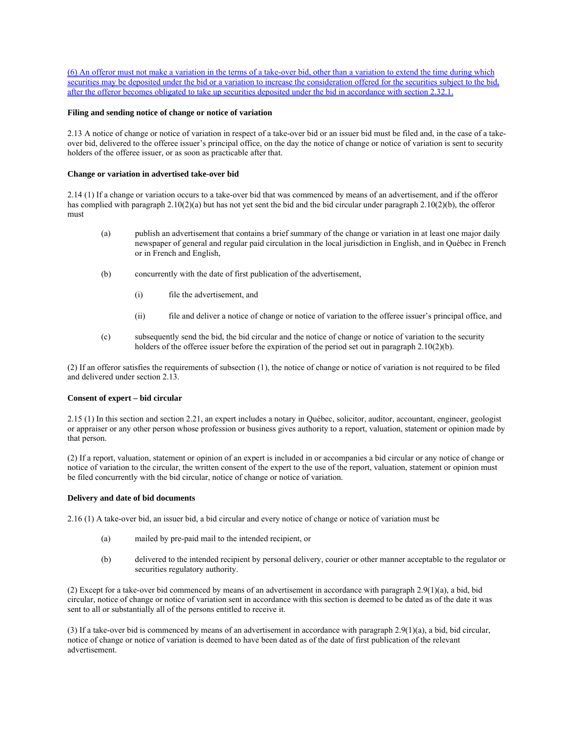(6) An offeror must not make a variation in the terms of a take-over bid, other than a variation to extend the time during which securities may be deposited under the bid or a variation to increase the consideration offered for the securities subject to the bid, after the offeror becomes obligated to take up securities deposited under the bid in accordance with section 2.32.1.

**Filing and sending notice of change or notice of variation**

2.13 A notice of change or notice of variation in respect of a take-over bid or an issuer bid must be filed and, in the case of a take-over bid, delivered to the offeree issuer's principal office, on the day the notice of change or notice of variation is sent to security holders of the offeree issuer, or as soon as practicable after that.

**Change or variation in advertised take-over bid**

2.14 (1) If a change or variation occurs to a take-over bid that was commenced by means of an advertisement, and if the offeror has complied with paragraph 2.10(2)(a) but has not yet sent the bid and the bid circular under paragraph 2.10(2)(b), the offeror must

(a) publish an advertisement that contains a brief summary of the change or variation in at least one major daily newspaper of general and regular paid circulation in the local jurisdiction in English, and in Québec in French or in French and English,

(b) concurrently with the date of first publication of the advertisement,

(i) file the advertisement, and

(ii) file and deliver a notice of change or notice of variation to the offeree issuer's principal office, and

(c) subsequently send the bid, the bid circular and the notice of change or notice of variation to the security holders of the offeree issuer before the expiration of the period set out in paragraph 2.10(2)(b).

(2) If an offeror satisfies the requirements of subsection (1), the notice of change or notice of variation is not required to be filed and delivered under section 2.13.

**Consent of expert – bid circular**

2.15 (1) In this section and section 2.21, an expert includes a notary in Québec, solicitor, auditor, accountant, engineer, geologist or appraiser or any other person whose profession or business gives authority to a report, valuation, statement or opinion made by that person.

(2) If a report, valuation, statement or opinion of an expert is included in or accompanies a bid circular or any notice of change or notice of variation to the circular, the written consent of the expert to the use of the report, valuation, statement or opinion must be filed concurrently with the bid circular, notice of change or notice of variation.

**Delivery and date of bid documents**

2.16 (1) A take-over bid, an issuer bid, a bid circular and every notice of change or notice of variation must be

(a) mailed by pre-paid mail to the intended recipient, or

(b) delivered to the intended recipient by personal delivery, courier or other manner acceptable to the regulator or securities regulatory authority.

(2) Except for a take-over bid commenced by means of an advertisement in accordance with paragraph 2.9(1)(a), a bid, bid circular, notice of change or notice of variation sent in accordance with this section is deemed to be dated as of the date it was sent to all or substantially all of the persons entitled to receive it.

(3) If a take-over bid is commenced by means of an advertisement in accordance with paragraph 2.9(1)(a), a bid, bid circular, notice of change or notice of variation is deemed to have been dated as of the date of first publication of the relevant advertisement.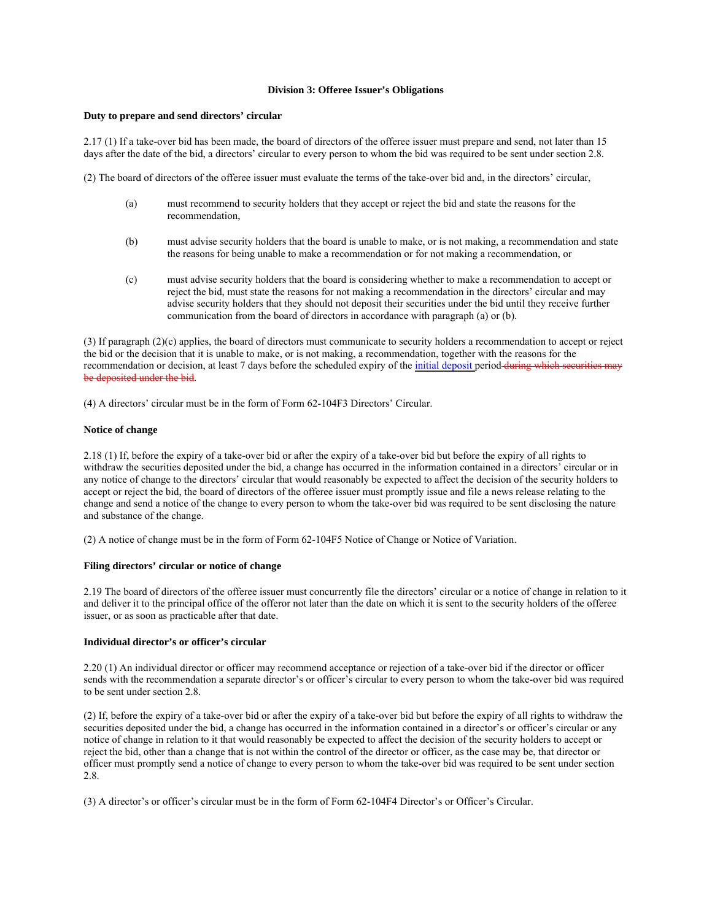**Division 3: Offeree Issuer's Obligations**

**Duty to prepare and send directors' circular**

2.17 (1) If a take-over bid has been made, the board of directors of the offeree issuer must prepare and send, not later than 15 days after the date of the bid, a directors' circular to every person to whom the bid was required to be sent under section 2.8.

(2) The board of directors of the offeree issuer must evaluate the terms of the take-over bid and, in the directors' circular,

(a) must recommend to security holders that they accept or reject the bid and state the reasons for the recommendation,

(b) must advise security holders that the board is unable to make, or is not making, a recommendation and state the reasons for being unable to make a recommendation or for not making a recommendation, or

(c) must advise security holders that the board is considering whether to make a recommendation to accept or reject the bid, must state the reasons for not making a recommendation in the directors' circular and may advise security holders that they should not deposit their securities under the bid until they receive further communication from the board of directors in accordance with paragraph (a) or (b).

(3) If paragraph (2)(c) applies, the board of directors must communicate to security holders a recommendation to accept or reject the bid or the decision that it is unable to make, or is not making, a recommendation, together with the reasons for the recommendation or decision, at least 7 days before the scheduled expiry of the initial deposit period ~~during which securities may be deposited under the bid~~.

(4) A directors' circular must be in the form of Form 62-104F3 Directors' Circular.

**Notice of change**

2.18 (1) If, before the expiry of a take-over bid or after the expiry of a take-over bid but before the expiry of all rights to withdraw the securities deposited under the bid, a change has occurred in the information contained in a directors' circular or in any notice of change to the directors' circular that would reasonably be expected to affect the decision of the security holders to accept or reject the bid, the board of directors of the offeree issuer must promptly issue and file a news release relating to the change and send a notice of the change to every person to whom the take-over bid was required to be sent disclosing the nature and substance of the change.

(2) A notice of change must be in the form of Form 62-104F5 Notice of Change or Notice of Variation.

**Filing directors' circular or notice of change**

2.19 The board of directors of the offeree issuer must concurrently file the directors' circular or a notice of change in relation to it and deliver it to the principal office of the offeror not later than the date on which it is sent to the security holders of the offeree issuer, or as soon as practicable after that date.

**Individual director's or officer's circular**

2.20 (1) An individual director or officer may recommend acceptance or rejection of a take-over bid if the director or officer sends with the recommendation a separate director's or officer's circular to every person to whom the take-over bid was required to be sent under section 2.8.

(2) If, before the expiry of a take-over bid or after the expiry of a take-over bid but before the expiry of all rights to withdraw the securities deposited under the bid, a change has occurred in the information contained in a director's or officer's circular or any notice of change in relation to it that would reasonably be expected to affect the decision of the security holders to accept or reject the bid, other than a change that is not within the control of the director or officer, as the case may be, that director or officer must promptly send a notice of change to every person to whom the take-over bid was required to be sent under section 2.8.

(3) A director's or officer's circular must be in the form of Form 62-104F4 Director's or Officer's Circular.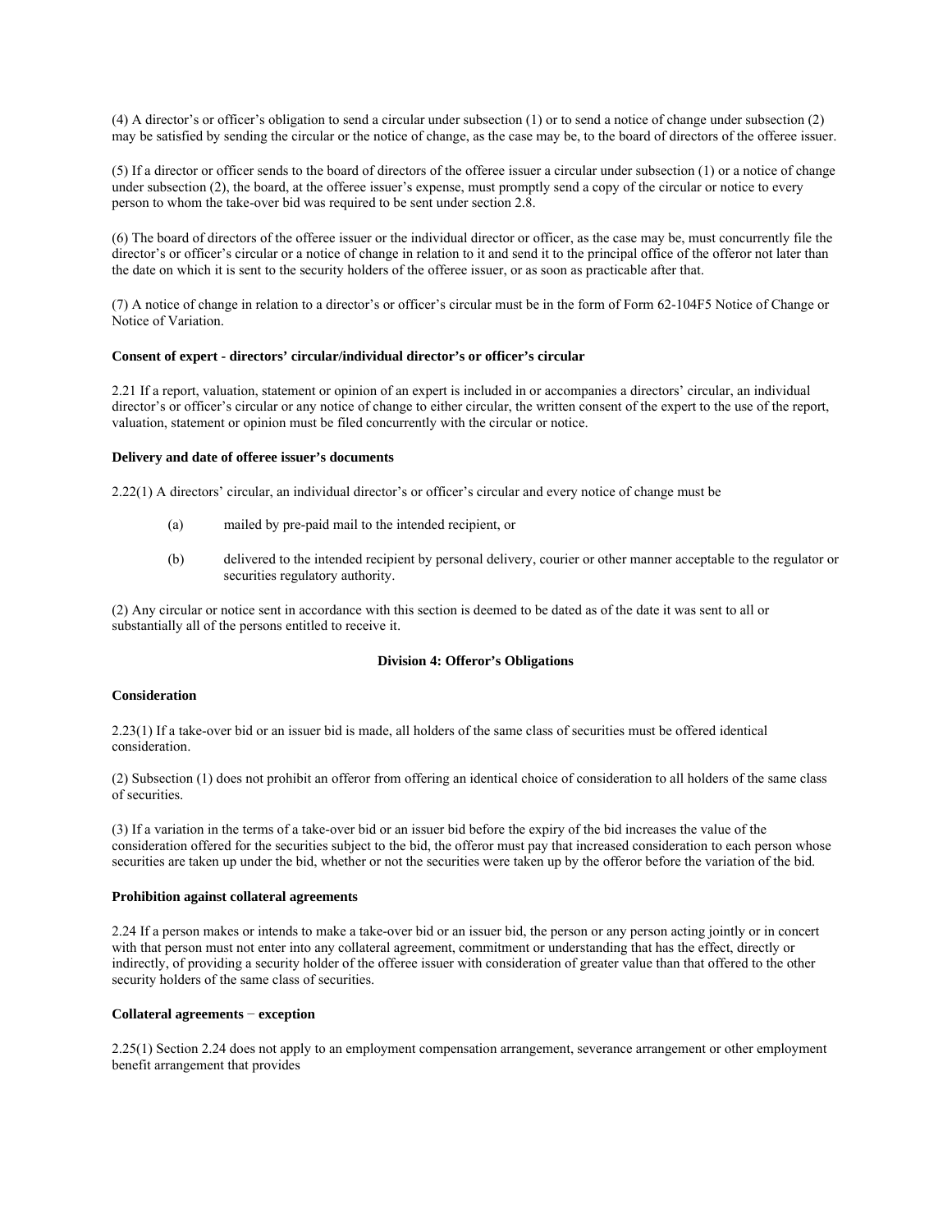(4) A director's or officer's obligation to send a circular under subsection (1) or to send a notice of change under subsection (2) may be satisfied by sending the circular or the notice of change, as the case may be, to the board of directors of the offeree issuer.

(5) If a director or officer sends to the board of directors of the offeree issuer a circular under subsection (1) or a notice of change under subsection (2), the board, at the offeree issuer's expense, must promptly send a copy of the circular or notice to every person to whom the take-over bid was required to be sent under section 2.8.

(6) The board of directors of the offeree issuer or the individual director or officer, as the case may be, must concurrently file the director's or officer's circular or a notice of change in relation to it and send it to the principal office of the offeror not later than the date on which it is sent to the security holders of the offeree issuer, or as soon as practicable after that.

(7) A notice of change in relation to a director's or officer's circular must be in the form of Form 62-104F5 Notice of Change or Notice of Variation.

**Consent of expert - directors' circular/individual director's or officer's circular**

2.21 If a report, valuation, statement or opinion of an expert is included in or accompanies a directors' circular, an individual director's or officer's circular or any notice of change to either circular, the written consent of the expert to the use of the report, valuation, statement or opinion must be filed concurrently with the circular or notice.

**Delivery and date of offeree issuer's documents**

2.22(1) A directors' circular, an individual director's or officer's circular and every notice of change must be

(a) mailed by pre-paid mail to the intended recipient, or

(b) delivered to the intended recipient by personal delivery, courier or other manner acceptable to the regulator or securities regulatory authority.

(2) Any circular or notice sent in accordance with this section is deemed to be dated as of the date it was sent to all or substantially all of the persons entitled to receive it.

## Division 4: Offeror's Obligations

**Consideration**

2.23(1) If a take-over bid or an issuer bid is made, all holders of the same class of securities must be offered identical consideration.

(2) Subsection (1) does not prohibit an offeror from offering an identical choice of consideration to all holders of the same class of securities.

(3) If a variation in the terms of a take-over bid or an issuer bid before the expiry of the bid increases the value of the consideration offered for the securities subject to the bid, the offeror must pay that increased consideration to each person whose securities are taken up under the bid, whether or not the securities were taken up by the offeror before the variation of the bid.

**Prohibition against collateral agreements**

2.24 If a person makes or intends to make a take-over bid or an issuer bid, the person or any person acting jointly or in concert with that person must not enter into any collateral agreement, commitment or understanding that has the effect, directly or indirectly, of providing a security holder of the offeree issuer with consideration of greater value than that offered to the other security holders of the same class of securities.

**Collateral agreements − exception**

2.25(1) Section 2.24 does not apply to an employment compensation arrangement, severance arrangement or other employment benefit arrangement that provides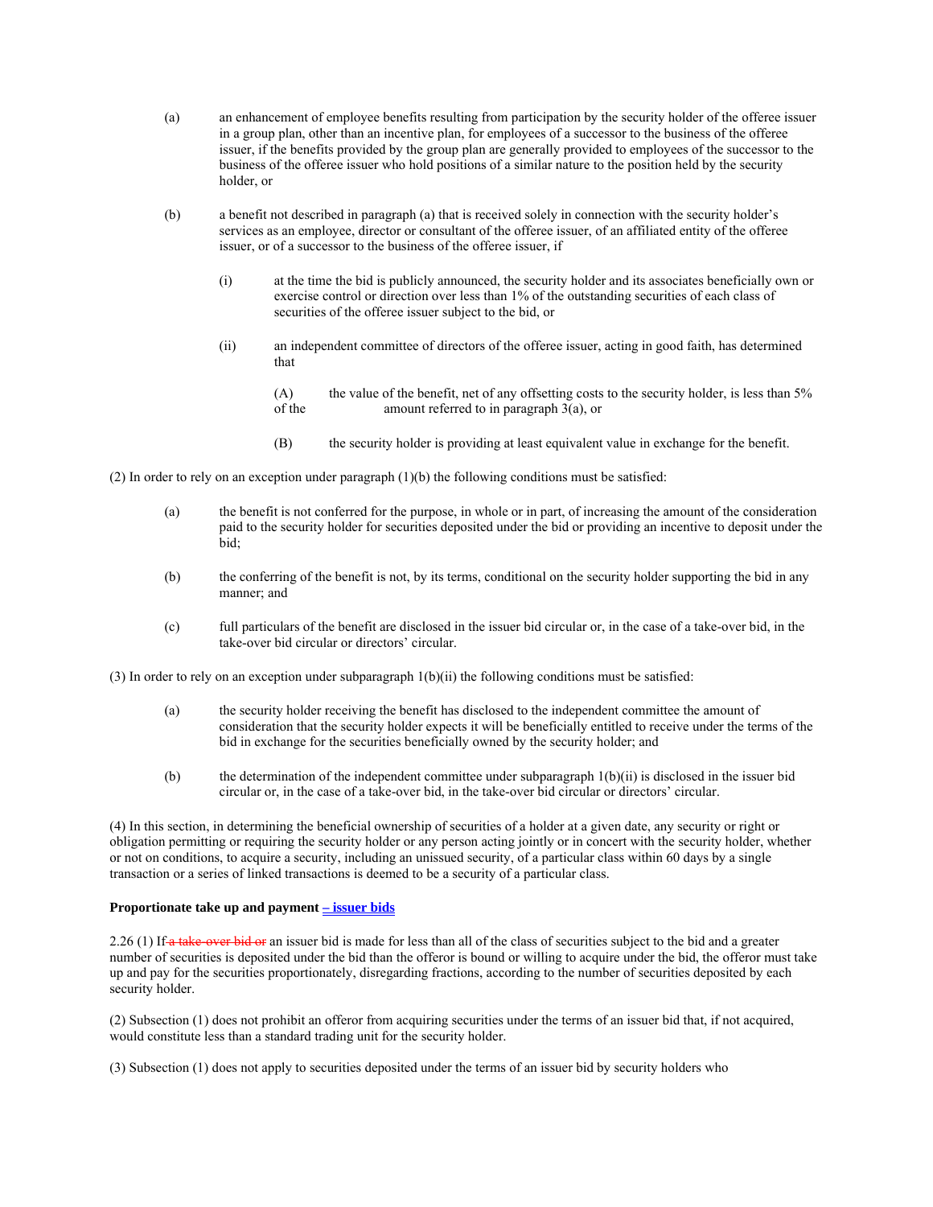(a) an enhancement of employee benefits resulting from participation by the security holder of the offeree issuer in a group plan, other than an incentive plan, for employees of a successor to the business of the offeree issuer, if the benefits provided by the group plan are generally provided to employees of the successor to the business of the offeree issuer who hold positions of a similar nature to the position held by the security holder, or

(b) a benefit not described in paragraph (a) that is received solely in connection with the security holder's services as an employee, director or consultant of the offeree issuer, of an affiliated entity of the offeree issuer, or of a successor to the business of the offeree issuer, if

(i) at the time the bid is publicly announced, the security holder and its associates beneficially own or exercise control or direction over less than 1% of the outstanding securities of each class of securities of the offeree issuer subject to the bid, or

(ii) an independent committee of directors of the offeree issuer, acting in good faith, has determined that

(A) the value of the benefit, net of any offsetting costs to the security holder, is less than 5% of the amount referred to in paragraph 3(a), or

(B) the security holder is providing at least equivalent value in exchange for the benefit.

(2) In order to rely on an exception under paragraph (1)(b) the following conditions must be satisfied:

(a) the benefit is not conferred for the purpose, in whole or in part, of increasing the amount of the consideration paid to the security holder for securities deposited under the bid or providing an incentive to deposit under the bid;

(b) the conferring of the benefit is not, by its terms, conditional on the security holder supporting the bid in any manner; and

(c) full particulars of the benefit are disclosed in the issuer bid circular or, in the case of a take-over bid, in the take-over bid circular or directors' circular.

(3) In order to rely on an exception under subparagraph 1(b)(ii) the following conditions must be satisfied:

(a) the security holder receiving the benefit has disclosed to the independent committee the amount of consideration that the security holder expects it will be beneficially entitled to receive under the terms of the bid in exchange for the securities beneficially owned by the security holder; and

(b) the determination of the independent committee under subparagraph 1(b)(ii) is disclosed in the issuer bid circular or, in the case of a take-over bid, in the take-over bid circular or directors' circular.

(4) In this section, in determining the beneficial ownership of securities of a holder at a given date, any security or right or obligation permitting or requiring the security holder or any person acting jointly or in concert with the security holder, whether or not on conditions, to acquire a security, including an unissued security, of a particular class within 60 days by a single transaction or a series of linked transactions is deemed to be a security of a particular class.

**Proportionate take up and payment – issuer bids**

2.26 (1) If ~~a take-over bid or~~ an issuer bid is made for less than all of the class of securities subject to the bid and a greater number of securities is deposited under the bid than the offeror is bound or willing to acquire under the bid, the offeror must take up and pay for the securities proportionately, disregarding fractions, according to the number of securities deposited by each security holder.

(2) Subsection (1) does not prohibit an offeror from acquiring securities under the terms of an issuer bid that, if not acquired, would constitute less than a standard trading unit for the security holder.

(3) Subsection (1) does not apply to securities deposited under the terms of an issuer bid by security holders who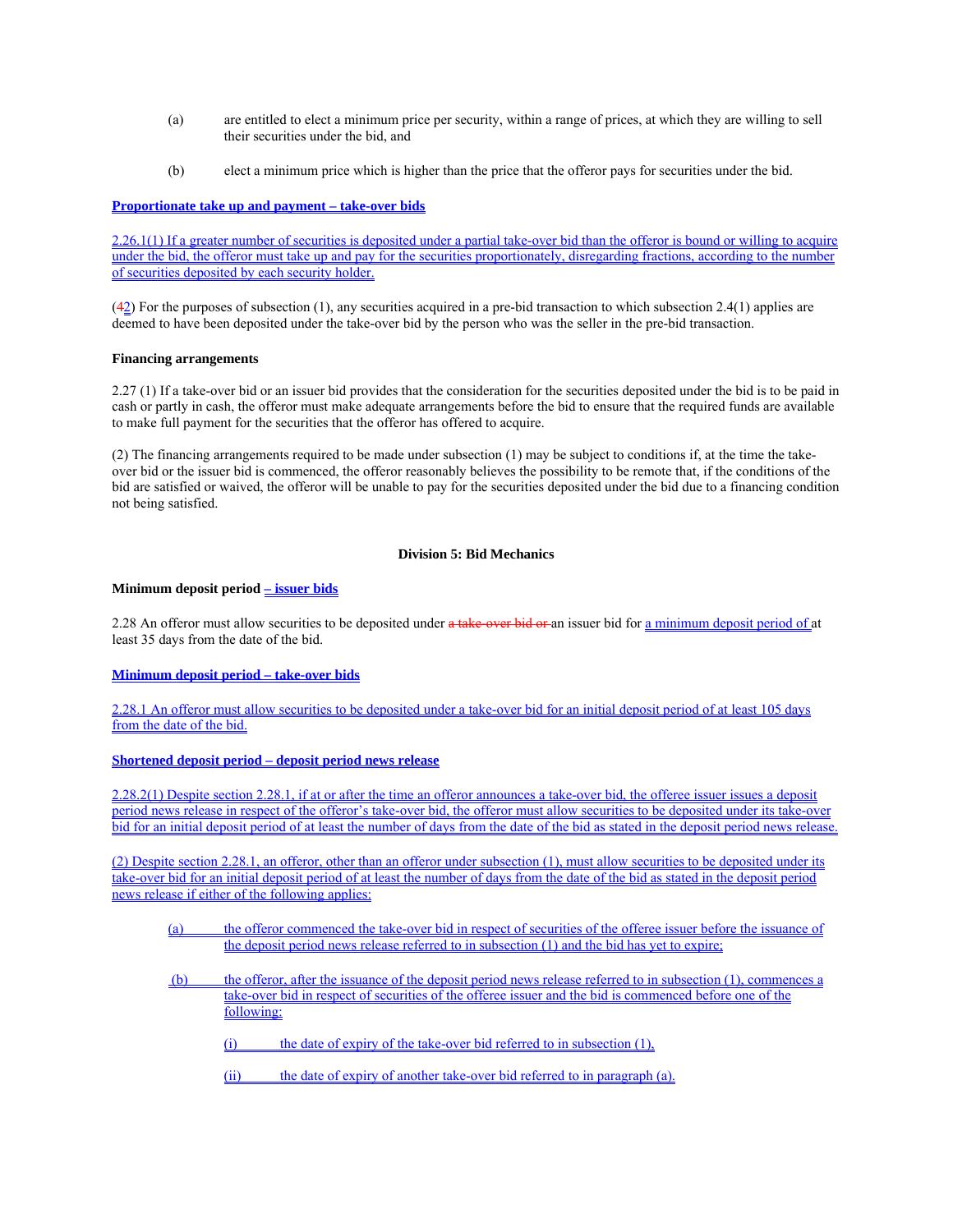(a) are entitled to elect a minimum price per security, within a range of prices, at which they are willing to sell their securities under the bid, and

(b) elect a minimum price which is higher than the price that the offeror pays for securities under the bid.

**Proportionate take up and payment – take-over bids**

2.26.1(1) If a greater number of securities is deposited under a partial take-over bid than the offeror is bound or willing to acquire under the bid, the offeror must take up and pay for the securities proportionately, disregarding fractions, according to the number of securities deposited by each security holder.

(42) For the purposes of subsection (1), any securities acquired in a pre-bid transaction to which subsection 2.4(1) applies are deemed to have been deposited under the take-over bid by the person who was the seller in the pre-bid transaction.

**Financing arrangements**

2.27 (1) If a take-over bid or an issuer bid provides that the consideration for the securities deposited under the bid is to be paid in cash or partly in cash, the offeror must make adequate arrangements before the bid to ensure that the required funds are available to make full payment for the securities that the offeror has offered to acquire.

(2) The financing arrangements required to be made under subsection (1) may be subject to conditions if, at the time the take-over bid or the issuer bid is commenced, the offeror reasonably believes the possibility to be remote that, if the conditions of the bid are satisfied or waived, the offeror will be unable to pay for the securities deposited under the bid due to a financing condition not being satisfied.

## Division 5: Bid Mechanics

**Minimum deposit period – issuer bids**

2.28 An offeror must allow securities to be deposited under ~~a take-over bid or~~ an issuer bid for a minimum deposit period of at least 35 days from the date of the bid.

**Minimum deposit period – take-over bids**

2.28.1 An offeror must allow securities to be deposited under a take-over bid for an initial deposit period of at least 105 days from the date of the bid.

**Shortened deposit period – deposit period news release**

2.28.2(1) Despite section 2.28.1, if at or after the time an offeror announces a take-over bid, the offeree issuer issues a deposit period news release in respect of the offeror's take-over bid, the offeror must allow securities to be deposited under its take-over bid for an initial deposit period of at least the number of days from the date of the bid as stated in the deposit period news release.

(2) Despite section 2.28.1, an offeror, other than an offeror under subsection (1), must allow securities to be deposited under its take-over bid for an initial deposit period of at least the number of days from the date of the bid as stated in the deposit period news release if either of the following applies:

(a) the offeror commenced the take-over bid in respect of securities of the offeree issuer before the issuance of the deposit period news release referred to in subsection (1) and the bid has yet to expire;

(b) the offeror, after the issuance of the deposit period news release referred to in subsection (1), commences a take-over bid in respect of securities of the offeree issuer and the bid is commenced before one of the following:

(i) the date of expiry of the take-over bid referred to in subsection (1),

(ii) the date of expiry of another take-over bid referred to in paragraph (a).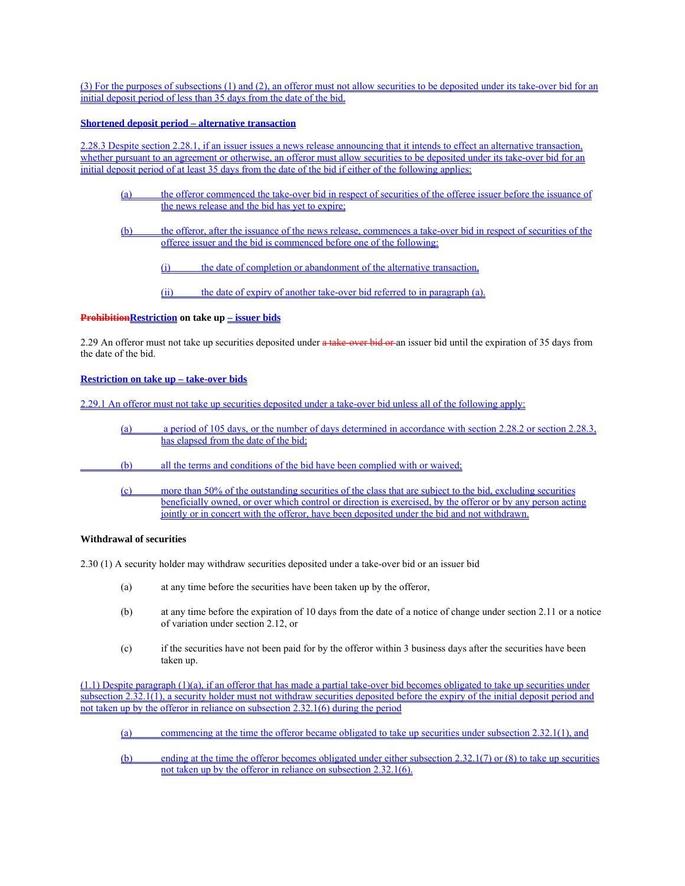(3) For the purposes of subsections (1) and (2), an offeror must not allow securities to be deposited under its take-over bid for an initial deposit period of less than 35 days from the date of the bid.

**Shortened deposit period – alternative transaction**

2.28.3 Despite section 2.28.1, if an issuer issues a news release announcing that it intends to effect an alternative transaction, whether pursuant to an agreement or otherwise, an offeror must allow securities to be deposited under its take-over bid for an initial deposit period of at least 35 days from the date of the bid if either of the following applies:

(a) the offeror commenced the take-over bid in respect of securities of the offeree issuer before the issuance of the news release and the bid has yet to expire;

(b) the offeror, after the issuance of the news release, commences a take-over bid in respect of securities of the offeree issuer and the bid is commenced before one of the following:

(i) the date of completion or abandonment of the alternative transaction,

(ii) the date of expiry of another take-over bid referred to in paragraph (a).

**~~Prohibition~~Restriction on take up – issuer bids**

2.29 An offeror must not take up securities deposited under ~~a take-over bid or~~ an issuer bid until the expiration of 35 days from the date of the bid.

**Restriction on take up – take-over bids**

2.29.1 An offeror must not take up securities deposited under a take-over bid unless all of the following apply:

(a) a period of 105 days, or the number of days determined in accordance with section 2.28.2 or section 2.28.3, has elapsed from the date of the bid;

(b) all the terms and conditions of the bid have been complied with or waived;

(c) more than 50% of the outstanding securities of the class that are subject to the bid, excluding securities beneficially owned, or over which control or direction is exercised, by the offeror or by any person acting jointly or in concert with the offeror, have been deposited under the bid and not withdrawn.

**Withdrawal of securities**

2.30 (1) A security holder may withdraw securities deposited under a take-over bid or an issuer bid

(a) at any time before the securities have been taken up by the offeror,

(b) at any time before the expiration of 10 days from the date of a notice of change under section 2.11 or a notice of variation under section 2.12, or

(c) if the securities have not been paid for by the offeror within 3 business days after the securities have been taken up.

(1.1) Despite paragraph (1)(a), if an offeror that has made a partial take-over bid becomes obligated to take up securities under subsection 2.32.1(1), a security holder must not withdraw securities deposited before the expiry of the initial deposit period and not taken up by the offeror in reliance on subsection 2.32.1(6) during the period

(a) commencing at the time the offeror became obligated to take up securities under subsection 2.32.1(1), and

(b) ending at the time the offeror becomes obligated under either subsection 2.32.1(7) or (8) to take up securities not taken up by the offeror in reliance on subsection 2.32.1(6).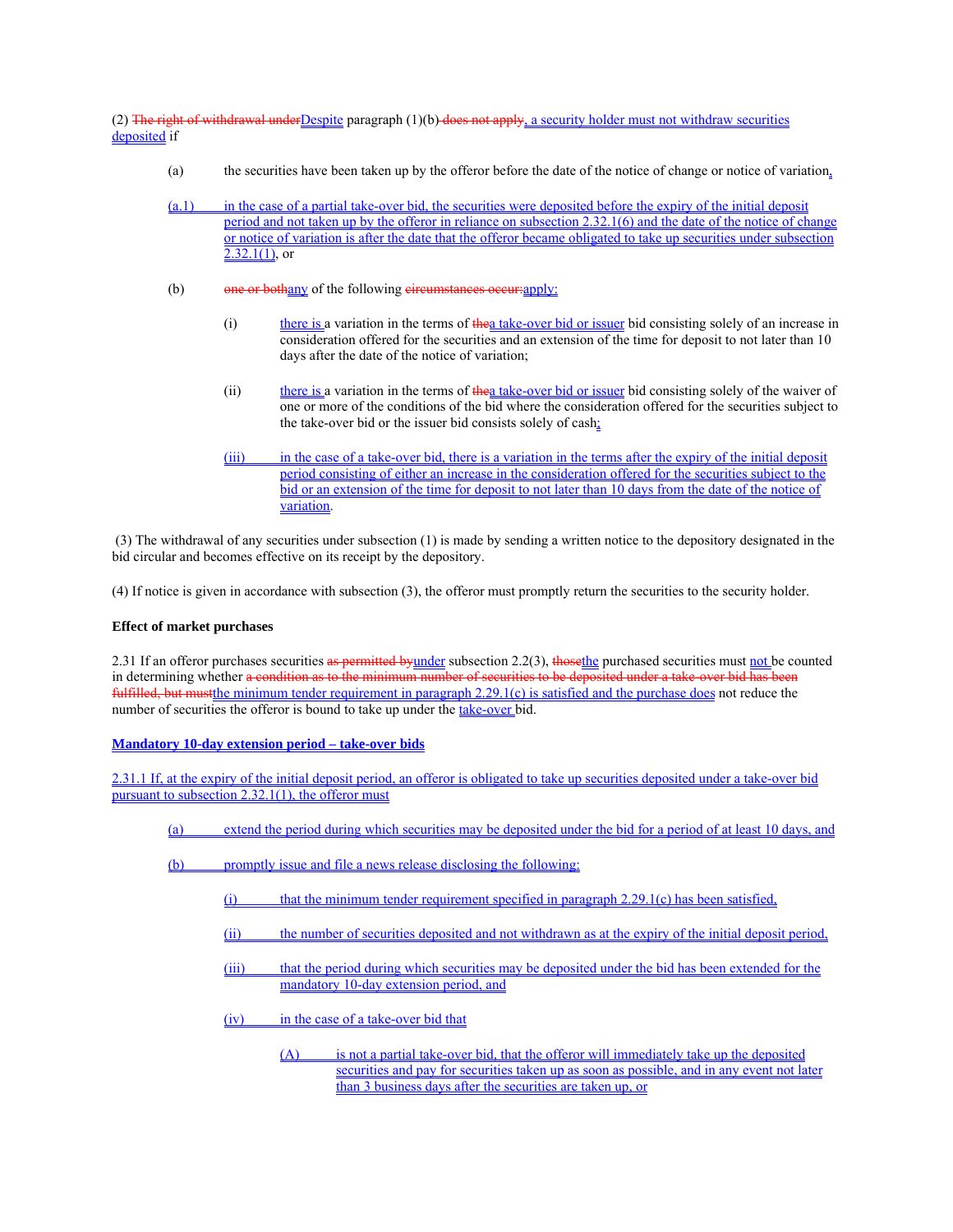(2) ~~The right of withdrawal under~~Despite paragraph (1)(b) ~~does not apply~~, a security holder must not withdraw securities deposited if

(a) the securities have been taken up by the offeror before the date of the notice of change or notice of variation,

(a.1) in the case of a partial take-over bid, the securities were deposited before the expiry of the initial deposit period and not taken up by the offeror in reliance on subsection 2.32.1(6) and the date of the notice of change or notice of variation is after the date that the offeror became obligated to take up securities under subsection 2.32.1(1), or

(b) ~~one or both~~any of the following ~~circumstances occur:~~apply:

(i) there is a variation in the terms of ~~the~~a take-over bid or issuer bid consisting solely of an increase in consideration offered for the securities and an extension of the time for deposit to not later than 10 days after the date of the notice of variation;

(ii) there is a variation in the terms of ~~the~~a take-over bid or issuer bid consisting solely of the waiver of one or more of the conditions of the bid where the consideration offered for the securities subject to the take-over bid or the issuer bid consists solely of cash;

(iii) in the case of a take-over bid, there is a variation in the terms after the expiry of the initial deposit period consisting of either an increase in the consideration offered for the securities subject to the bid or an extension of the time for deposit to not later than 10 days from the date of the notice of variation.

(3) The withdrawal of any securities under subsection (1) is made by sending a written notice to the depository designated in the bid circular and becomes effective on its receipt by the depository.

(4) If notice is given in accordance with subsection (3), the offeror must promptly return the securities to the security holder.

**Effect of market purchases**

2.31 If an offeror purchases securities ~~as permitted by~~under subsection 2.2(3), ~~those~~the purchased securities must not be counted in determining whether ~~a condition as to the minimum number of securities to be deposited under a take-over bid has been fulfilled, but must~~the minimum tender requirement in paragraph 2.29.1(c) is satisfied and the purchase does not reduce the number of securities the offeror is bound to take up under the take-over bid.

**Mandatory 10-day extension period – take-over bids**

2.31.1 If, at the expiry of the initial deposit period, an offeror is obligated to take up securities deposited under a take-over bid pursuant to subsection 2.32.1(1), the offeror must

(a) extend the period during which securities may be deposited under the bid for a period of at least 10 days, and

(b) promptly issue and file a news release disclosing the following:

(i) that the minimum tender requirement specified in paragraph 2.29.1(c) has been satisfied,

(ii) the number of securities deposited and not withdrawn as at the expiry of the initial deposit period,

(iii) that the period during which securities may be deposited under the bid has been extended for the mandatory 10-day extension period, and

(iv) in the case of a take-over bid that

(A) is not a partial take-over bid, that the offeror will immediately take up the deposited securities and pay for securities taken up as soon as possible, and in any event not later than 3 business days after the securities are taken up, or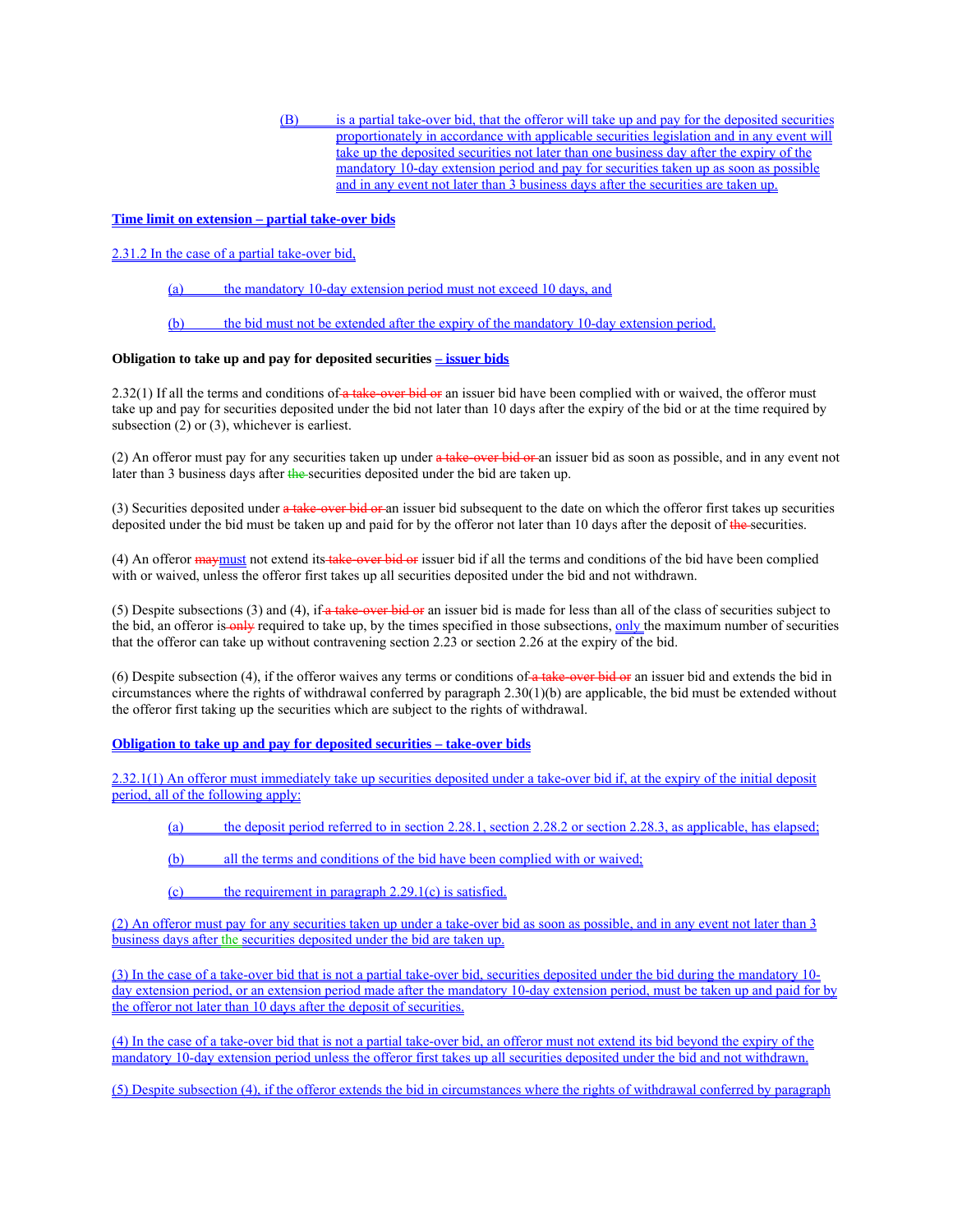(B) is a partial take-over bid, that the offeror will take up and pay for the deposited securities proportionately in accordance with applicable securities legislation and in any event will take up the deposited securities not later than one business day after the expiry of the mandatory 10-day extension period and pay for securities taken up as soon as possible and in any event not later than 3 business days after the securities are taken up.

**Time limit on extension – partial take-over bids**

2.31.2 In the case of a partial take-over bid,

(a) the mandatory 10-day extension period must not exceed 10 days, and

(b) the bid must not be extended after the expiry of the mandatory 10-day extension period.

**Obligation to take up and pay for deposited securities – issuer bids**

2.32(1) If all the terms and conditions of a take-over bid or an issuer bid have been complied with or waived, the offeror must take up and pay for securities deposited under the bid not later than 10 days after the expiry of the bid or at the time required by subsection (2) or (3), whichever is earliest.

(2) An offeror must pay for any securities taken up under a take-over bid or an issuer bid as soon as possible, and in any event not later than 3 business days after the securities deposited under the bid are taken up.

(3) Securities deposited under a take-over bid or an issuer bid subsequent to the date on which the offeror first takes up securities deposited under the bid must be taken up and paid for by the offeror not later than 10 days after the deposit of the securities.

(4) An offeror maymust not extend its take-over bid or issuer bid if all the terms and conditions of the bid have been complied with or waived, unless the offeror first takes up all securities deposited under the bid and not withdrawn.

(5) Despite subsections (3) and (4), if a take-over bid or an issuer bid is made for less than all of the class of securities subject to the bid, an offeror is only required to take up, by the times specified in those subsections, only the maximum number of securities that the offeror can take up without contravening section 2.23 or section 2.26 at the expiry of the bid.

(6) Despite subsection (4), if the offeror waives any terms or conditions of a take-over bid or an issuer bid and extends the bid in circumstances where the rights of withdrawal conferred by paragraph 2.30(1)(b) are applicable, the bid must be extended without the offeror first taking up the securities which are subject to the rights of withdrawal.

**Obligation to take up and pay for deposited securities – take-over bids**

2.32.1(1) An offeror must immediately take up securities deposited under a take-over bid if, at the expiry of the initial deposit period, all of the following apply:

(a) the deposit period referred to in section 2.28.1, section 2.28.2 or section 2.28.3, as applicable, has elapsed;

(b) all the terms and conditions of the bid have been complied with or waived;

(c) the requirement in paragraph 2.29.1(c) is satisfied.

(2) An offeror must pay for any securities taken up under a take-over bid as soon as possible, and in any event not later than 3 business days after the securities deposited under the bid are taken up.

(3) In the case of a take-over bid that is not a partial take-over bid, securities deposited under the bid during the mandatory 10-day extension period, or an extension period made after the mandatory 10-day extension period, must be taken up and paid for by the offeror not later than 10 days after the deposit of securities.

(4) In the case of a take-over bid that is not a partial take-over bid, an offeror must not extend its bid beyond the expiry of the mandatory 10-day extension period unless the offeror first takes up all securities deposited under the bid and not withdrawn.

(5) Despite subsection (4), if the offeror extends the bid in circumstances where the rights of withdrawal conferred by paragraph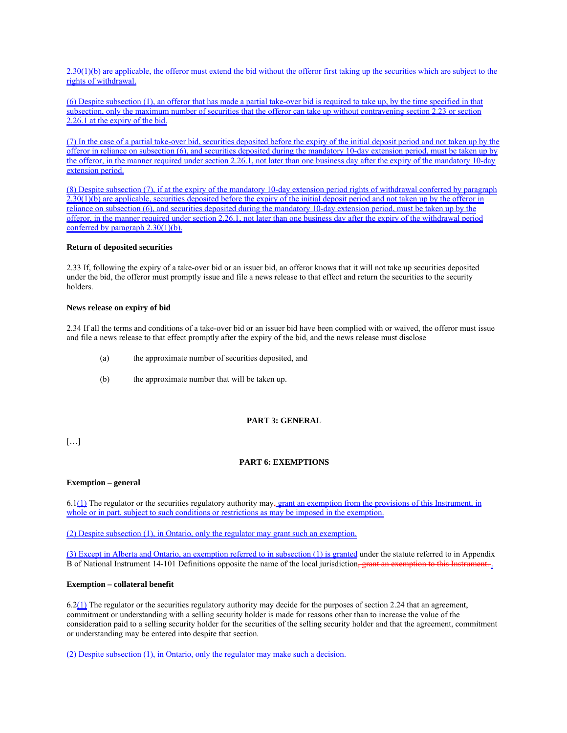2.30(1)(b) are applicable, the offeror must extend the bid without the offeror first taking up the securities which are subject to the rights of withdrawal.

(6) Despite subsection (1), an offeror that has made a partial take-over bid is required to take up, by the time specified in that subsection, only the maximum number of securities that the offeror can take up without contravening section 2.23 or section 2.26.1 at the expiry of the bid.

(7) In the case of a partial take-over bid, securities deposited before the expiry of the initial deposit period and not taken up by the offeror in reliance on subsection (6), and securities deposited during the mandatory 10-day extension period, must be taken up by the offeror, in the manner required under section 2.26.1, not later than one business day after the expiry of the mandatory 10-day extension period.

(8) Despite subsection (7), if at the expiry of the mandatory 10-day extension period rights of withdrawal conferred by paragraph 2.30(1)(b) are applicable, securities deposited before the expiry of the initial deposit period and not taken up by the offeror in reliance on subsection (6), and securities deposited during the mandatory 10-day extension period, must be taken up by the offeror, in the manner required under section 2.26.1, not later than one business day after the expiry of the withdrawal period conferred by paragraph 2.30(1)(b).

**Return of deposited securities**

2.33 If, following the expiry of a take-over bid or an issuer bid, an offeror knows that it will not take up securities deposited under the bid, the offeror must promptly issue and file a news release to that effect and return the securities to the security holders.

**News release on expiry of bid**

2.34 If all the terms and conditions of a take-over bid or an issuer bid have been complied with or waived, the offeror must issue and file a news release to that effect promptly after the expiry of the bid, and the news release must disclose

(a) the approximate number of securities deposited, and

(b) the approximate number that will be taken up.

## PART 3: GENERAL

[…]

## PART 6: EXEMPTIONS

**Exemption – general**

6.1(1) The regulator or the securities regulatory authority may, grant an exemption from the provisions of this Instrument, in whole or in part, subject to such conditions or restrictions as may be imposed in the exemption.

(2) Despite subsection (1), in Ontario, only the regulator may grant such an exemption.

(3) Except in Alberta and Ontario, an exemption referred to in subsection (1) is granted under the statute referred to in Appendix B of National Instrument 14-101 Definitions opposite the name of the local jurisdiction, grant an exemption to this Instrument. .

**Exemption – collateral benefit**

6.2(1) The regulator or the securities regulatory authority may decide for the purposes of section 2.24 that an agreement, commitment or understanding with a selling security holder is made for reasons other than to increase the value of the consideration paid to a selling security holder for the securities of the selling security holder and that the agreement, commitment or understanding may be entered into despite that section.

(2) Despite subsection (1), in Ontario, only the regulator may make such a decision.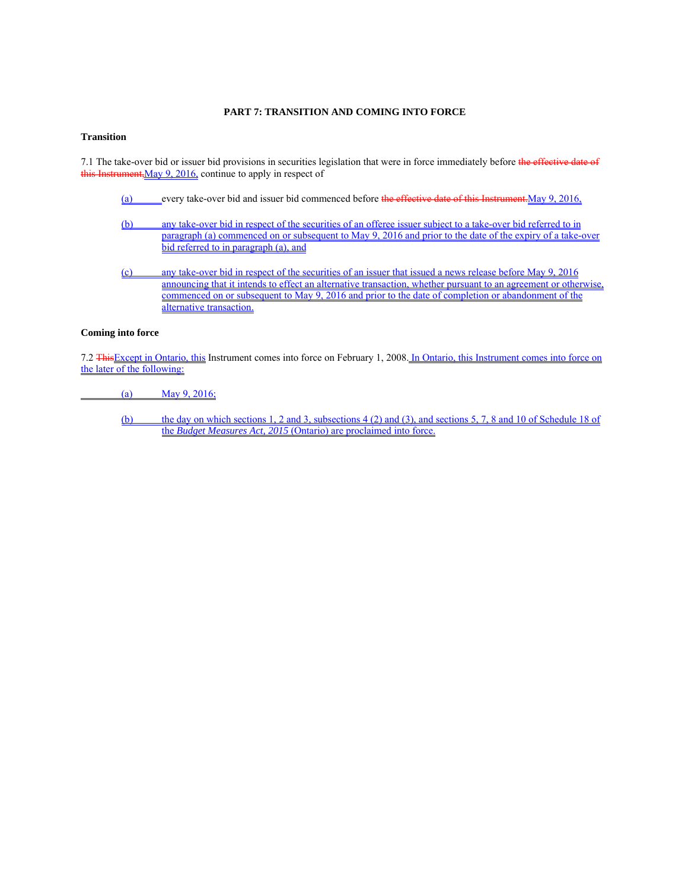## PART 7: TRANSITION AND COMING INTO FORCE

**Transition**

7.1 The take-over bid or issuer bid provisions in securities legislation that were in force immediately before ~~the effective date of this Instrument.~~May 9, 2016, continue to apply in respect of

(a) every take-over bid and issuer bid commenced before ~~the effective date of this Instrument.~~May 9, 2016,

(b) any take-over bid in respect of the securities of an offeree issuer subject to a take-over bid referred to in paragraph (a) commenced on or subsequent to May 9, 2016 and prior to the date of the expiry of a take-over bid referred to in paragraph (a), and

(c) any take-over bid in respect of the securities of an issuer that issued a news release before May 9, 2016 announcing that it intends to effect an alternative transaction, whether pursuant to an agreement or otherwise, commenced on or subsequent to May 9, 2016 and prior to the date of completion or abandonment of the alternative transaction.

**Coming into force**

7.2 ~~This~~Except in Ontario, this Instrument comes into force on February 1, 2008. In Ontario, this Instrument comes into force on the later of the following:

(a) May 9, 2016;

(b) the day on which sections 1, 2 and 3, subsections 4 (2) and (3), and sections 5, 7, 8 and 10 of Schedule 18 of the *Budget Measures Act, 2015* (Ontario) are proclaimed into force.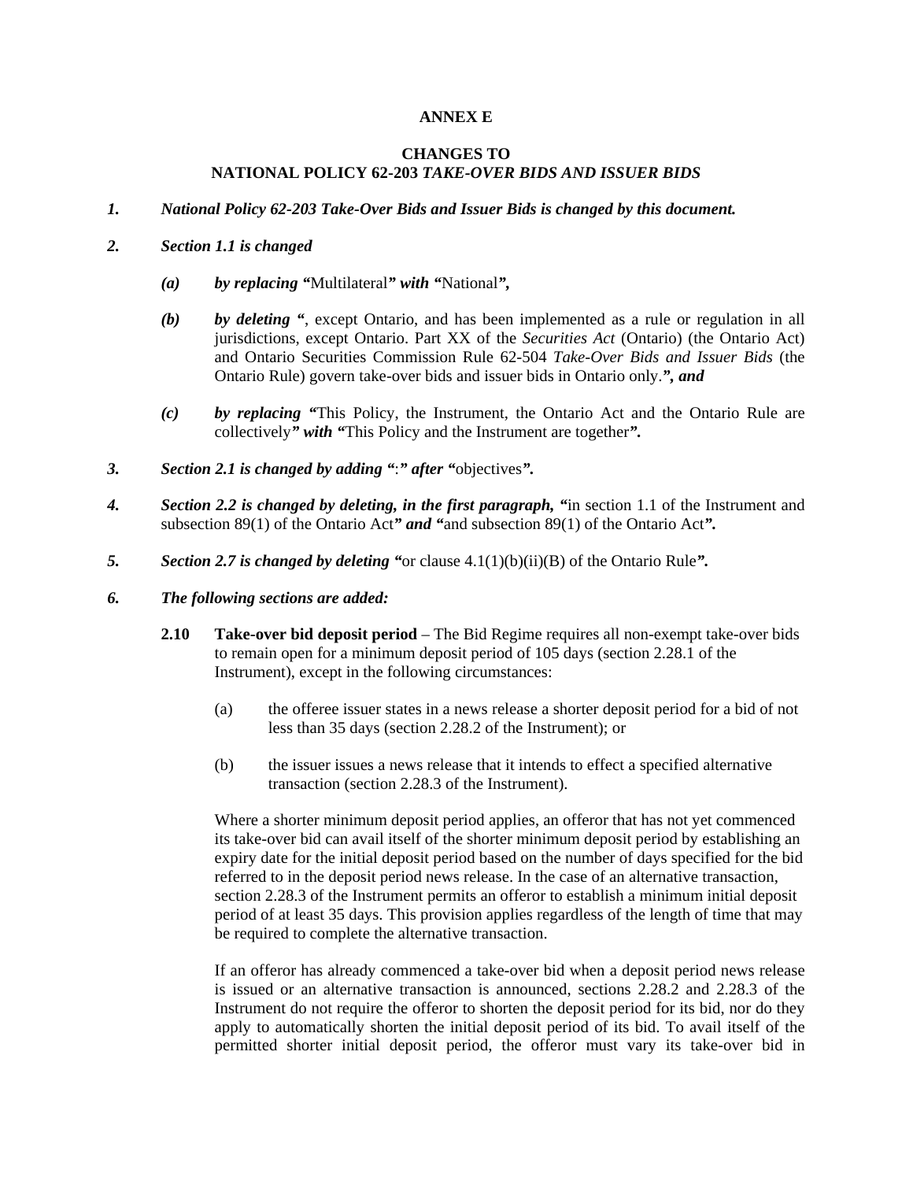**ANNEX E**

**CHANGES TO**
**NATIONAL POLICY 62-203 *TAKE-OVER BIDS AND ISSUER BIDS***

***1. National Policy 62-203 Take-Over Bids and Issuer Bids is changed by this document.***

***2. Section 1.1 is changed***

***(a) by replacing "***Multilateral***" with "***National***",***

***(b) by deleting "***, except Ontario, and has been implemented as a rule or regulation in all jurisdictions, except Ontario. Part XX of the *Securities Act* (Ontario) (the Ontario Act) and Ontario Securities Commission Rule 62-504 *Take-Over Bids and Issuer Bids* (the Ontario Rule) govern take-over bids and issuer bids in Ontario only.***", and***

***(c) by replacing "***This Policy, the Instrument, the Ontario Act and the Ontario Rule are collectively***" with "***This Policy and the Instrument are together***".***

***3. Section 2.1 is changed by adding "***:***" after "***objectives***".***

***4. Section 2.2 is changed by deleting, in the first paragraph, "***in section 1.1 of the Instrument and subsection 89(1) of the Ontario Act***" and "***and subsection 89(1) of the Ontario Act***".***

***5. Section 2.7 is changed by deleting "***or clause 4.1(1)(b)(ii)(B) of the Ontario Rule***".***

***6. The following sections are added:***

**2.10 Take-over bid deposit period** – The Bid Regime requires all non-exempt take-over bids to remain open for a minimum deposit period of 105 days (section 2.28.1 of the Instrument), except in the following circumstances:

(a) the offeree issuer states in a news release a shorter deposit period for a bid of not less than 35 days (section 2.28.2 of the Instrument); or

(b) the issuer issues a news release that it intends to effect a specified alternative transaction (section 2.28.3 of the Instrument).

Where a shorter minimum deposit period applies, an offeror that has not yet commenced its take-over bid can avail itself of the shorter minimum deposit period by establishing an expiry date for the initial deposit period based on the number of days specified for the bid referred to in the deposit period news release. In the case of an alternative transaction, section 2.28.3 of the Instrument permits an offeror to establish a minimum initial deposit period of at least 35 days. This provision applies regardless of the length of time that may be required to complete the alternative transaction.

If an offeror has already commenced a take-over bid when a deposit period news release is issued or an alternative transaction is announced, sections 2.28.2 and 2.28.3 of the Instrument do not require the offeror to shorten the deposit period for its bid, nor do they apply to automatically shorten the initial deposit period of its bid. To avail itself of the permitted shorter initial deposit period, the offeror must vary its take-over bid in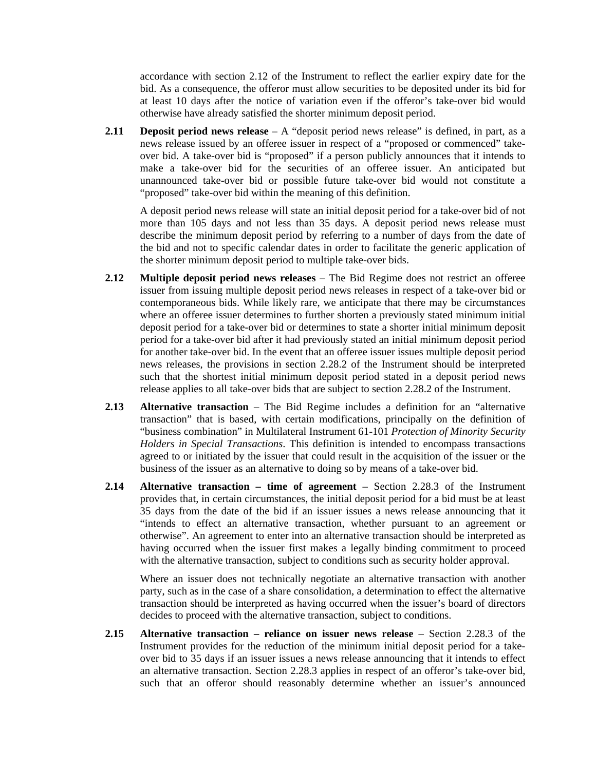accordance with section 2.12 of the Instrument to reflect the earlier expiry date for the bid. As a consequence, the offeror must allow securities to be deposited under its bid for at least 10 days after the notice of variation even if the offeror's take-over bid would otherwise have already satisfied the shorter minimum deposit period.

**2.11 Deposit period news release** – A "deposit period news release" is defined, in part, as a news release issued by an offeree issuer in respect of a "proposed or commenced" take-over bid. A take-over bid is "proposed" if a person publicly announces that it intends to make a take-over bid for the securities of an offeree issuer. An anticipated but unannounced take-over bid or possible future take-over bid would not constitute a "proposed" take-over bid within the meaning of this definition.

A deposit period news release will state an initial deposit period for a take-over bid of not more than 105 days and not less than 35 days. A deposit period news release must describe the minimum deposit period by referring to a number of days from the date of the bid and not to specific calendar dates in order to facilitate the generic application of the shorter minimum deposit period to multiple take-over bids.

**2.12 Multiple deposit period news releases** – The Bid Regime does not restrict an offeree issuer from issuing multiple deposit period news releases in respect of a take-over bid or contemporaneous bids. While likely rare, we anticipate that there may be circumstances where an offeree issuer determines to further shorten a previously stated minimum initial deposit period for a take-over bid or determines to state a shorter initial minimum deposit period for a take-over bid after it had previously stated an initial minimum deposit period for another take-over bid. In the event that an offeree issuer issues multiple deposit period news releases, the provisions in section 2.28.2 of the Instrument should be interpreted such that the shortest initial minimum deposit period stated in a deposit period news release applies to all take-over bids that are subject to section 2.28.2 of the Instrument.

**2.13 Alternative transaction** – The Bid Regime includes a definition for an "alternative transaction" that is based, with certain modifications, principally on the definition of "business combination" in Multilateral Instrument 61-101 *Protection of Minority Security Holders in Special Transactions*. This definition is intended to encompass transactions agreed to or initiated by the issuer that could result in the acquisition of the issuer or the business of the issuer as an alternative to doing so by means of a take-over bid.

**2.14 Alternative transaction – time of agreement** – Section 2.28.3 of the Instrument provides that, in certain circumstances, the initial deposit period for a bid must be at least 35 days from the date of the bid if an issuer issues a news release announcing that it "intends to effect an alternative transaction, whether pursuant to an agreement or otherwise". An agreement to enter into an alternative transaction should be interpreted as having occurred when the issuer first makes a legally binding commitment to proceed with the alternative transaction, subject to conditions such as security holder approval.

Where an issuer does not technically negotiate an alternative transaction with another party, such as in the case of a share consolidation, a determination to effect the alternative transaction should be interpreted as having occurred when the issuer's board of directors decides to proceed with the alternative transaction, subject to conditions.

**2.15 Alternative transaction – reliance on issuer news release** – Section 2.28.3 of the Instrument provides for the reduction of the minimum initial deposit period for a take-over bid to 35 days if an issuer issues a news release announcing that it intends to effect an alternative transaction. Section 2.28.3 applies in respect of an offeror's take-over bid, such that an offeror should reasonably determine whether an issuer's announced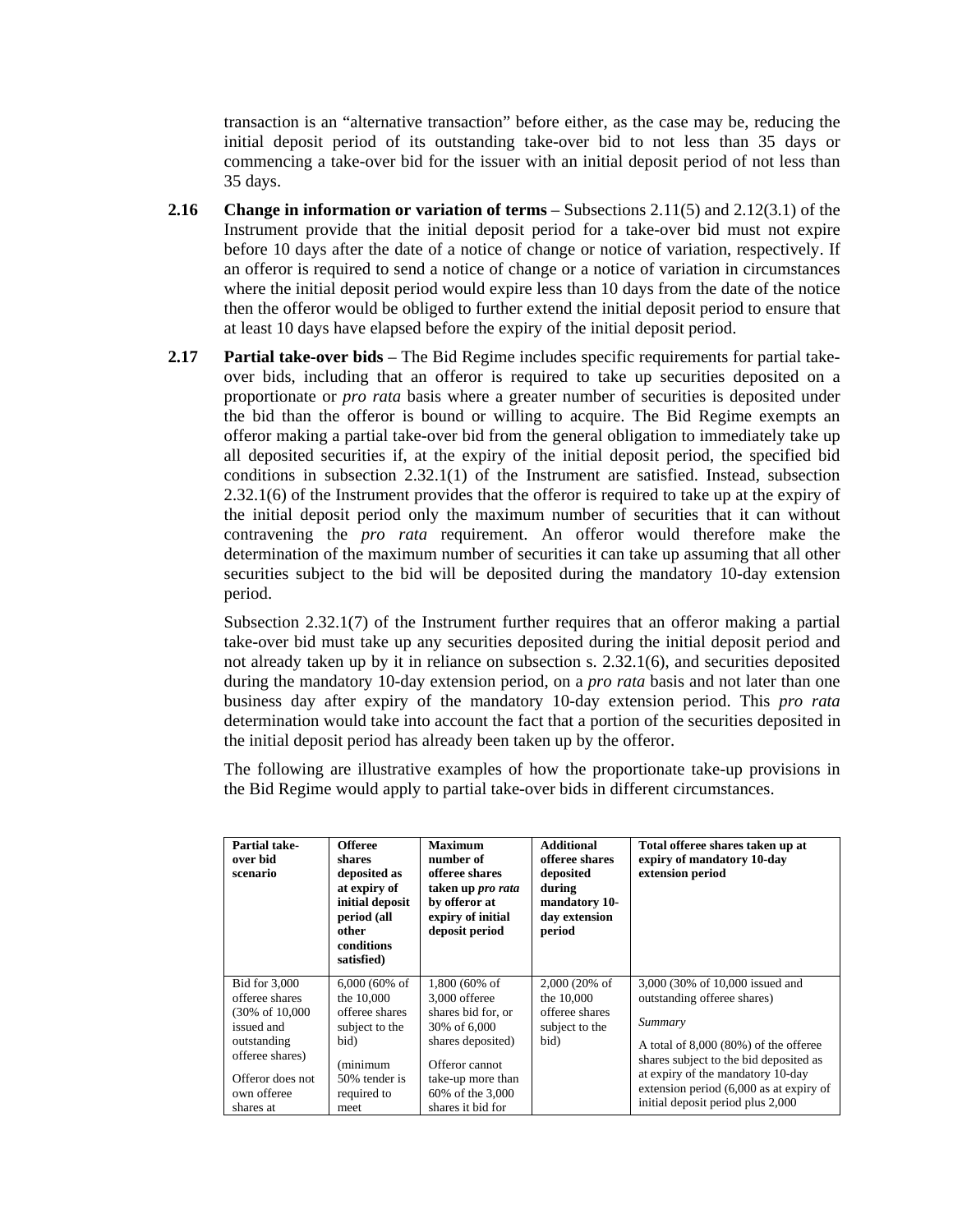transaction is an "alternative transaction" before either, as the case may be, reducing the initial deposit period of its outstanding take-over bid to not less than 35 days or commencing a take-over bid for the issuer with an initial deposit period of not less than 35 days.

**2.16** **Change in information or variation of terms** – Subsections 2.11(5) and 2.12(3.1) of the Instrument provide that the initial deposit period for a take-over bid must not expire before 10 days after the date of a notice of change or notice of variation, respectively. If an offeror is required to send a notice of change or a notice of variation in circumstances where the initial deposit period would expire less than 10 days from the date of the notice then the offeror would be obliged to further extend the initial deposit period to ensure that at least 10 days have elapsed before the expiry of the initial deposit period.

**2.17** **Partial take-over bids** – The Bid Regime includes specific requirements for partial take-over bids, including that an offeror is required to take up securities deposited on a proportionate or *pro rata* basis where a greater number of securities is deposited under the bid than the offeror is bound or willing to acquire. The Bid Regime exempts an offeror making a partial take-over bid from the general obligation to immediately take up all deposited securities if, at the expiry of the initial deposit period, the specified bid conditions in subsection 2.32.1(1) of the Instrument are satisfied. Instead, subsection 2.32.1(6) of the Instrument provides that the offeror is required to take up at the expiry of the initial deposit period only the maximum number of securities that it can without contravening the *pro rata* requirement. An offeror would therefore make the determination of the maximum number of securities it can take up assuming that all other securities subject to the bid will be deposited during the mandatory 10-day extension period.

Subsection 2.32.1(7) of the Instrument further requires that an offeror making a partial take-over bid must take up any securities deposited during the initial deposit period and not already taken up by it in reliance on subsection s. 2.32.1(6), and securities deposited during the mandatory 10-day extension period, on a *pro rata* basis and not later than one business day after expiry of the mandatory 10-day extension period. This *pro rata* determination would take into account the fact that a portion of the securities deposited in the initial deposit period has already been taken up by the offeror.

The following are illustrative examples of how the proportionate take-up provisions in the Bid Regime would apply to partial take-over bids in different circumstances.

| Partial take-over bid scenario | Offeree shares deposited as at expiry of initial deposit period (all other conditions satisfied) | Maximum number of offeree shares taken up *pro rata* by offeror at expiry of initial deposit period | Additional offeree shares deposited during mandatory 10-day extension period | Total offeree shares taken up at expiry of mandatory 10-day extension period |
|---|---|---|---|---|
| Bid for 3,000 offeree shares (30% of 10,000 issued and outstanding offeree shares)<br><br>Offeror does not own offeree shares at | 6,000 (60% of the 10,000 offeree shares subject to the bid)<br><br>(minimum 50% tender is required to meet | 1,800 (60% of 3,000 offeree shares bid for, or 30% of 6,000 shares deposited)<br><br>Offeror cannot take-up more than 60% of the 3,000 shares it bid for | 2,000 (20% of the 10,000 offeree shares subject to the bid) | 3,000 (30% of 10,000 issued and outstanding offeree shares)<br><br>*Summary*<br><br>A total of 8,000 (80%) of the offeree shares subject to the bid deposited as at expiry of the mandatory 10-day extension period (6,000 as at expiry of initial deposit period plus 2,000 |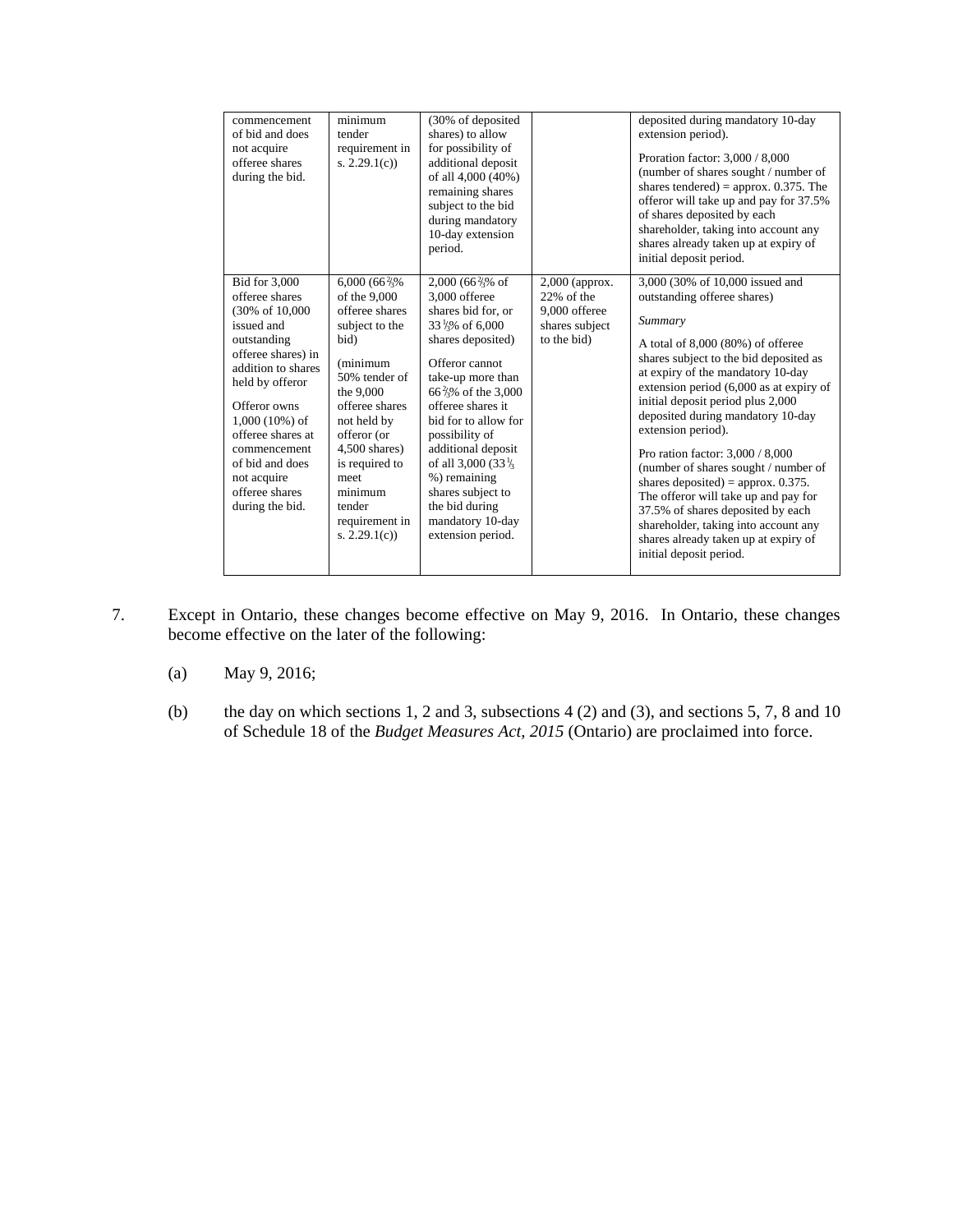| | | | | |
|---|---|---|---|---|
| commencement of bid and does not acquire offeree shares during the bid. | minimum tender requirement in s. 2.29.1(c)) | (30% of deposited shares) to allow for possibility of additional deposit of all 4,000 (40%) remaining shares subject to the bid during mandatory 10-day extension period. | | deposited during mandatory 10-day extension period).<br><br>Proration factor: 3,000 / 8,000 (number of shares sought / number of shares tendered) = approx. 0.375. The offeror will take up and pay for 37.5% of shares deposited by each shareholder, taking into account any shares already taken up at expiry of initial deposit period. |
| Bid for 3,000 offeree shares (30% of 10,000 issued and outstanding offeree shares) in addition to shares held by offeror<br><br>Offeror owns 1,000 (10%) of offeree shares at commencement of bid and does not acquire offeree shares during the bid. | 6,000 (66⅔% of the 9,000 offeree shares subject to the bid)<br><br>(minimum 50% tender of the 9,000 offeree shares not held by offeror (or 4,500 shares) is required to meet minimum tender requirement in s. 2.29.1(c)) | 2,000 (66⅔% of 3,000 offeree shares bid for, or 33⅓% of 6,000 shares deposited)<br><br>Offeror cannot take-up more than 66⅔% of the 3,000 offeree shares it bid for to allow for possibility of additional deposit of all 3,000 (33⅓ %) remaining shares subject to the bid during mandatory 10-day extension period. | 2,000 (approx. 22% of the 9,000 offeree shares subject to the bid) | 3,000 (30% of 10,000 issued and outstanding offeree shares)<br><br>*Summary*<br><br>A total of 8,000 (80%) of offeree shares subject to the bid deposited as at expiry of the mandatory 10-day extension period (6,000 as at expiry of initial deposit period plus 2,000 deposited during mandatory 10-day extension period).<br><br>Pro ration factor: 3,000 / 8,000 (number of shares sought / number of shares deposited) = approx. 0.375. The offeror will take up and pay for 37.5% of shares deposited by each shareholder, taking into account any shares already taken up at expiry of initial deposit period. |

7. Except in Ontario, these changes become effective on May 9, 2016. In Ontario, these changes become effective on the later of the following:

   (a) May 9, 2016;

   (b) the day on which sections 1, 2 and 3, subsections 4 (2) and (3), and sections 5, 7, 8 and 10 of Schedule 18 of the *Budget Measures Act, 2015* (Ontario) are proclaimed into force.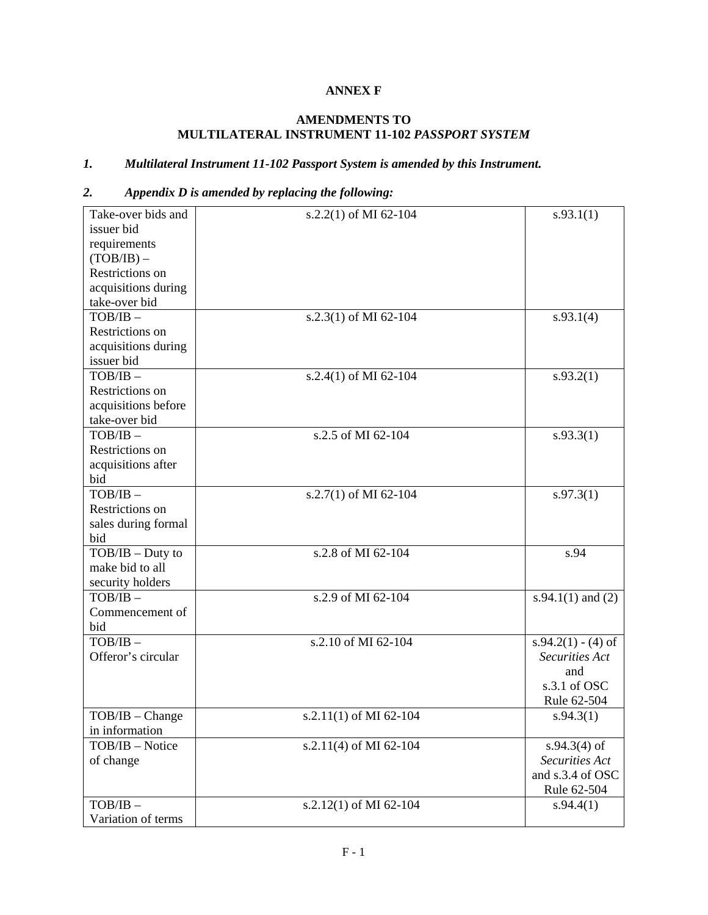**ANNEX F**

**AMENDMENTS TO MULTILATERAL INSTRUMENT 11-102 *PASSPORT SYSTEM***

***1. Multilateral Instrument 11-102 Passport System is amended by this Instrument.***

***2. Appendix D is amended by replacing the following:***

| | | |
|---|---|---|
| Take-over bids and issuer bid requirements (TOB/IB) – Restrictions on acquisitions during take-over bid | s.2.2(1) of MI 62-104 | s.93.1(1) |
| TOB/IB – Restrictions on acquisitions during issuer bid | s.2.3(1) of MI 62-104 | s.93.1(4) |
| TOB/IB – Restrictions on acquisitions before take-over bid | s.2.4(1) of MI 62-104 | s.93.2(1) |
| TOB/IB – Restrictions on acquisitions after bid | s.2.5 of MI 62-104 | s.93.3(1) |
| TOB/IB – Restrictions on sales during formal bid | s.2.7(1) of MI 62-104 | s.97.3(1) |
| TOB/IB – Duty to make bid to all security holders | s.2.8 of MI 62-104 | s.94 |
| TOB/IB – Commencement of bid | s.2.9 of MI 62-104 | s.94.1(1) and (2) |
| TOB/IB – Offeror's circular | s.2.10 of MI 62-104 | s.94.2(1) - (4) of *Securities Act* and s.3.1 of OSC Rule 62-504 |
| TOB/IB – Change in information | s.2.11(1) of MI 62-104 | s.94.3(1) |
| TOB/IB – Notice of change | s.2.11(4) of MI 62-104 | s.94.3(4) of *Securities Act* and s.3.4 of OSC Rule 62-504 |
| TOB/IB – Variation of terms | s.2.12(1) of MI 62-104 | s.94.4(1) |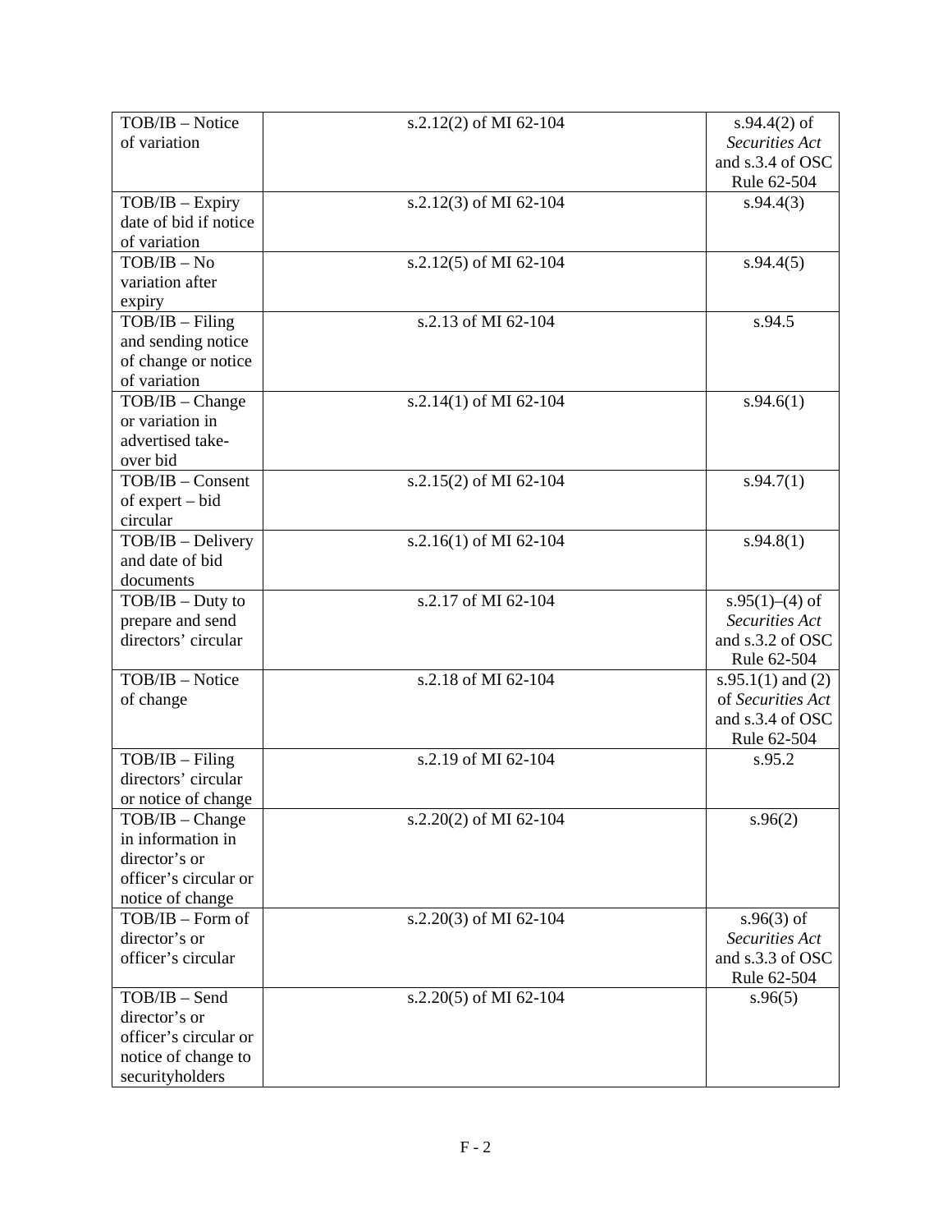| | | |
|---|---|---|
| TOB/IB – Notice of variation | s.2.12(2) of MI 62-104 | s.94.4(2) of *Securities Act* and s.3.4 of OSC Rule 62-504 |
| TOB/IB – Expiry date of bid if notice of variation | s.2.12(3) of MI 62-104 | s.94.4(3) |
| TOB/IB – No variation after expiry | s.2.12(5) of MI 62-104 | s.94.4(5) |
| TOB/IB – Filing and sending notice of change or notice of variation | s.2.13 of MI 62-104 | s.94.5 |
| TOB/IB – Change or variation in advertised take-over bid | s.2.14(1) of MI 62-104 | s.94.6(1) |
| TOB/IB – Consent of expert – bid circular | s.2.15(2) of MI 62-104 | s.94.7(1) |
| TOB/IB – Delivery and date of bid documents | s.2.16(1) of MI 62-104 | s.94.8(1) |
| TOB/IB – Duty to prepare and send directors' circular | s.2.17 of MI 62-104 | s.95(1)–(4) of *Securities Act* and s.3.2 of OSC Rule 62-504 |
| TOB/IB – Notice of change | s.2.18 of MI 62-104 | s.95.1(1) and (2) of *Securities Act* and s.3.4 of OSC Rule 62-504 |
| TOB/IB – Filing directors' circular or notice of change | s.2.19 of MI 62-104 | s.95.2 |
| TOB/IB – Change in information in director's or officer's circular or notice of change | s.2.20(2) of MI 62-104 | s.96(2) |
| TOB/IB – Form of director's or officer's circular | s.2.20(3) of MI 62-104 | s.96(3) of *Securities Act* and s.3.3 of OSC Rule 62-504 |
| TOB/IB – Send director's or officer's circular or notice of change to securityholders | s.2.20(5) of MI 62-104 | s.96(5) |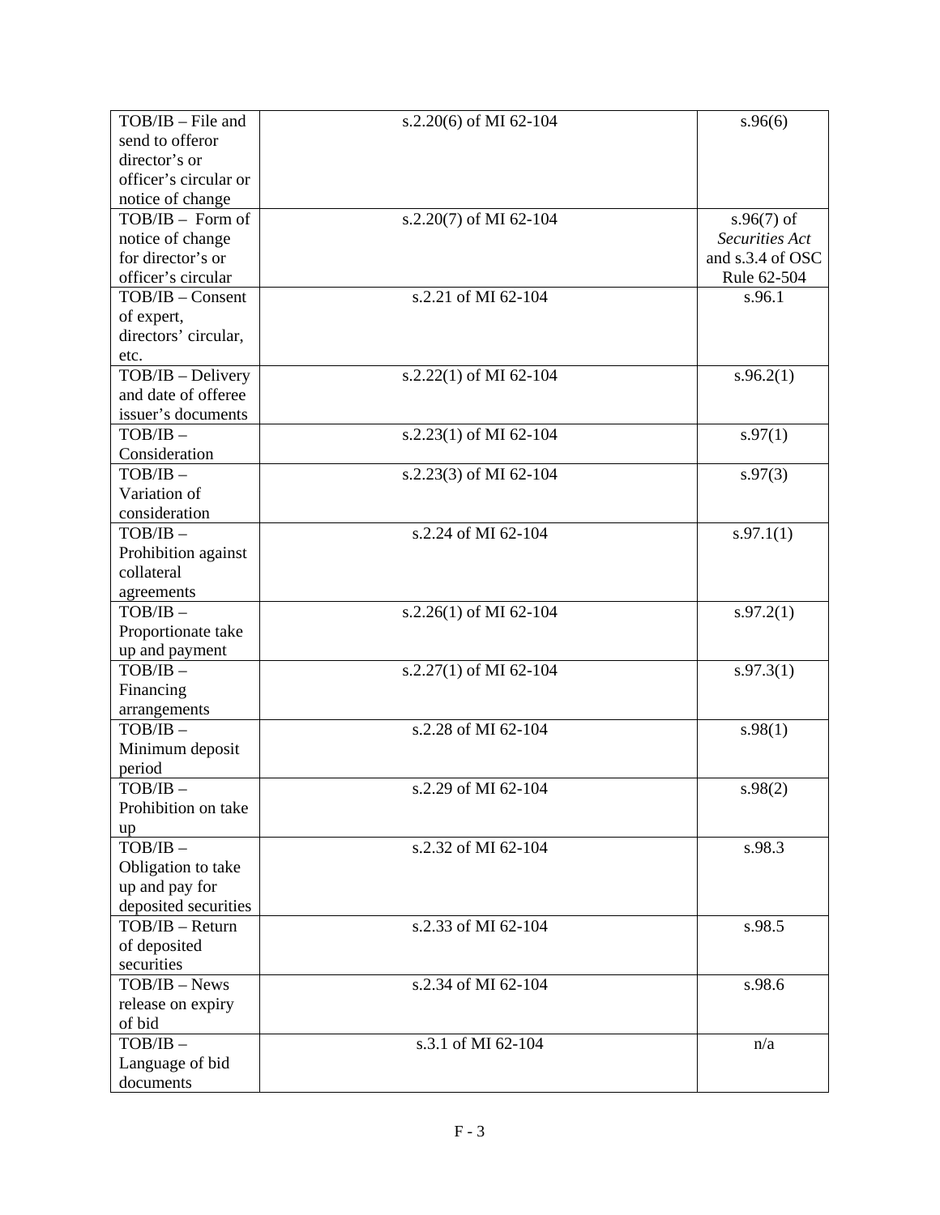| TOB/IB – File and send to offeror director's or officer's circular or notice of change | s.2.20(6) of MI 62-104 | s.96(6) |
|---|---|---|
| TOB/IB – Form of notice of change for director's or officer's circular | s.2.20(7) of MI 62-104 | s.96(7) of *Securities Act* and s.3.4 of OSC Rule 62-504 |
| TOB/IB – Consent of expert, directors' circular, etc. | s.2.21 of MI 62-104 | s.96.1 |
| TOB/IB – Delivery and date of offeree issuer's documents | s.2.22(1) of MI 62-104 | s.96.2(1) |
| TOB/IB – Consideration | s.2.23(1) of MI 62-104 | s.97(1) |
| TOB/IB – Variation of consideration | s.2.23(3) of MI 62-104 | s.97(3) |
| TOB/IB – Prohibition against collateral agreements | s.2.24 of MI 62-104 | s.97.1(1) |
| TOB/IB – Proportionate take up and payment | s.2.26(1) of MI 62-104 | s.97.2(1) |
| TOB/IB – Financing arrangements | s.2.27(1) of MI 62-104 | s.97.3(1) |
| TOB/IB – Minimum deposit period | s.2.28 of MI 62-104 | s.98(1) |
| TOB/IB – Prohibition on take up | s.2.29 of MI 62-104 | s.98(2) |
| TOB/IB – Obligation to take up and pay for deposited securities | s.2.32 of MI 62-104 | s.98.3 |
| TOB/IB – Return of deposited securities | s.2.33 of MI 62-104 | s.98.5 |
| TOB/IB – News release on expiry of bid | s.2.34 of MI 62-104 | s.98.6 |
| TOB/IB – Language of bid documents | s.3.1 of MI 62-104 | n/a |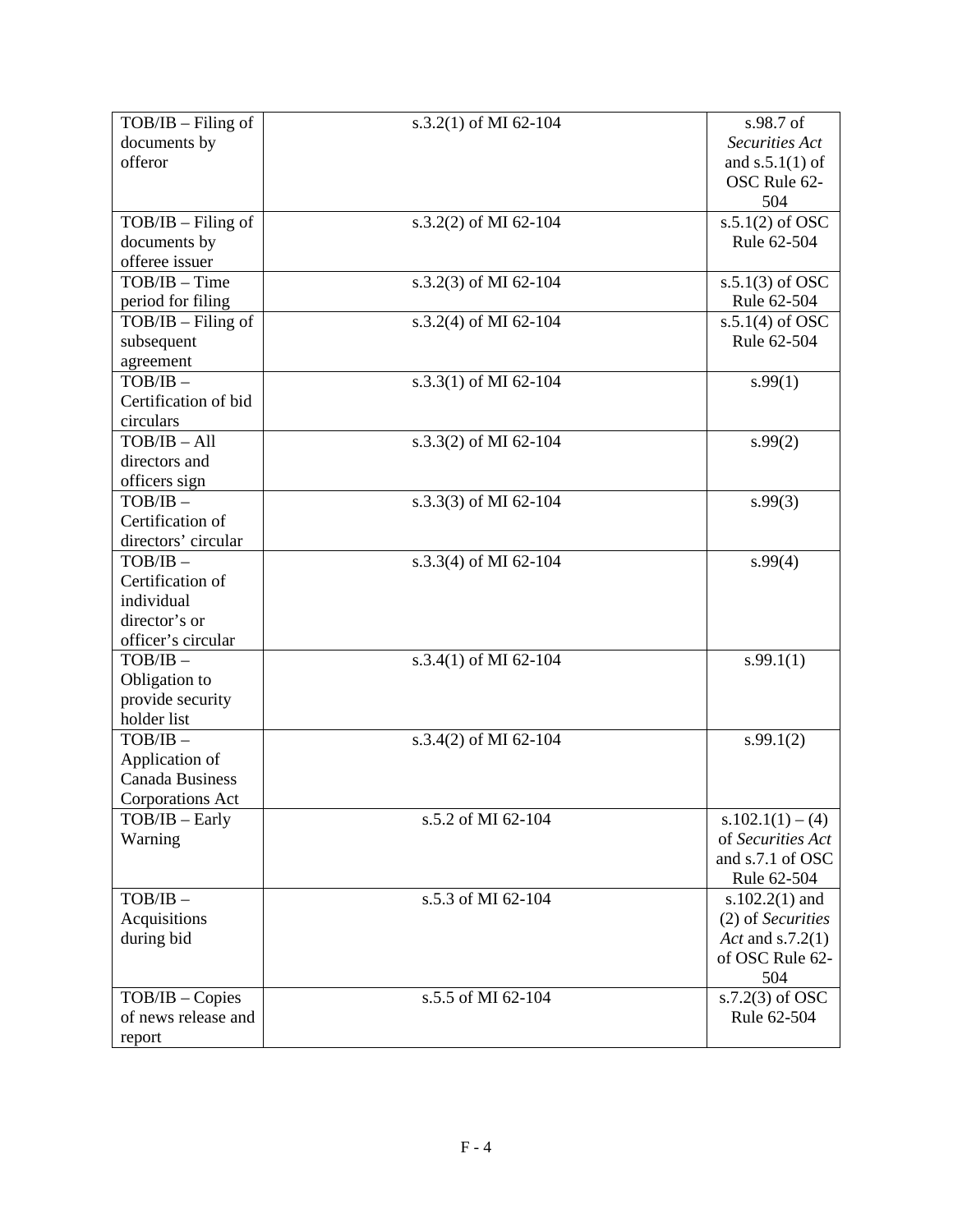| | | |
|---|---|---|
| TOB/IB – Filing of documents by offeror | s.3.2(1) of MI 62-104 | s.98.7 of *Securities Act* and s.5.1(1) of OSC Rule 62-504 |
| TOB/IB – Filing of documents by offeree issuer | s.3.2(2) of MI 62-104 | s.5.1(2) of OSC Rule 62-504 |
| TOB/IB – Time period for filing | s.3.2(3) of MI 62-104 | s.5.1(3) of OSC Rule 62-504 |
| TOB/IB – Filing of subsequent agreement | s.3.2(4) of MI 62-104 | s.5.1(4) of OSC Rule 62-504 |
| TOB/IB – Certification of bid circulars | s.3.3(1) of MI 62-104 | s.99(1) |
| TOB/IB – All directors and officers sign | s.3.3(2) of MI 62-104 | s.99(2) |
| TOB/IB – Certification of directors' circular | s.3.3(3) of MI 62-104 | s.99(3) |
| TOB/IB – Certification of individual director's or officer's circular | s.3.3(4) of MI 62-104 | s.99(4) |
| TOB/IB – Obligation to provide security holder list | s.3.4(1) of MI 62-104 | s.99.1(1) |
| TOB/IB – Application of Canada Business Corporations Act | s.3.4(2) of MI 62-104 | s.99.1(2) |
| TOB/IB – Early Warning | s.5.2 of MI 62-104 | s.102.1(1) – (4) of *Securities Act* and s.7.1 of OSC Rule 62-504 |
| TOB/IB – Acquisitions during bid | s.5.3 of MI 62-104 | s.102.2(1) and (2) of *Securities Act* and s.7.2(1) of OSC Rule 62-504 |
| TOB/IB – Copies of news release and report | s.5.5 of MI 62-104 | s.7.2(3) of OSC Rule 62-504 |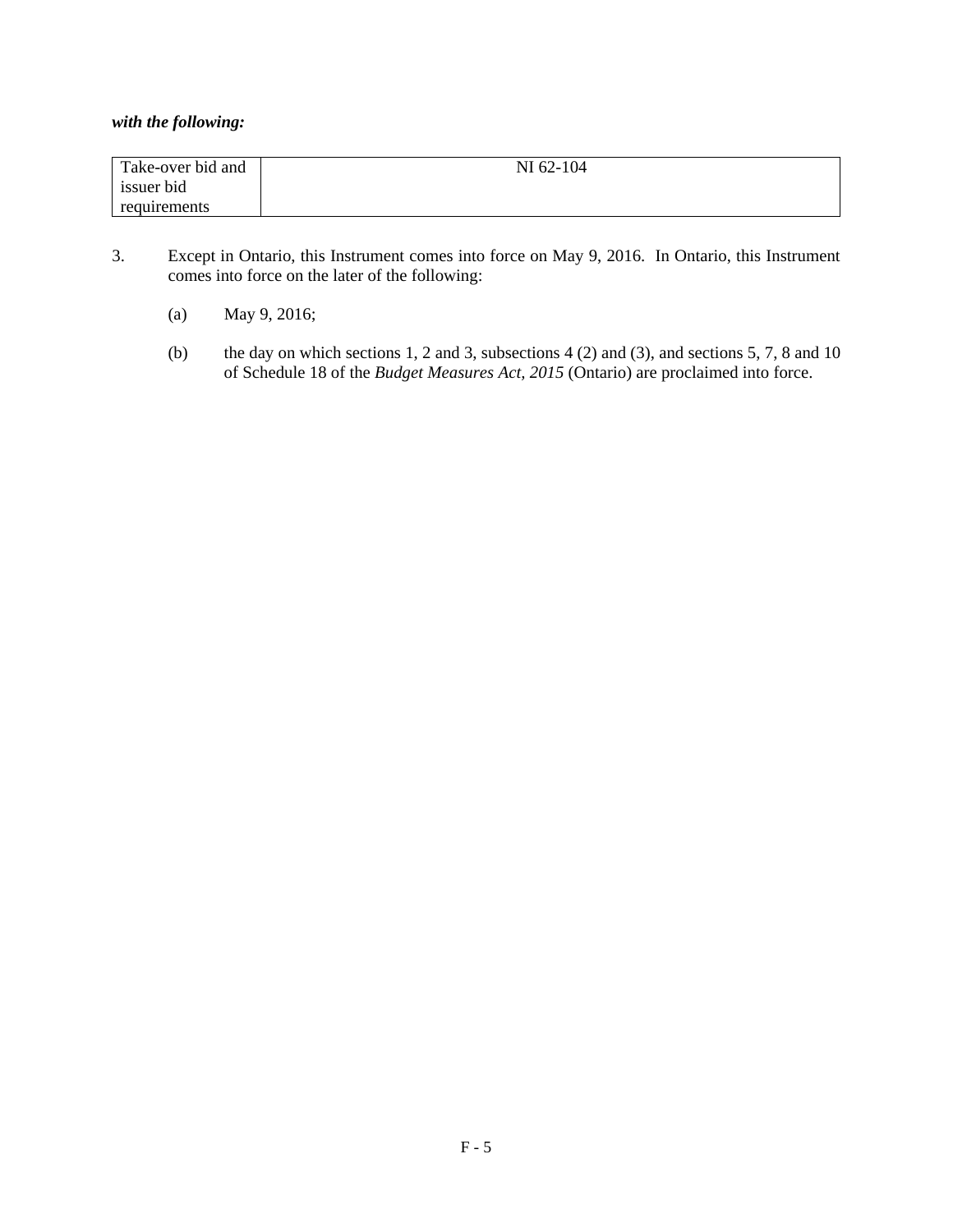***with the following:***

| Take-over bid and issuer bid requirements | NI 62-104 |
|---|---|

3. Except in Ontario, this Instrument comes into force on May 9, 2016. In Ontario, this Instrument comes into force on the later of the following:

   (a) May 9, 2016;

   (b) the day on which sections 1, 2 and 3, subsections 4 (2) and (3), and sections 5, 7, 8 and 10 of Schedule 18 of the *Budget Measures Act, 2015* (Ontario) are proclaimed into force.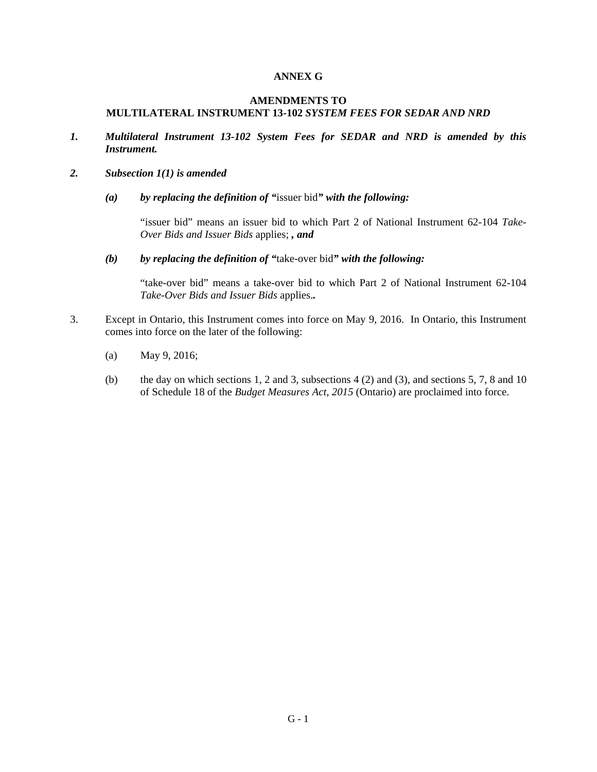**ANNEX G**

**AMENDMENTS TO**
**MULTILATERAL INSTRUMENT 13-102 *SYSTEM FEES FOR SEDAR AND NRD***

***1. Multilateral Instrument 13-102 System Fees for SEDAR and NRD is amended by this Instrument.***

***2. Subsection 1(1) is amended***

***(a) by replacing the definition of "*issuer bid*" with the following:***

"issuer bid" means an issuer bid to which Part 2 of National Instrument 62-104 *Take-Over Bids and Issuer Bids* applies; ***, and***

***(b) by replacing the definition of "*take-over bid*" with the following:***

"take-over bid" means a take-over bid to which Part 2 of National Instrument 62-104 *Take-Over Bids and Issuer Bids* applies.**.**

3. Except in Ontario, this Instrument comes into force on May 9, 2016. In Ontario, this Instrument comes into force on the later of the following:

(a) May 9, 2016;

(b) the day on which sections 1, 2 and 3, subsections 4 (2) and (3), and sections 5, 7, 8 and 10 of Schedule 18 of the *Budget Measures Act, 2015* (Ontario) are proclaimed into force.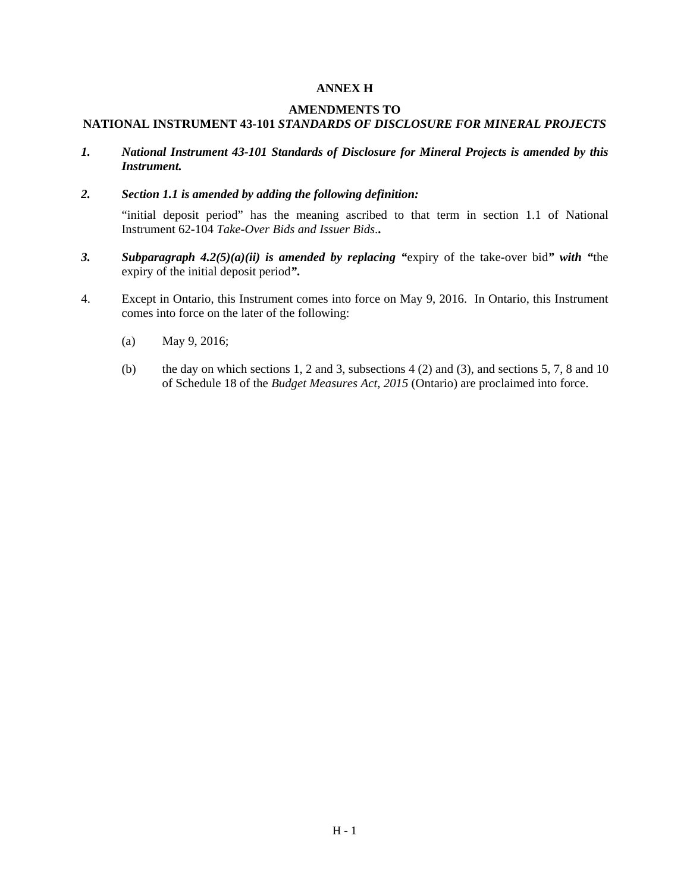**ANNEX H**

**AMENDMENTS TO**
**NATIONAL INSTRUMENT 43-101 *STANDARDS OF DISCLOSURE FOR MINERAL PROJECTS***

1. ***National Instrument 43-101 Standards of Disclosure for Mineral Projects is amended by this Instrument.***

2. ***Section 1.1 is amended by adding the following definition:***

   "initial deposit period" has the meaning ascribed to that term in section 1.1 of National Instrument 62-104 *Take-Over Bids and Issuer Bids*..

3. ***Subparagraph 4.2(5)(a)(ii) is amended by replacing "***expiry of the take-over bid***" with "***the expiry of the initial deposit period***".***

4. Except in Ontario, this Instrument comes into force on May 9, 2016. In Ontario, this Instrument comes into force on the later of the following:

   (a) May 9, 2016;

   (b) the day on which sections 1, 2 and 3, subsections 4 (2) and (3), and sections 5, 7, 8 and 10 of Schedule 18 of the *Budget Measures Act, 2015* (Ontario) are proclaimed into force.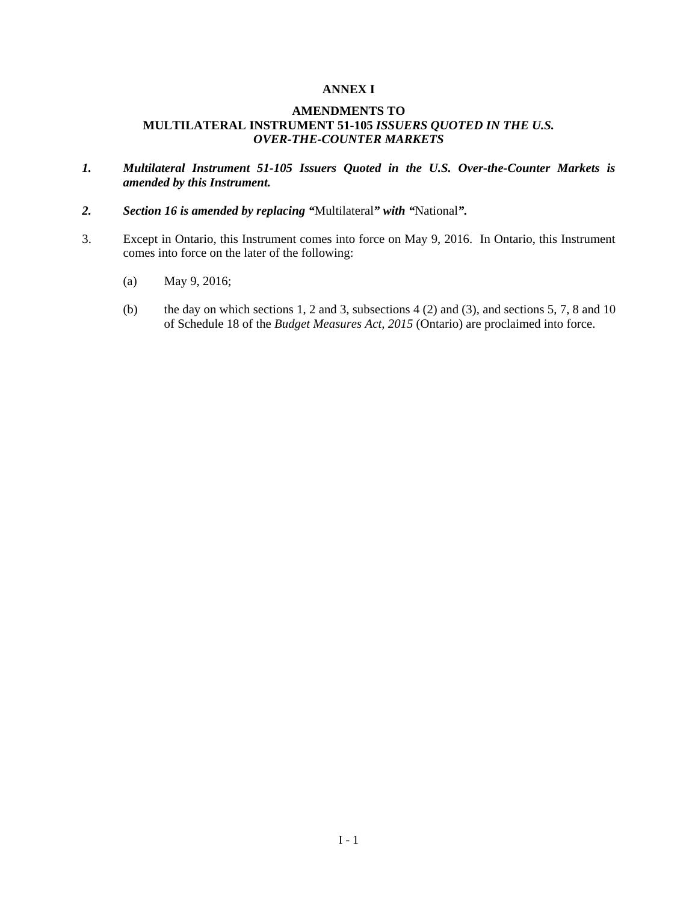**ANNEX I**

**AMENDMENTS TO**
**MULTILATERAL INSTRUMENT 51-105 *ISSUERS QUOTED IN THE U.S. OVER-THE-COUNTER MARKETS***

1. ***Multilateral Instrument 51-105 Issuers Quoted in the U.S. Over-the-Counter Markets is amended by this Instrument.***

2. ***Section 16 is amended by replacing "*Multilateral*" with "*National*".***

3. Except in Ontario, this Instrument comes into force on May 9, 2016. In Ontario, this Instrument comes into force on the later of the following:

   (a) May 9, 2016;

   (b) the day on which sections 1, 2 and 3, subsections 4 (2) and (3), and sections 5, 7, 8 and 10 of Schedule 18 of the *Budget Measures Act, 2015* (Ontario) are proclaimed into force.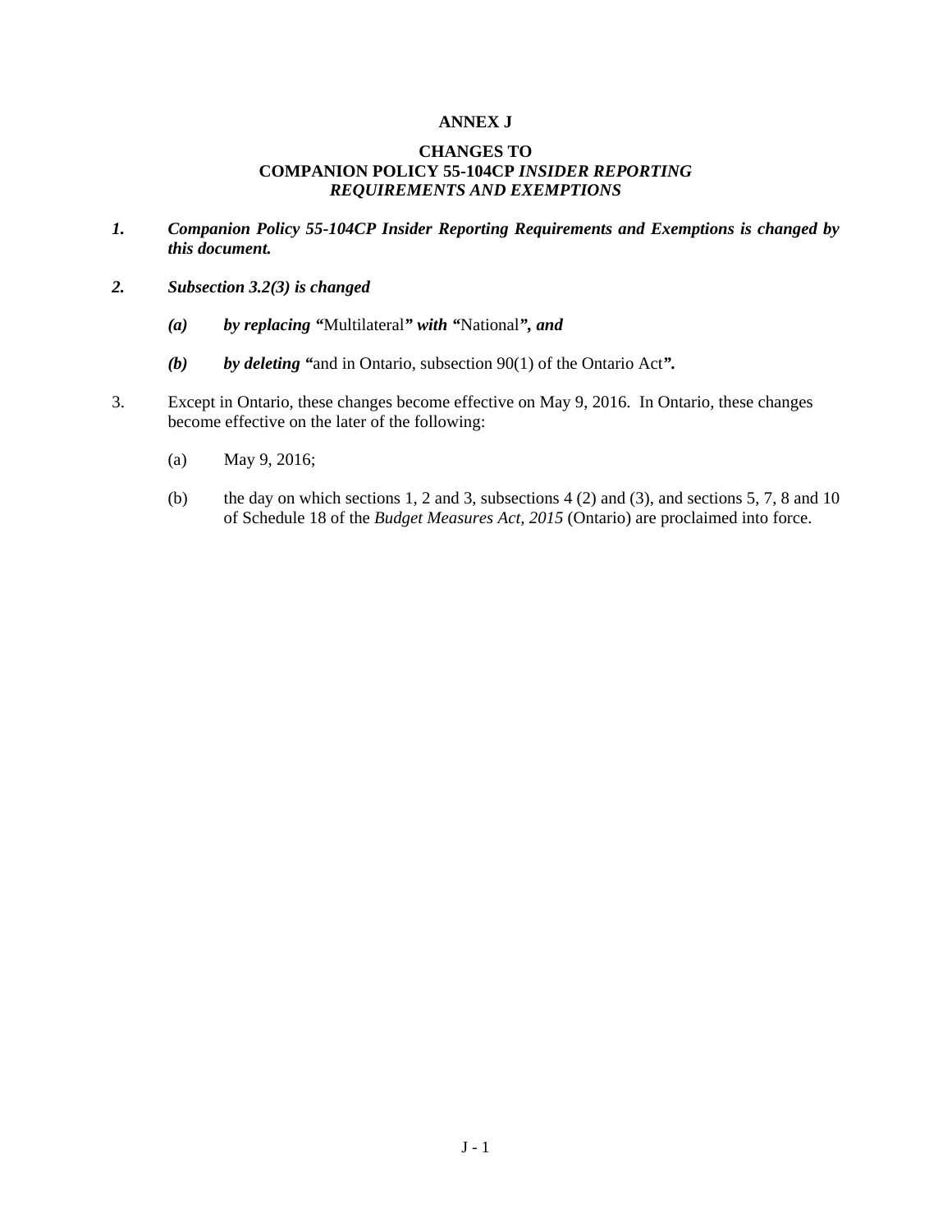**ANNEX J**

**CHANGES TO**
**COMPANION POLICY 55-104CP *INSIDER REPORTING REQUIREMENTS AND EXEMPTIONS***

1. ***Companion Policy 55-104CP Insider Reporting Requirements and Exemptions is changed by this document.***

2. ***Subsection 3.2(3) is changed***

   (a) ***by replacing "***Multilateral***" with "***National***", and***

   (b) ***by deleting "***and in Ontario, subsection 90(1) of the Ontario Act***".***

3. Except in Ontario, these changes become effective on May 9, 2016. In Ontario, these changes become effective on the later of the following:

   (a) May 9, 2016;

   (b) the day on which sections 1, 2 and 3, subsections 4 (2) and (3), and sections 5, 7, 8 and 10 of Schedule 18 of the *Budget Measures Act, 2015* (Ontario) are proclaimed into force.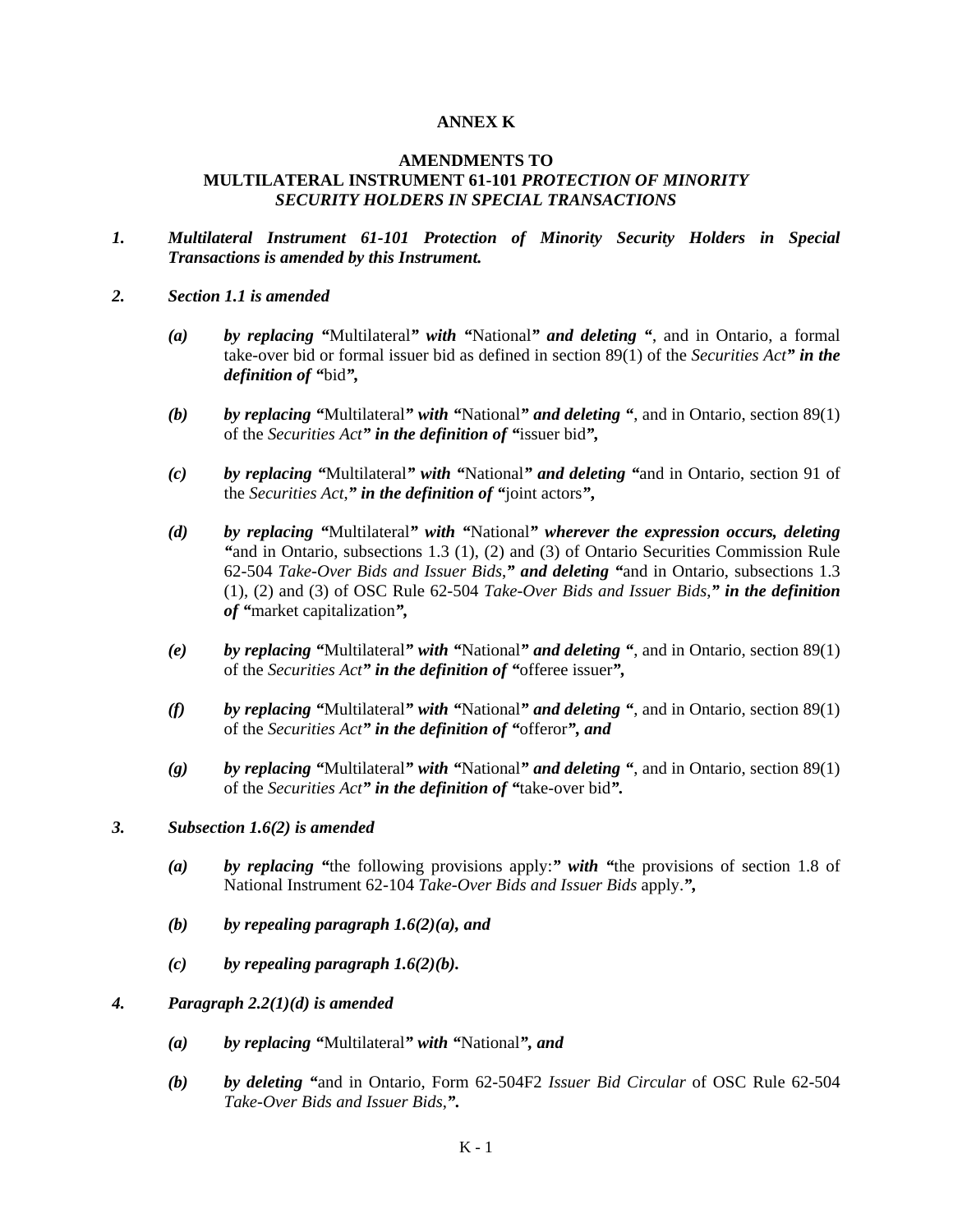**ANNEX K**

**AMENDMENTS TO**
**MULTILATERAL INSTRUMENT 61-101 *PROTECTION OF MINORITY SECURITY HOLDERS IN SPECIAL TRANSACTIONS***

***1. Multilateral Instrument 61-101 Protection of Minority Security Holders in Special Transactions is amended by this Instrument.***

***2. Section 1.1 is amended***

***(a) by replacing "***Multilateral***" with "***National***" and deleting "***, and in Ontario, a formal take-over bid or formal issuer bid as defined in section 89(1) of the *Securities Act****" in the definition of "***bid***",***

***(b) by replacing "***Multilateral***" with "***National***" and deleting "***, and in Ontario, section 89(1) of the *Securities Act****" in the definition of "***issuer bid***",***

***(c) by replacing "***Multilateral***" with "***National***" and deleting "***and in Ontario, section 91 of the *Securities Act*,***" in the definition of "***joint actors***",***

***(d) by replacing "***Multilateral***" with "***National***" wherever the expression occurs, deleting "***and in Ontario, subsections 1.3 (1), (2) and (3) of Ontario Securities Commission Rule 62-504 *Take-Over Bids and Issuer Bids*,***" and deleting "***and in Ontario, subsections 1.3 (1), (2) and (3) of OSC Rule 62-504 *Take-Over Bids and Issuer Bids*,***" in the definition of "***market capitalization***",***

***(e) by replacing "***Multilateral***" with "***National***" and deleting "***, and in Ontario, section 89(1) of the *Securities Act****" in the definition of "***offeree issuer***",***

***(f) by replacing "***Multilateral***" with "***National***" and deleting "***, and in Ontario, section 89(1) of the *Securities Act****" in the definition of "***offeror***", and***

***(g) by replacing "***Multilateral***" with "***National***" and deleting "***, and in Ontario, section 89(1) of the *Securities Act****" in the definition of "***take-over bid***".***

***3. Subsection 1.6(2) is amended***

***(a) by replacing "***the following provisions apply:***" with "***the provisions of section 1.8 of National Instrument 62-104 *Take-Over Bids and Issuer Bids* apply.***",***

***(b) by repealing paragraph 1.6(2)(a), and***

***(c) by repealing paragraph 1.6(2)(b).***

***4. Paragraph 2.2(1)(d) is amended***

***(a) by replacing "***Multilateral***" with "***National***", and***

***(b) by deleting "***and in Ontario, Form 62-504F2 *Issuer Bid Circular* of OSC Rule 62-504 *Take-Over Bids and Issuer Bids*,***".***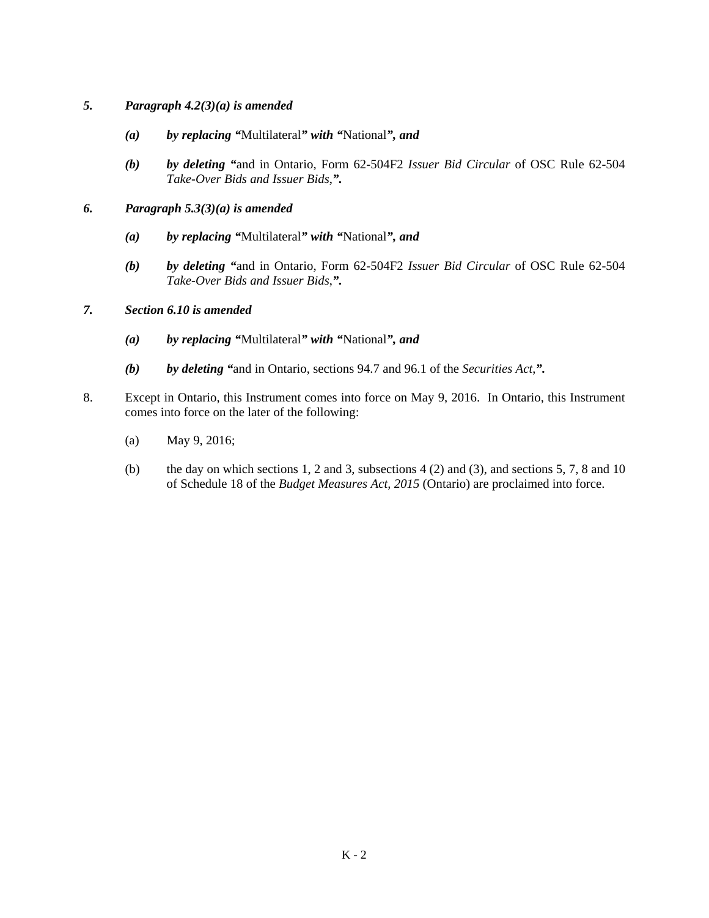***5. Paragraph 4.2(3)(a) is amended***

***(a) by replacing "***Multilateral***" with "***National***", and***

***(b) by deleting "***and in Ontario, Form 62-504F2 *Issuer Bid Circular* of OSC Rule 62-504 *Take-Over Bids and Issuer Bids*,***".***

***6. Paragraph 5.3(3)(a) is amended***

***(a) by replacing "***Multilateral***" with "***National***", and***

***(b) by deleting "***and in Ontario, Form 62-504F2 *Issuer Bid Circular* of OSC Rule 62-504 *Take-Over Bids and Issuer Bids*,***".***

***7. Section 6.10 is amended***

***(a) by replacing "***Multilateral***" with "***National***", and***

***(b) by deleting "***and in Ontario, sections 94.7 and 96.1 of the *Securities Act*,***".***

8. Except in Ontario, this Instrument comes into force on May 9, 2016. In Ontario, this Instrument comes into force on the later of the following:

(a) May 9, 2016;

(b) the day on which sections 1, 2 and 3, subsections 4 (2) and (3), and sections 5, 7, 8 and 10 of Schedule 18 of the *Budget Measures Act, 2015* (Ontario) are proclaimed into force.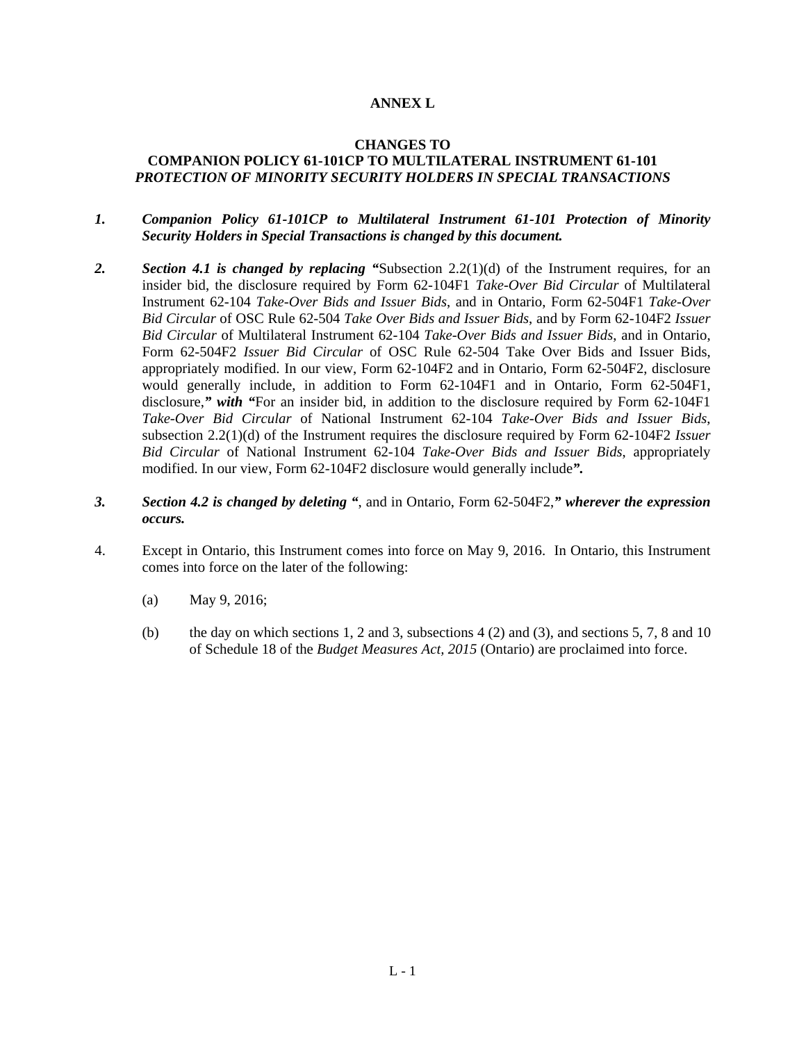**ANNEX L**

**CHANGES TO**
**COMPANION POLICY 61-101CP TO MULTILATERAL INSTRUMENT 61-101**
***PROTECTION OF MINORITY SECURITY HOLDERS IN SPECIAL TRANSACTIONS***

1. ***Companion Policy 61-101CP to Multilateral Instrument 61-101 Protection of Minority Security Holders in Special Transactions is changed by this document.***

2. ***Section 4.1 is changed by replacing "***Subsection 2.2(1)(d) of the Instrument requires, for an insider bid, the disclosure required by Form 62-104F1 *Take-Over Bid Circular* of Multilateral Instrument 62-104 *Take-Over Bids and Issuer Bids*, and in Ontario, Form 62-504F1 *Take-Over Bid Circular* of OSC Rule 62-504 *Take Over Bids and Issuer Bids*, and by Form 62-104F2 *Issuer Bid Circular* of Multilateral Instrument 62-104 *Take-Over Bids and Issuer Bids*, and in Ontario, Form 62-504F2 *Issuer Bid Circular* of OSC Rule 62-504 Take Over Bids and Issuer Bids, appropriately modified. In our view, Form 62-104F2 and in Ontario, Form 62-504F2, disclosure would generally include, in addition to Form 62-104F1 and in Ontario, Form 62-504F1, disclosure,***" with "***For an insider bid, in addition to the disclosure required by Form 62-104F1 *Take-Over Bid Circular* of National Instrument 62-104 *Take-Over Bids and Issuer Bids*, subsection 2.2(1)(d) of the Instrument requires the disclosure required by Form 62-104F2 *Issuer Bid Circular* of National Instrument 62-104 *Take-Over Bids and Issuer Bids*, appropriately modified. In our view, Form 62-104F2 disclosure would generally include***".***

3. ***Section 4.2 is changed by deleting "***, and in Ontario, Form 62-504F2,***" wherever the expression occurs.***

4. Except in Ontario, this Instrument comes into force on May 9, 2016. In Ontario, this Instrument comes into force on the later of the following:

   (a) May 9, 2016;

   (b) the day on which sections 1, 2 and 3, subsections 4 (2) and (3), and sections 5, 7, 8 and 10 of Schedule 18 of the *Budget Measures Act, 2015* (Ontario) are proclaimed into force.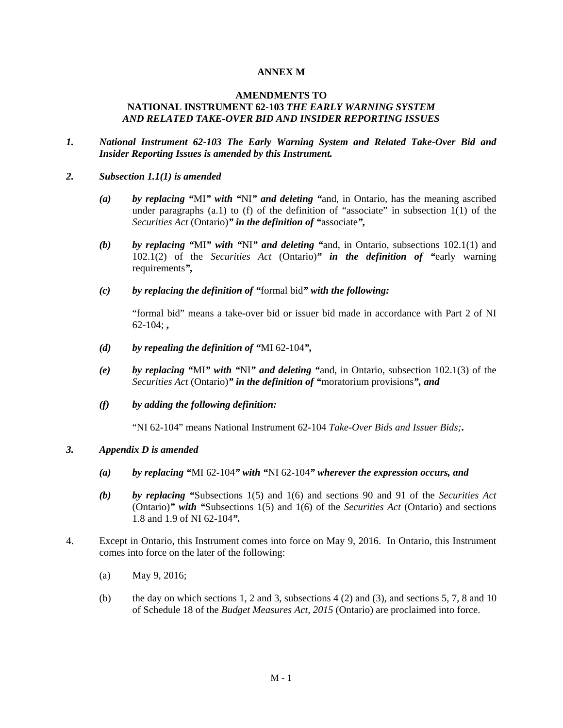**ANNEX M**

**AMENDMENTS TO**
**NATIONAL INSTRUMENT 62-103 *THE EARLY WARNING SYSTEM AND RELATED TAKE-OVER BID AND INSIDER REPORTING ISSUES***

***1. National Instrument 62-103 The Early Warning System and Related Take-Over Bid and Insider Reporting Issues is amended by this Instrument.***

***2. Subsection 1.1(1) is amended***

***(a) by replacing "***MI***" with "***NI***" and deleting "***and, in Ontario, has the meaning ascribed under paragraphs (a.1) to (f) of the definition of "associate" in subsection 1(1) of the *Securities Act* (Ontario)***" in the definition of "***associate***",***

***(b) by replacing "***MI***" with "***NI***" and deleting "***and, in Ontario, subsections 102.1(1) and 102.1(2) of the *Securities Act* (Ontario)***" in the definition of "***early warning requirements***",***

***(c) by replacing the definition of "***formal bid***" with the following:***

"formal bid" means a take-over bid or issuer bid made in accordance with Part 2 of NI 62-104; ***,***

***(d) by repealing the definition of "***MI 62-104***",***

***(e) by replacing "***MI***" with "***NI***" and deleting "***and, in Ontario, subsection 102.1(3) of the *Securities Act* (Ontario)***" in the definition of "***moratorium provisions***", and***

***(f) by adding the following definition:***

"NI 62-104" means National Instrument 62-104 *Take-Over Bids and Issuer Bids;****.***

***3. Appendix D is amended***

***(a) by replacing "***MI 62-104***" with "***NI 62-104***" wherever the expression occurs, and***

***(b) by replacing "***Subsections 1(5) and 1(6) and sections 90 and 91 of the *Securities Act* (Ontario)***" with "***Subsections 1(5) and 1(6) of the *Securities Act* (Ontario) and sections 1.8 and 1.9 of NI 62-104***".***

4. Except in Ontario, this Instrument comes into force on May 9, 2016. In Ontario, this Instrument comes into force on the later of the following:

(a) May 9, 2016;

(b) the day on which sections 1, 2 and 3, subsections 4 (2) and (3), and sections 5, 7, 8 and 10 of Schedule 18 of the *Budget Measures Act, 2015* (Ontario) are proclaimed into force.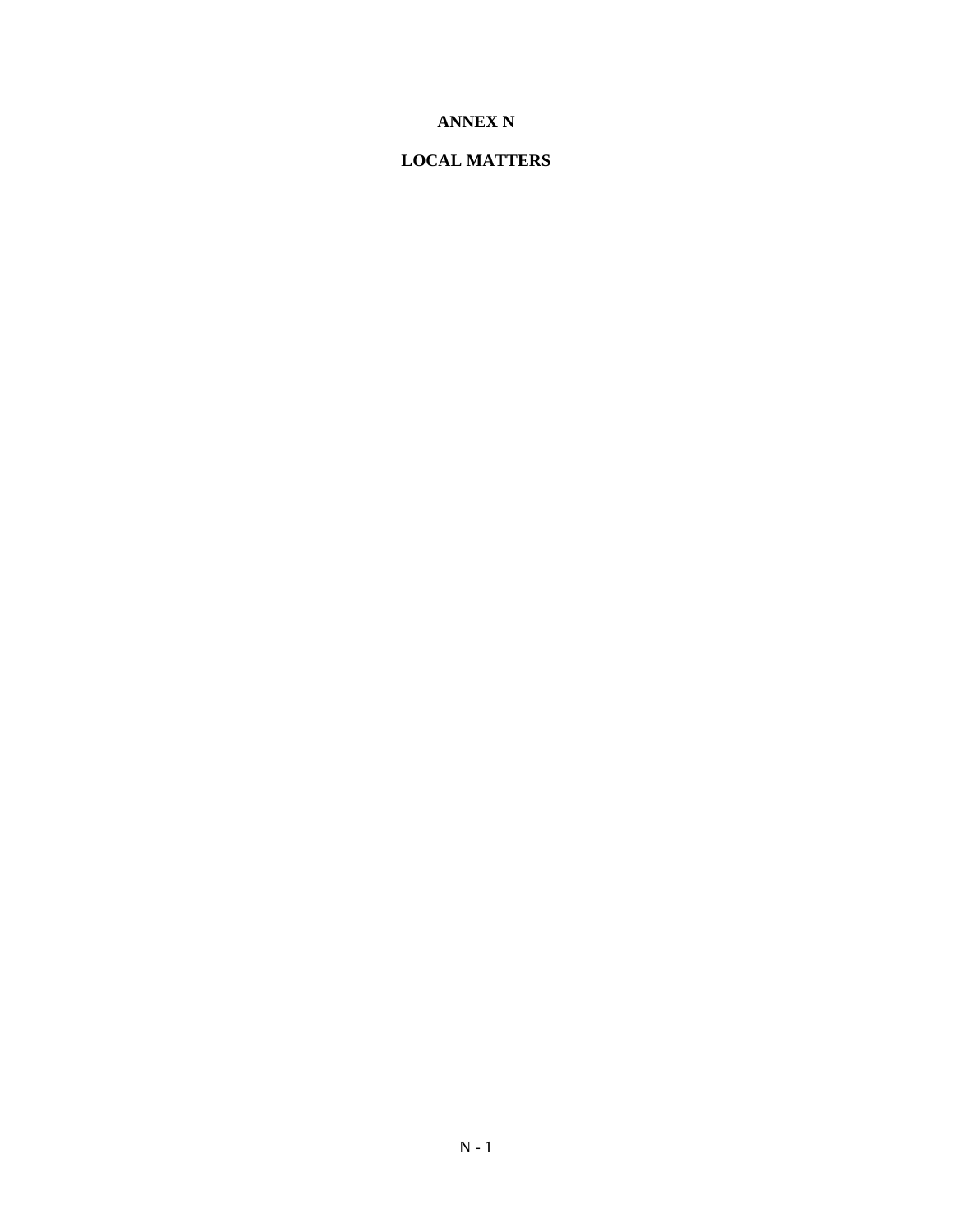# ANNEX N

## LOCAL MATTERS